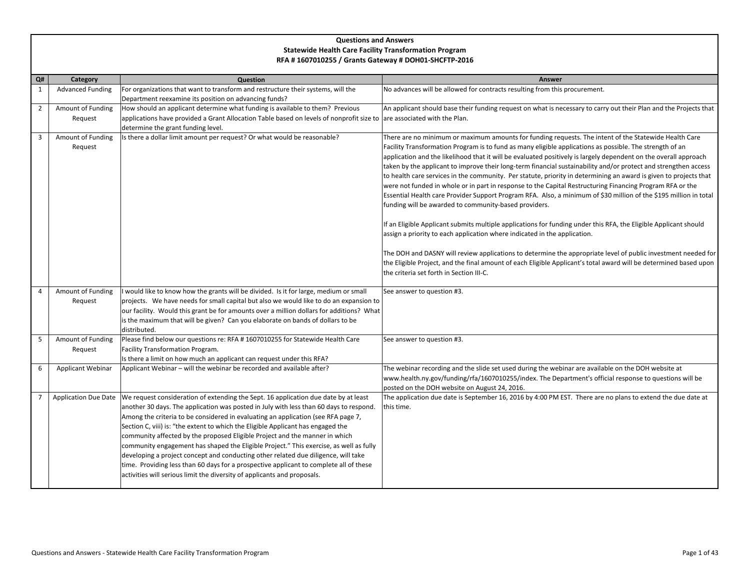# Questions and Answers
## Statewide Health Care Facility Transformation Program
## RFA # 1607010255 / Grants Gateway # DOH01-SHCFTP-2016

| Q# | Category | Question | Answer |
|---|---|---|---|
| 1 | Advanced Funding | For organizations that want to transform and restructure their systems, will the Department reexamine its position on advancing funds? | No advances will be allowed for contracts resulting from this procurement. |
| 2 | Amount of Funding Request | How should an applicant determine what funding is available to them? Previous applications have provided a Grant Allocation Table based on levels of nonprofit size to determine the grant funding level. | An applicant should base their funding request on what is necessary to carry out their Plan and the Projects that are associated with the Plan. |
| 3 | Amount of Funding Request | Is there a dollar limit amount per request? Or what would be reasonable? | There are no minimum or maximum amounts for funding requests. The intent of the Statewide Health Care Facility Transformation Program is to fund as many eligible applications as possible. The strength of an application and the likelihood that it will be evaluated positively is largely dependent on the overall approach taken by the applicant to improve their long-term financial sustainability and/or protect and strengthen access to health care services in the community. Per statute, priority in determining an award is given to projects that were not funded in whole or in part in response to the Capital Restructuring Financing Program RFA or the Essential Health care Provider Support Program RFA. Also, a minimum of $30 million of the $195 million in total funding will be awarded to community-based providers.<br><br>If an Eligible Applicant submits multiple applications for funding under this RFA, the Eligible Applicant should assign a priority to each application where indicated in the application.<br><br>The DOH and DASNY will review applications to determine the appropriate level of public investment needed for the Eligible Project, and the final amount of each Eligible Applicant's total award will be determined based upon the criteria set forth in Section III-C. |
| 4 | Amount of Funding Request | I would like to know how the grants will be divided. Is it for large, medium or small projects. We have needs for small capital but also we would like to do an expansion to our facility. Would this grant be for amounts over a million dollars for additions? What is the maximum that will be given? Can you elaborate on bands of dollars to be distributed. | See answer to question #3. |
| 5 | Amount of Funding Request | Please find below our questions re: RFA # 1607010255 for Statewide Health Care Facility Transformation Program.<br>Is there a limit on how much an applicant can request under this RFA? | See answer to question #3. |
| 6 | Applicant Webinar | Applicant Webinar – will the webinar be recorded and available after? | The webinar recording and the slide set used during the webinar are available on the DOH website at www.health.ny.gov/funding/rfa/1607010255/index. The Department's official response to questions will be posted on the DOH website on August 24, 2016. |
| 7 | Application Due Date | We request consideration of extending the Sept. 16 application due date by at least another 30 days. The application was posted in July with less than 60 days to respond. Among the criteria to be considered in evaluating an application (see RFA page 7, Section C, viii) is: "the extent to which the Eligible Applicant has engaged the community affected by the proposed Eligible Project and the manner in which community engagement has shaped the Eligible Project." This exercise, as well as fully developing a project concept and conducting other related due diligence, will take time. Providing less than 60 days for a prospective applicant to complete all of these activities will serious limit the diversity of applicants and proposals. | The application due date is September 16, 2016 by 4:00 PM EST. There are no plans to extend the due date at this time. |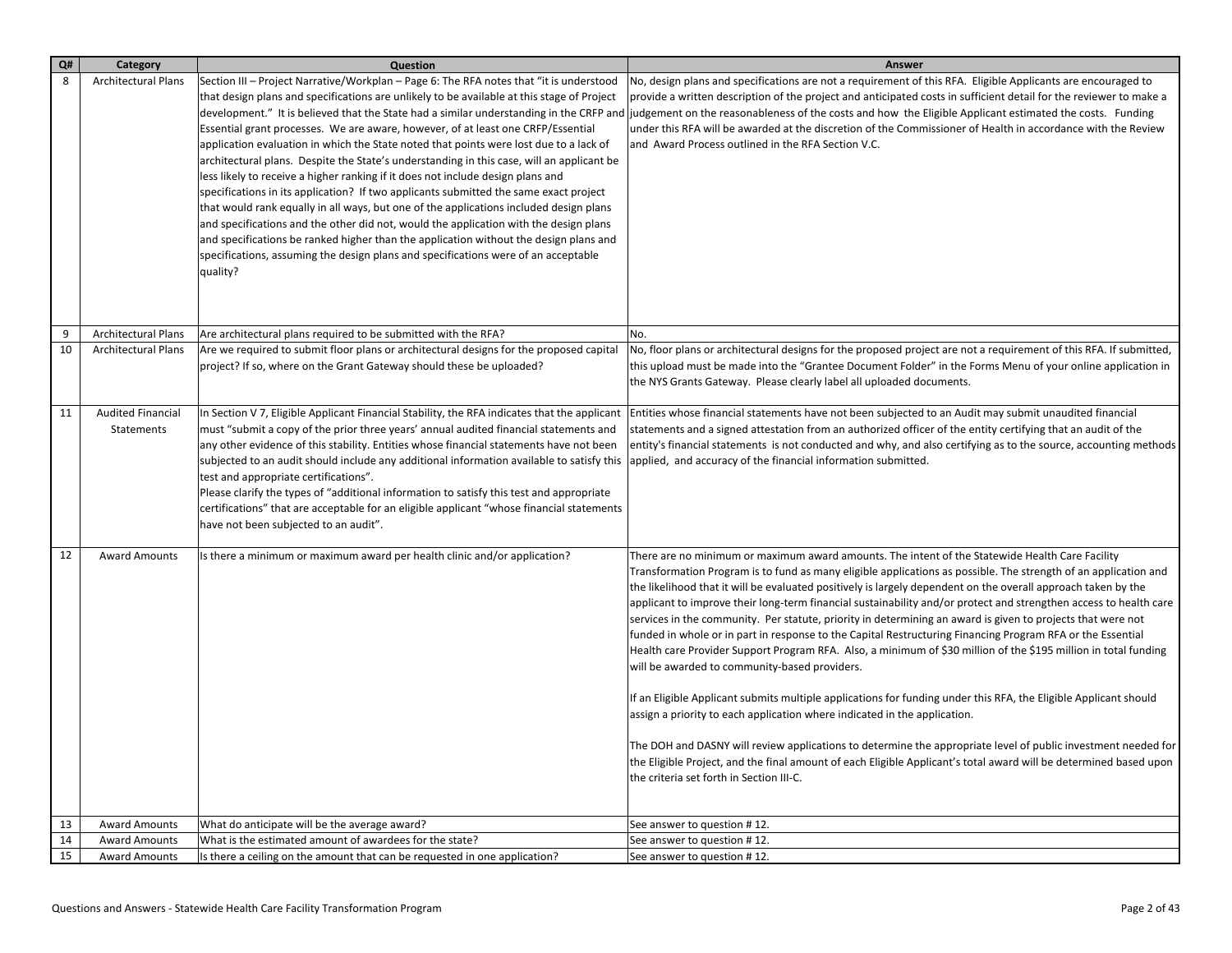| Q# | Category | Question | Answer |
|---|---|---|---|
| 8 | Architectural Plans | Section III – Project Narrative/Workplan – Page 6: The RFA notes that "it is understood that design plans and specifications are unlikely to be available at this stage of Project development." It is believed that the State had a similar understanding in the CRFP and Essential grant processes. We are aware, however, of at least one CRFP/Essential application evaluation in which the State noted that points were lost due to a lack of architectural plans. Despite the State's understanding in this case, will an applicant be less likely to receive a higher ranking if it does not include design plans and specifications in its application? If two applicants submitted the same exact project that would rank equally in all ways, but one of the applications included design plans and specifications and the other did not, would the application with the design plans and specifications be ranked higher than the application without the design plans and specifications, assuming the design plans and specifications were of an acceptable quality? | No, design plans and specifications are not a requirement of this RFA. Eligible Applicants are encouraged to provide a written description of the project and anticipated costs in sufficient detail for the reviewer to make a judgement on the reasonableness of the costs and how the Eligible Applicant estimated the costs. Funding under this RFA will be awarded at the discretion of the Commissioner of Health in accordance with the Review and Award Process outlined in the RFA Section V.C. |
| 9 | Architectural Plans | Are architectural plans required to be submitted with the RFA? | No. |
| 10 | Architectural Plans | Are we required to submit floor plans or architectural designs for the proposed capital project? If so, where on the Grant Gateway should these be uploaded? | No, floor plans or architectural designs for the proposed project are not a requirement of this RFA. If submitted, this upload must be made into the "Grantee Document Folder" in the Forms Menu of your online application in the NYS Grants Gateway. Please clearly label all uploaded documents. |
| 11 | Audited Financial Statements | In Section V 7, Eligible Applicant Financial Stability, the RFA indicates that the applicant must "submit a copy of the prior three years' annual audited financial statements and any other evidence of this stability. Entities whose financial statements have not been subjected to an audit should include any additional information available to satisfy this test and appropriate certifications".<br>Please clarify the types of "additional information to satisfy this test and appropriate certifications" that are acceptable for an eligible applicant "whose financial statements have not been subjected to an audit". | Entities whose financial statements have not been subjected to an Audit may submit unaudited financial statements and a signed attestation from an authorized officer of the entity certifying that an audit of the entity's financial statements is not conducted and why, and also certifying as to the source, accounting methods applied, and accuracy of the financial information submitted. |
| 12 | Award Amounts | Is there a minimum or maximum award per health clinic and/or application? | There are no minimum or maximum award amounts. The intent of the Statewide Health Care Facility Transformation Program is to fund as many eligible applications as possible. The strength of an application and the likelihood that it will be evaluated positively is largely dependent on the overall approach taken by the applicant to improve their long-term financial sustainability and/or protect and strengthen access to health care services in the community. Per statute, priority in determining an award is given to projects that were not funded in whole or in part in response to the Capital Restructuring Financing Program RFA or the Essential Health care Provider Support Program RFA. Also, a minimum of $30 million of the $195 million in total funding will be awarded to community-based providers.<br><br>If an Eligible Applicant submits multiple applications for funding under this RFA, the Eligible Applicant should assign a priority to each application where indicated in the application.<br><br>The DOH and DASNY will review applications to determine the appropriate level of public investment needed for the Eligible Project, and the final amount of each Eligible Applicant's total award will be determined based upon the criteria set forth in Section III-C. |
| 13 | Award Amounts | What do anticipate will be the average award? | See answer to question # 12. |
| 14 | Award Amounts | What is the estimated amount of awardees for the state? | See answer to question # 12. |
| 15 | Award Amounts | Is there a ceiling on the amount that can be requested in one application? | See answer to question # 12. |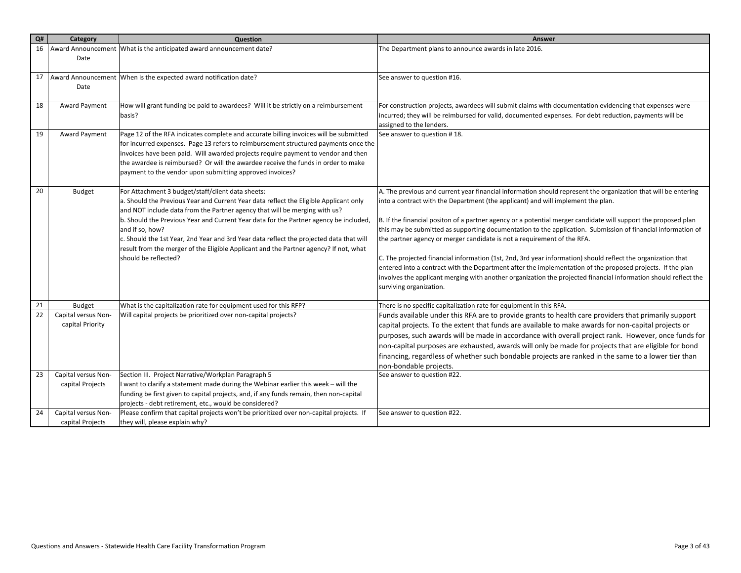| Q# | Category | Question | Answer |
|---|---|---|---|
| 16 | Award Announcement Date | What is the anticipated award announcement date? | The Department plans to announce awards in late 2016. |
| 17 | Award Announcement Date | When is the expected award notification date? | See answer to question #16. |
| 18 | Award Payment | How will grant funding be paid to awardees? Will it be strictly on a reimbursement basis? | For construction projects, awardees will submit claims with documentation evidencing that expenses were incurred; they will be reimbursed for valid, documented expenses. For debt reduction, payments will be assigned to the lenders. |
| 19 | Award Payment | Page 12 of the RFA indicates complete and accurate billing invoices will be submitted for incurred expenses. Page 13 refers to reimbursement structured payments once the invoices have been paid. Will awarded projects require payment to vendor and then the awardee is reimbursed? Or will the awardee receive the funds in order to make payment to the vendor upon submitting approved invoices? | See answer to question # 18. |
| 20 | Budget | For Attachment 3 budget/staff/client data sheets:<br>a. Should the Previous Year and Current Year data reflect the Eligible Applicant only and NOT include data from the Partner agency that will be merging with us?<br>b. Should the Previous Year and Current Year data for the Partner agency be included, and if so, how?<br>c. Should the 1st Year, 2nd Year and 3rd Year data reflect the projected data that will result from the merger of the Eligible Applicant and the Partner agency? If not, what should be reflected? | A. The previous and current year financial information should represent the organization that will be entering into a contract with the Department (the applicant) and will implement the plan.<br><br>B. If the financial positon of a partner agency or a potential merger candidate will support the proposed plan this may be submitted as supporting documentation to the application. Submission of financial information of the partner agency or merger candidate is not a requirement of the RFA.<br><br>C. The projected financial information (1st, 2nd, 3rd year information) should reflect the organization that entered into a contract with the Department after the implementation of the proposed projects. If the plan involves the applicant merging with another organization the projected financial information should reflect the surviving organization. |
| 21 | Budget | What is the capitalization rate for equipment used for this RFP? | There is no specific capitalization rate for equipment in this RFA. |
| 22 | Capital versus Non-capital Priority | Will capital projects be prioritized over non-capital projects? | Funds available under this RFA are to provide grants to health care providers that primarily support capital projects. To the extent that funds are available to make awards for non-capital projects or purposes, such awards will be made in accordance with overall project rank. However, once funds for non-capital purposes are exhausted, awards will only be made for projects that are eligible for bond financing, regardless of whether such bondable projects are ranked in the same to a lower tier than non-bondable projects. |
| 23 | Capital versus Non-capital Projects | Section III. Project Narrative/Workplan Paragraph 5<br>I want to clarify a statement made during the Webinar earlier this week – will the funding be first given to capital projects, and, if any funds remain, then non-capital projects - debt retirement, etc., would be considered? | See answer to question #22. |
| 24 | Capital versus Non-capital Projects | Please confirm that capital projects won't be prioritized over non-capital projects. If they will, please explain why? | See answer to question #22. |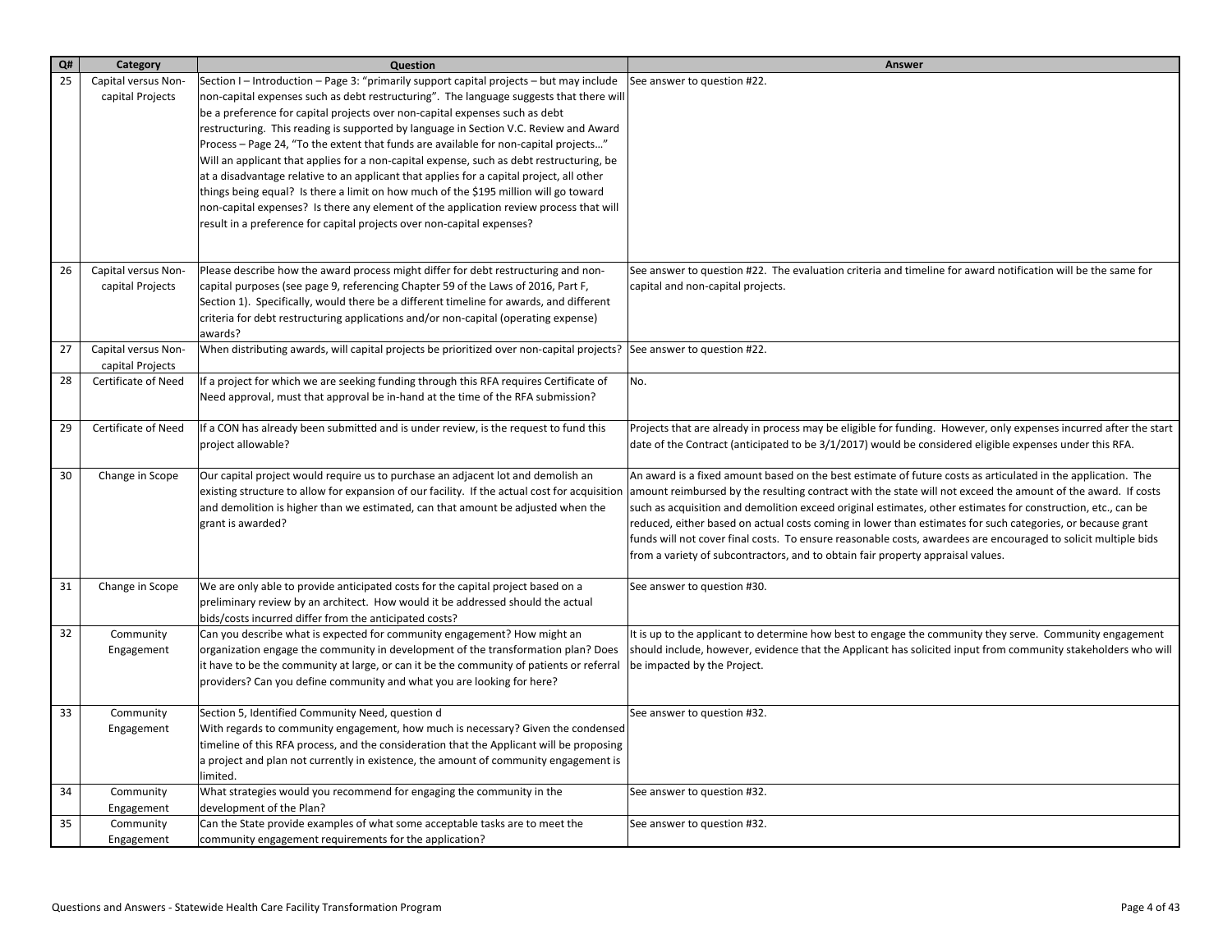| Q# | Category | Question | Answer |
|---|---|---|---|
| 25 | Capital versus Non-capital Projects | Section I – Introduction – Page 3: "primarily support capital projects – but may include non-capital expenses such as debt restructuring". The language suggests that there will be a preference for capital projects over non-capital expenses such as debt restructuring. This reading is supported by language in Section V.C. Review and Award Process – Page 24, "To the extent that funds are available for non-capital projects…" Will an applicant that applies for a non-capital expense, such as debt restructuring, be at a disadvantage relative to an applicant that applies for a capital project, all other things being equal? Is there a limit on how much of the $195 million will go toward non-capital expenses? Is there any element of the application review process that will result in a preference for capital projects over non-capital expenses? | See answer to question #22. |
| 26 | Capital versus Non-capital Projects | Please describe how the award process might differ for debt restructuring and non-capital purposes (see page 9, referencing Chapter 59 of the Laws of 2016, Part F, Section 1). Specifically, would there be a different timeline for awards, and different criteria for debt restructuring applications and/or non-capital (operating expense) awards? | See answer to question #22. The evaluation criteria and timeline for award notification will be the same for capital and non-capital projects. |
| 27 | Capital versus Non-capital Projects | When distributing awards, will capital projects be prioritized over non-capital projects? | See answer to question #22. |
| 28 | Certificate of Need | If a project for which we are seeking funding through this RFA requires Certificate of Need approval, must that approval be in-hand at the time of the RFA submission? | No. |
| 29 | Certificate of Need | If a CON has already been submitted and is under review, is the request to fund this project allowable? | Projects that are already in process may be eligible for funding. However, only expenses incurred after the start date of the Contract (anticipated to be 3/1/2017) would be considered eligible expenses under this RFA. |
| 30 | Change in Scope | Our capital project would require us to purchase an adjacent lot and demolish an existing structure to allow for expansion of our facility. If the actual cost for acquisition and demolition is higher than we estimated, can that amount be adjusted when the grant is awarded? | An award is a fixed amount based on the best estimate of future costs as articulated in the application. The amount reimbursed by the resulting contract with the state will not exceed the amount of the award. If costs such as acquisition and demolition exceed original estimates, other estimates for construction, etc., can be reduced, either based on actual costs coming in lower than estimates for such categories, or because grant funds will not cover final costs. To ensure reasonable costs, awardees are encouraged to solicit multiple bids from a variety of subcontractors, and to obtain fair property appraisal values. |
| 31 | Change in Scope | We are only able to provide anticipated costs for the capital project based on a preliminary review by an architect. How would it be addressed should the actual bids/costs incurred differ from the anticipated costs? | See answer to question #30. |
| 32 | Community Engagement | Can you describe what is expected for community engagement? How might an organization engage the community in development of the transformation plan? Does it have to be the community at large, or can it be the community of patients or referral providers? Can you define community and what you are looking for here? | It is up to the applicant to determine how best to engage the community they serve. Community engagement should include, however, evidence that the Applicant has solicited input from community stakeholders who will be impacted by the Project. |
| 33 | Community Engagement | Section 5, Identified Community Need, question d<br>With regards to community engagement, how much is necessary? Given the condensed timeline of this RFA process, and the consideration that the Applicant will be proposing a project and plan not currently in existence, the amount of community engagement is limited. | See answer to question #32. |
| 34 | Community Engagement | What strategies would you recommend for engaging the community in the development of the Plan? | See answer to question #32. |
| 35 | Community Engagement | Can the State provide examples of what some acceptable tasks are to meet the community engagement requirements for the application? | See answer to question #32. |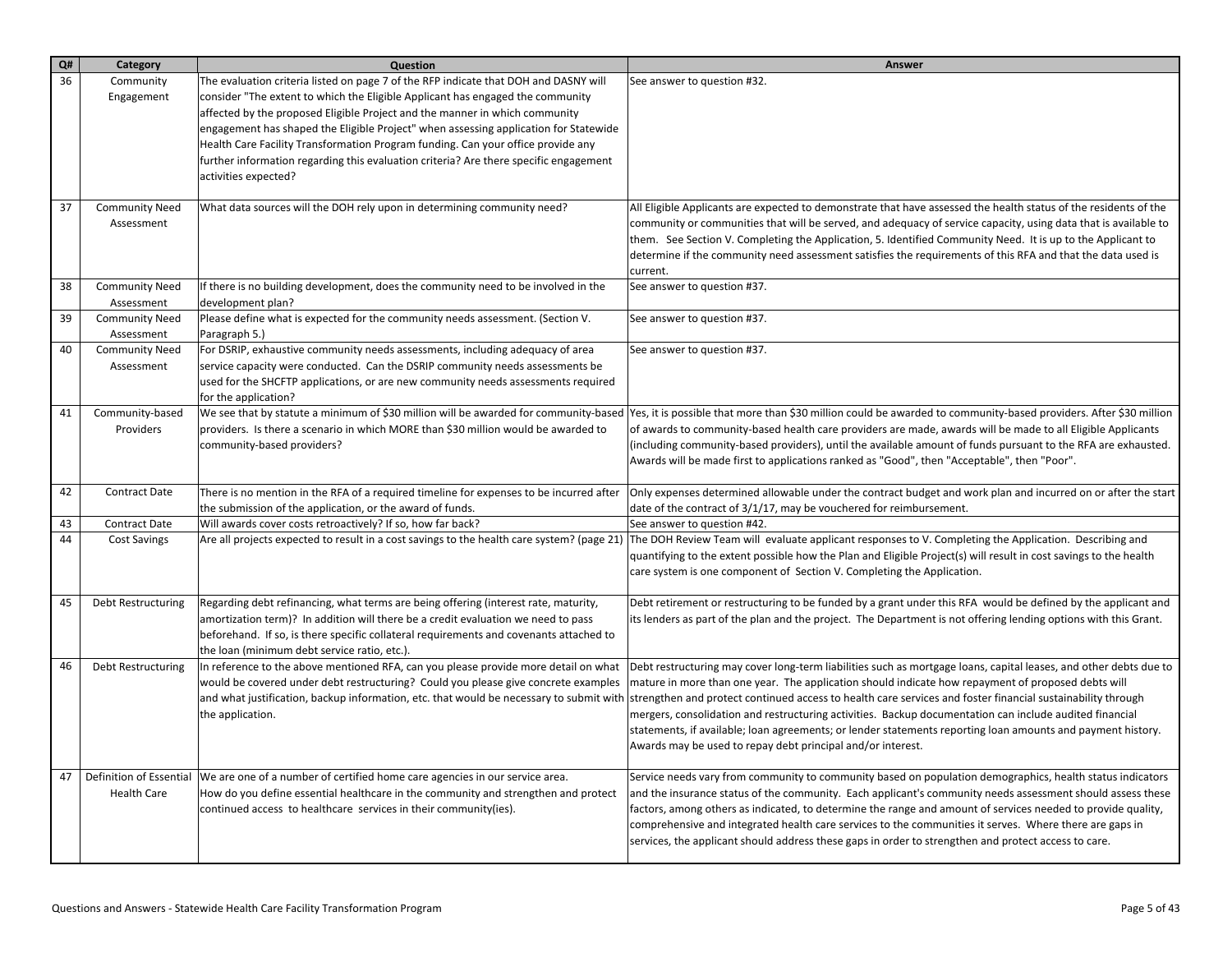| Q# | Category | Question | Answer |
| --- | --- | --- | --- |
| 36 | Community Engagement | The evaluation criteria listed on page 7 of the RFP indicate that DOH and DASNY will consider "The extent to which the Eligible Applicant has engaged the community affected by the proposed Eligible Project and the manner in which community engagement has shaped the Eligible Project" when assessing application for Statewide Health Care Facility Transformation Program funding. Can your office provide any further information regarding this evaluation criteria? Are there specific engagement activities expected? | See answer to question #32. |
| 37 | Community Need Assessment | What data sources will the DOH rely upon in determining community need? | All Eligible Applicants are expected to demonstrate that have assessed the health status of the residents of the community or communities that will be served, and adequacy of service capacity, using data that is available to them. See Section V. Completing the Application, 5. Identified Community Need. It is up to the Applicant to determine if the community need assessment satisfies the requirements of this RFA and that the data used is current. |
| 38 | Community Need Assessment | If there is no building development, does the community need to be involved in the development plan? | See answer to question #37. |
| 39 | Community Need Assessment | Please define what is expected for the community needs assessment. (Section V. Paragraph 5.) | See answer to question #37. |
| 40 | Community Need Assessment | For DSRIP, exhaustive community needs assessments, including adequacy of area service capacity were conducted. Can the DSRIP community needs assessments be used for the SHCFTP applications, or are new community needs assessments required for the application? | See answer to question #37. |
| 41 | Community-based Providers | We see that by statute a minimum of $30 million will be awarded for community-based providers. Is there a scenario in which MORE than $30 million would be awarded to community-based providers? | Yes, it is possible that more than $30 million could be awarded to community-based providers. After $30 million of awards to community-based health care providers are made, awards will be made to all Eligible Applicants (including community-based providers), until the available amount of funds pursuant to the RFA are exhausted. Awards will be made first to applications ranked as "Good", then "Acceptable", then "Poor". |
| 42 | Contract Date | There is no mention in the RFA of a required timeline for expenses to be incurred after the submission of the application, or the award of funds. | Only expenses determined allowable under the contract budget and work plan and incurred on or after the start date of the contract of 3/1/17, may be vouchered for reimbursement. |
| 43 | Contract Date | Will awards cover costs retroactively? If so, how far back? | See answer to question #42. |
| 44 | Cost Savings | Are all projects expected to result in a cost savings to the health care system? (page 21) | The DOH Review Team will evaluate applicant responses to V. Completing the Application. Describing and quantifying to the extent possible how the Plan and Eligible Project(s) will result in cost savings to the health care system is one component of Section V. Completing the Application. |
| 45 | Debt Restructuring | Regarding debt refinancing, what terms are being offering (interest rate, maturity, amortization term)? In addition will there be a credit evaluation we need to pass beforehand. If so, is there specific collateral requirements and covenants attached to the loan (minimum debt service ratio, etc.). | Debt retirement or restructuring to be funded by a grant under this RFA would be defined by the applicant and its lenders as part of the plan and the project. The Department is not offering lending options with this Grant. |
| 46 | Debt Restructuring | In reference to the above mentioned RFA, can you please provide more detail on what would be covered under debt restructuring? Could you please give concrete examples and what justification, backup information, etc. that would be necessary to submit with the application. | Debt restructuring may cover long-term liabilities such as mortgage loans, capital leases, and other debts due to mature in more than one year. The application should indicate how repayment of proposed debts will strengthen and protect continued access to health care services and foster financial sustainability through mergers, consolidation and restructuring activities. Backup documentation can include audited financial statements, if available; loan agreements; or lender statements reporting loan amounts and payment history. Awards may be used to repay debt principal and/or interest. |
| 47 | Definition of Essential Health Care | We are one of a number of certified home care agencies in our service area. How do you define essential healthcare in the community and strengthen and protect continued access to healthcare services in their community(ies). | Service needs vary from community to community based on population demographics, health status indicators and the insurance status of the community. Each applicant's community needs assessment should assess these factors, among others as indicated, to determine the range and amount of services needed to provide quality, comprehensive and integrated health care services to the communities it serves. Where there are gaps in services, the applicant should address these gaps in order to strengthen and protect access to care. |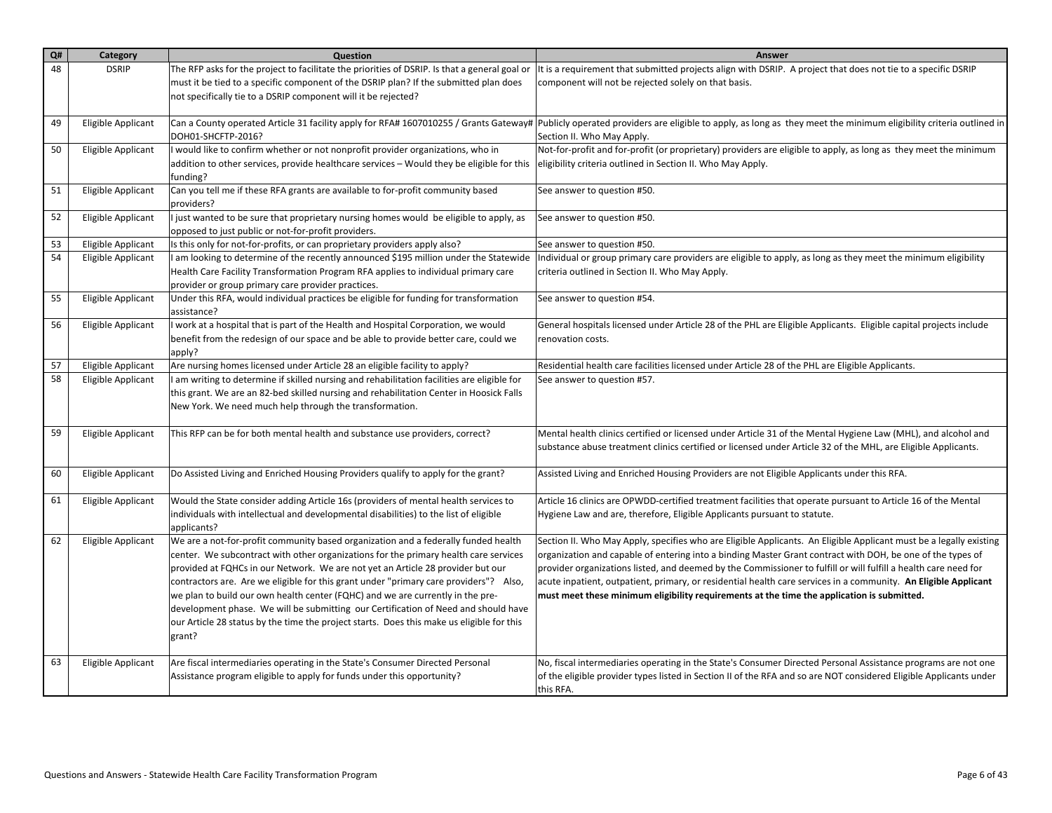| Q# | Category | Question | Answer |
|---|---|---|---|
| 48 | DSRIP | The RFP asks for the project to facilitate the priorities of DSRIP. Is that a general goal or must it be tied to a specific component of the DSRIP plan? If the submitted plan does not specifically tie to a DSRIP component will it be rejected? | It is a requirement that submitted projects align with DSRIP. A project that does not tie to a specific DSRIP component will not be rejected solely on that basis. |
| 49 | Eligible Applicant | Can a County operated Article 31 facility apply for RFA# 1607010255 / Grants Gateway# DOH01-SHCFTP-2016? | Publicly operated providers are eligible to apply, as long as they meet the minimum eligibility criteria outlined in Section II. Who May Apply. |
| 50 | Eligible Applicant | I would like to confirm whether or not nonprofit provider organizations, who in addition to other services, provide healthcare services – Would they be eligible for this funding? | Not-for-profit and for-profit (or proprietary) providers are eligible to apply, as long as they meet the minimum eligibility criteria outlined in Section II. Who May Apply. |
| 51 | Eligible Applicant | Can you tell me if these RFA grants are available to for-profit community based providers? | See answer to question #50. |
| 52 | Eligible Applicant | I just wanted to be sure that proprietary nursing homes would be eligible to apply, as opposed to just public or not-for-profit providers. | See answer to question #50. |
| 53 | Eligible Applicant | Is this only for not-for-profits, or can proprietary providers apply also? | See answer to question #50. |
| 54 | Eligible Applicant | I am looking to determine of the recently announced $195 million under the Statewide Health Care Facility Transformation Program RFA applies to individual primary care provider or group primary care provider practices. | Individual or group primary care providers are eligible to apply, as long as they meet the minimum eligibility criteria outlined in Section II. Who May Apply. |
| 55 | Eligible Applicant | Under this RFA, would individual practices be eligible for funding for transformation assistance? | See answer to question #54. |
| 56 | Eligible Applicant | I work at a hospital that is part of the Health and Hospital Corporation, we would benefit from the redesign of our space and be able to provide better care, could we apply? | General hospitals licensed under Article 28 of the PHL are Eligible Applicants. Eligible capital projects include renovation costs. |
| 57 | Eligible Applicant | Are nursing homes licensed under Article 28 an eligible facility to apply? | Residential health care facilities licensed under Article 28 of the PHL are Eligible Applicants. |
| 58 | Eligible Applicant | I am writing to determine if skilled nursing and rehabilitation facilities are eligible for this grant. We are an 82-bed skilled nursing and rehabilitation Center in Hoosick Falls New York. We need much help through the transformation. | See answer to question #57. |
| 59 | Eligible Applicant | This RFP can be for both mental health and substance use providers, correct? | Mental health clinics certified or licensed under Article 31 of the Mental Hygiene Law (MHL), and alcohol and substance abuse treatment clinics certified or licensed under Article 32 of the MHL, are Eligible Applicants. |
| 60 | Eligible Applicant | Do Assisted Living and Enriched Housing Providers qualify to apply for the grant? | Assisted Living and Enriched Housing Providers are not Eligible Applicants under this RFA. |
| 61 | Eligible Applicant | Would the State consider adding Article 16s (providers of mental health services to individuals with intellectual and developmental disabilities) to the list of eligible applicants? | Article 16 clinics are OPWDD-certified treatment facilities that operate pursuant to Article 16 of the Mental Hygiene Law and are, therefore, Eligible Applicants pursuant to statute. |
| 62 | Eligible Applicant | We are a not-for-profit community based organization and a federally funded health center. We subcontract with other organizations for the primary health care services provided at FQHCs in our Network. We are not yet an Article 28 provider but our contractors are. Are we eligible for this grant under "primary care providers"? Also, we plan to build our own health center (FQHC) and we are currently in the pre-development phase. We will be submitting our Certification of Need and should have our Article 28 status by the time the project starts. Does this make us eligible for this grant? | Section II. Who May Apply, specifies who are Eligible Applicants. An Eligible Applicant must be a legally existing organization and capable of entering into a binding Master Grant contract with DOH, be one of the types of provider organizations listed, and deemed by the Commissioner to fulfill or will fulfill a health care need for acute inpatient, outpatient, primary, or residential health care services in a community. **An Eligible Applicant must meet these minimum eligibility requirements at the time the application is submitted.** |
| 63 | Eligible Applicant | Are fiscal intermediaries operating in the State's Consumer Directed Personal Assistance program eligible to apply for funds under this opportunity? | No, fiscal intermediaries operating in the State's Consumer Directed Personal Assistance programs are not one of the eligible provider types listed in Section II of the RFA and so are NOT considered Eligible Applicants under this RFA. |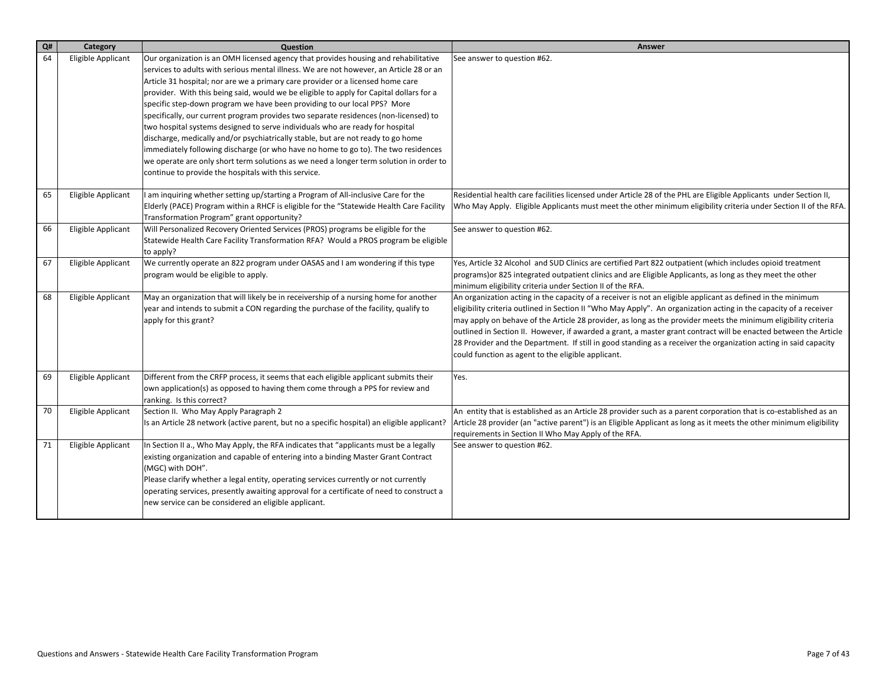| Q# | Category | Question | Answer |
|---|---|---|---|
| 64 | Eligible Applicant | Our organization is an OMH licensed agency that provides housing and rehabilitative services to adults with serious mental illness. We are not however, an Article 28 or an Article 31 hospital; nor are we a primary care provider or a licensed home care provider. With this being said, would we be eligible to apply for Capital dollars for a specific step-down program we have been providing to our local PPS? More specifically, our current program provides two separate residences (non-licensed) to two hospital systems designed to serve individuals who are ready for hospital discharge, medically and/or psychiatrically stable, but are not ready to go home immediately following discharge (or who have no home to go to). The two residences we operate are only short term solutions as we need a longer term solution in order to continue to provide the hospitals with this service. | See answer to question #62. |
| 65 | Eligible Applicant | I am inquiring whether setting up/starting a Program of All-inclusive Care for the Elderly (PACE) Program within a RHCF is eligible for the "Statewide Health Care Facility Transformation Program" grant opportunity? | Residential health care facilities licensed under Article 28 of the PHL are Eligible Applicants under Section II, Who May Apply. Eligible Applicants must meet the other minimum eligibility criteria under Section II of the RFA. |
| 66 | Eligible Applicant | Will Personalized Recovery Oriented Services (PROS) programs be eligible for the Statewide Health Care Facility Transformation RFA? Would a PROS program be eligible to apply? | See answer to question #62. |
| 67 | Eligible Applicant | We currently operate an 822 program under OASAS and I am wondering if this type program would be eligible to apply. | Yes, Article 32 Alcohol and SUD Clinics are certified Part 822 outpatient (which includes opioid treatment programs)or 825 integrated outpatient clinics and are Eligible Applicants, as long as they meet the other minimum eligibility criteria under Section II of the RFA. |
| 68 | Eligible Applicant | May an organization that will likely be in receivership of a nursing home for another year and intends to submit a CON regarding the purchase of the facility, qualify to apply for this grant? | An organization acting in the capacity of a receiver is not an eligible applicant as defined in the minimum eligibility criteria outlined in Section II "Who May Apply". An organization acting in the capacity of a receiver may apply on behave of the Article 28 provider, as long as the provider meets the minimum eligibility criteria outlined in Section II. However, if awarded a grant, a master grant contract will be enacted between the Article 28 Provider and the Department. If still in good standing as a receiver the organization acting in said capacity could function as agent to the eligible applicant. |
| 69 | Eligible Applicant | Different from the CRFP process, it seems that each eligible applicant submits their own application(s) as opposed to having them come through a PPS for review and ranking. Is this correct? | Yes. |
| 70 | Eligible Applicant | Section II. Who May Apply Paragraph 2<br>Is an Article 28 network (active parent, but no a specific hospital) an eligible applicant? | An entity that is established as an Article 28 provider such as a parent corporation that is co-established as an Article 28 provider (an "active parent") is an Eligible Applicant as long as it meets the other minimum eligibility requirements in Section II Who May Apply of the RFA. |
| 71 | Eligible Applicant | In Section II a., Who May Apply, the RFA indicates that "applicants must be a legally existing organization and capable of entering into a binding Master Grant Contract (MGC) with DOH".<br>Please clarify whether a legal entity, operating services currently or not currently operating services, presently awaiting approval for a certificate of need to construct a new service can be considered an eligible applicant. | See answer to question #62. |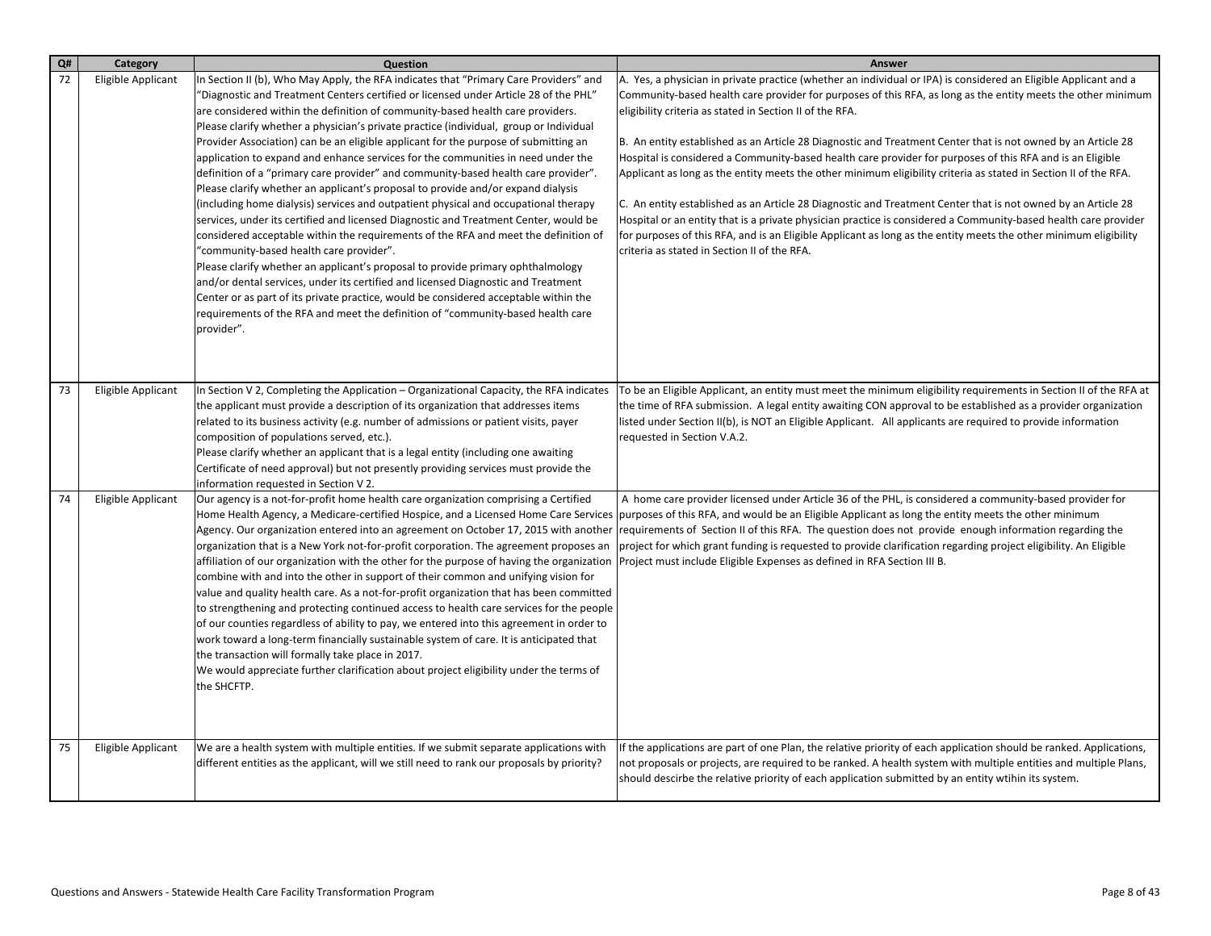| Q# | Category | Question | Answer |
|---|---|---|---|
| 72 | Eligible Applicant | In Section II (b), Who May Apply, the RFA indicates that "Primary Care Providers" and "Diagnostic and Treatment Centers certified or licensed under Article 28 of the PHL" are considered within the definition of community-based health care providers. Please clarify whether a physician's private practice (individual, group or Individual Provider Association) can be an eligible applicant for the purpose of submitting an application to expand and enhance services for the communities in need under the definition of a "primary care provider" and community-based health care provider". Please clarify whether an applicant's proposal to provide and/or expand dialysis (including home dialysis) services and outpatient physical and occupational therapy services, under its certified and licensed Diagnostic and Treatment Center, would be considered acceptable within the requirements of the RFA and meet the definition of "community-based health care provider". Please clarify whether an applicant's proposal to provide primary ophthalmology and/or dental services, under its certified and licensed Diagnostic and Treatment Center or as part of its private practice, would be considered acceptable within the requirements of the RFA and meet the definition of "community-based health care provider". | A. Yes, a physician in private practice (whether an individual or IPA) is considered an Eligible Applicant and a Community-based health care provider for purposes of this RFA, as long as the entity meets the other minimum eligibility criteria as stated in Section II of the RFA.<br><br>B. An entity established as an Article 28 Diagnostic and Treatment Center that is not owned by an Article 28 Hospital is considered a Community-based health care provider for purposes of this RFA and is an Eligible Applicant as long as the entity meets the other minimum eligibility criteria as stated in Section II of the RFA.<br><br>C. An entity established as an Article 28 Diagnostic and Treatment Center that is not owned by an Article 28 Hospital or an entity that is a private physician practice is considered a Community-based health care provider for purposes of this RFA, and is an Eligible Applicant as long as the entity meets the other minimum eligibility criteria as stated in Section II of the RFA. |
| 73 | Eligible Applicant | In Section V 2, Completing the Application – Organizational Capacity, the RFA indicates the applicant must provide a description of its organization that addresses items related to its business activity (e.g. number of admissions or patient visits, payer composition of populations served, etc.).<br>Please clarify whether an applicant that is a legal entity (including one awaiting Certificate of need approval) but not presently providing services must provide the information requested in Section V 2. | To be an Eligible Applicant, an entity must meet the minimum eligibility requirements in Section II of the RFA at the time of RFA submission. A legal entity awaiting CON approval to be established as a provider organization listed under Section II(b), is NOT an Eligible Applicant. All applicants are required to provide information requested in Section V.A.2. |
| 74 | Eligible Applicant | Our agency is a not-for-profit home health care organization comprising a Certified Home Health Agency, a Medicare-certified Hospice, and a Licensed Home Care Services Agency. Our organization entered into an agreement on October 17, 2015 with another organization that is a New York not-for-profit corporation. The agreement proposes an affiliation of our organization with the other for the purpose of having the organization combine with and into the other in support of their common and unifying vision for value and quality health care. As a not-for-profit organization that has been committed to strengthening and protecting continued access to health care services for the people of our counties regardless of ability to pay, we entered into this agreement in order to work toward a long-term financially sustainable system of care. It is anticipated that the transaction will formally take place in 2017.<br>We would appreciate further clarification about project eligibility under the terms of the SHCFTP. | A home care provider licensed under Article 36 of the PHL, is considered a community-based provider for purposes of this RFA, and would be an Eligible Applicant as long the entity meets the other minimum requirements of Section II of this RFA. The question does not provide enough information regarding the project for which grant funding is requested to provide clarification regarding project eligibility. An Eligible Project must include Eligible Expenses as defined in RFA Section III B. |
| 75 | Eligible Applicant | We are a health system with multiple entities. If we submit separate applications with different entities as the applicant, will we still need to rank our proposals by priority? | If the applications are part of one Plan, the relative priority of each application should be ranked. Applications, not proposals or projects, are required to be ranked. A health system with multiple entities and multiple Plans, should descirbe the relative priority of each application submitted by an entity wtihin its system. |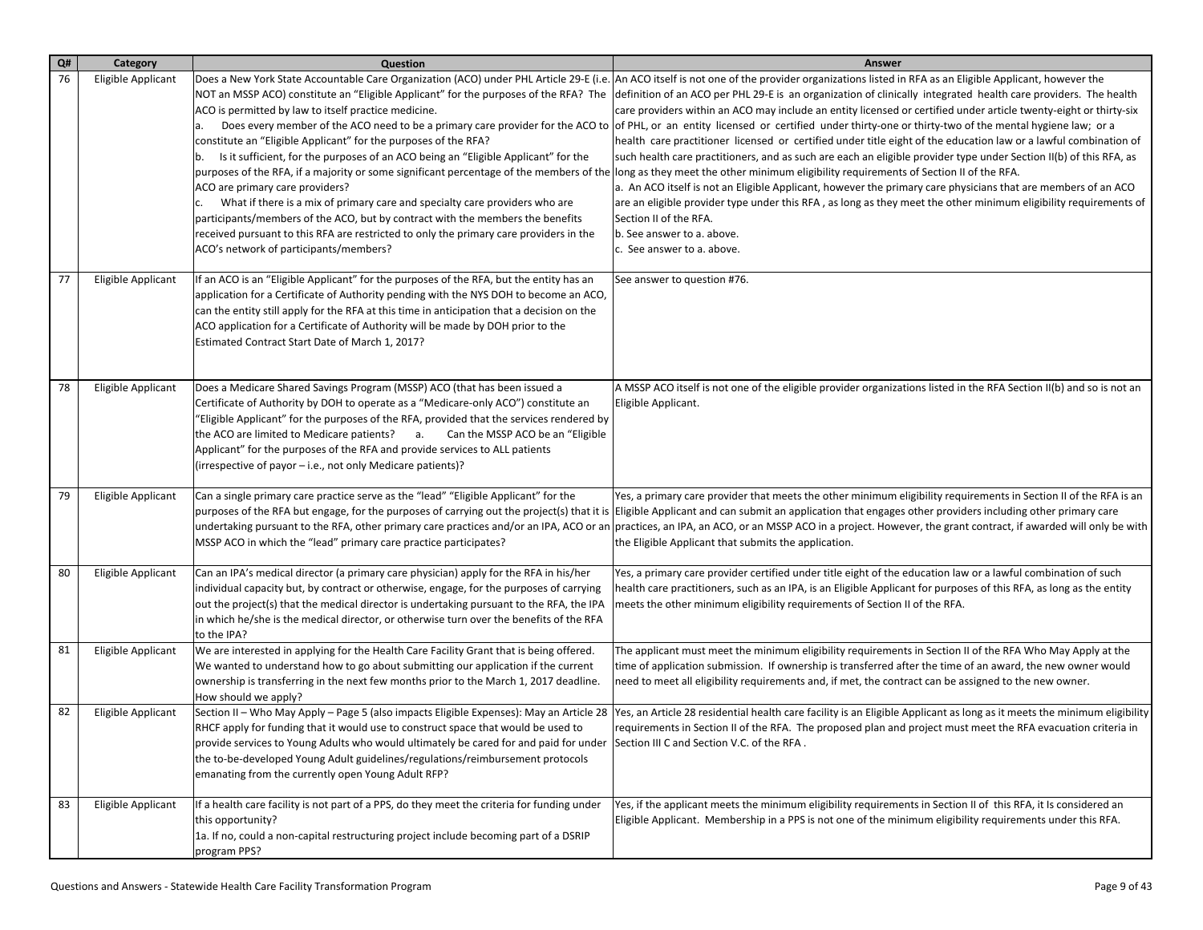| Q# | Category | Question | Answer |
|---|---|---|---|
| 76 | Eligible Applicant | Does a New York State Accountable Care Organization (ACO) under PHL Article 29-E (i.e. NOT an MSSP ACO) constitute an "Eligible Applicant" for the purposes of the RFA? The ACO is permitted by law to itself practice medicine.<br>a. Does every member of the ACO need to be a primary care provider for the ACO to constitute an "Eligible Applicant" for the purposes of the RFA?<br>b. Is it sufficient, for the purposes of an ACO being an "Eligible Applicant" for the purposes of the RFA, if a majority or some significant percentage of the members of the ACO are primary care providers?<br>c. What if there is a mix of primary care and specialty care providers who are participants/members of the ACO, but by contract with the members the benefits received pursuant to this RFA are restricted to only the primary care providers in the ACO's network of participants/members? | An ACO itself is not one of the provider organizations listed in RFA as an Eligible Applicant, however the definition of an ACO per PHL 29-E is an organization of clinically integrated health care providers. The health care providers within an ACO may include an entity licensed or certified under article twenty-eight or thirty-six of PHL, or an entity licensed or certified under thirty-one or thirty-two of the mental hygiene law; or a health care practitioner licensed or certified under title eight of the education law or a lawful combination of such health care practitioners, and as such are each an eligible provider type under Section II(b) of this RFA, as long as they meet the other minimum eligibility requirements of Section II of the RFA.<br>a. An ACO itself is not an Eligible Applicant, however the primary care physicians that are members of an ACO are an eligible provider type under this RFA , as long as they meet the other minimum eligibility requirements of Section II of the RFA.<br>b. See answer to a. above.<br>c. See answer to a. above. |
| 77 | Eligible Applicant | If an ACO is an "Eligible Applicant" for the purposes of the RFA, but the entity has an application for a Certificate of Authority pending with the NYS DOH to become an ACO, can the entity still apply for the RFA at this time in anticipation that a decision on the ACO application for a Certificate of Authority will be made by DOH prior to the Estimated Contract Start Date of March 1, 2017? | See answer to question #76. |
| 78 | Eligible Applicant | Does a Medicare Shared Savings Program (MSSP) ACO (that has been issued a Certificate of Authority by DOH to operate as a "Medicare-only ACO") constitute an "Eligible Applicant" for the purposes of the RFA, provided that the services rendered by the ACO are limited to Medicare patients? a. Can the MSSP ACO be an "Eligible Applicant" for the purposes of the RFA and provide services to ALL patients (irrespective of payor – i.e., not only Medicare patients)? | A MSSP ACO itself is not one of the eligible provider organizations listed in the RFA Section II(b) and so is not an Eligible Applicant. |
| 79 | Eligible Applicant | Can a single primary care practice serve as the "lead" "Eligible Applicant" for the purposes of the RFA but engage, for the purposes of carrying out the project(s) that it is undertaking pursuant to the RFA, other primary care practices and/or an IPA, ACO or an MSSP ACO in which the "lead" primary care practice participates? | Yes, a primary care provider that meets the other minimum eligibility requirements in Section II of the RFA is an Eligible Applicant and can submit an application that engages other providers including other primary care practices, an IPA, an ACO, or an MSSP ACO in a project. However, the grant contract, if awarded will only be with the Eligible Applicant that submits the application. |
| 80 | Eligible Applicant | Can an IPA's medical director (a primary care physician) apply for the RFA in his/her individual capacity but, by contract or otherwise, engage, for the purposes of carrying out the project(s) that the medical director is undertaking pursuant to the RFA, the IPA in which he/she is the medical director, or otherwise turn over the benefits of the RFA to the IPA? | Yes, a primary care provider certified under title eight of the education law or a lawful combination of such health care practitioners, such as an IPA, is an Eligible Applicant for purposes of this RFA, as long as the entity meets the other minimum eligibility requirements of Section II of the RFA. |
| 81 | Eligible Applicant | We are interested in applying for the Health Care Facility Grant that is being offered. We wanted to understand how to go about submitting our application if the current ownership is transferring in the next few months prior to the March 1, 2017 deadline. How should we apply? | The applicant must meet the minimum eligibility requirements in Section II of the RFA Who May Apply at the time of application submission. If ownership is transferred after the time of an award, the new owner would need to meet all eligibility requirements and, if met, the contract can be assigned to the new owner. |
| 82 | Eligible Applicant | Section II – Who May Apply – Page 5 (also impacts Eligible Expenses): May an Article 28 RHCF apply for funding that it would use to construct space that would be used to provide services to Young Adults who would ultimately be cared for and paid for under the to-be-developed Young Adult guidelines/regulations/reimbursement protocols emanating from the currently open Young Adult RFP? | Yes, an Article 28 residential health care facility is an Eligible Applicant as long as it meets the minimum eligibility requirements in Section II of the RFA. The proposed plan and project must meet the RFA evacuation criteria in Section III C and Section V.C. of the RFA . |
| 83 | Eligible Applicant | If a health care facility is not part of a PPS, do they meet the criteria for funding under this opportunity?<br>1a. If no, could a non-capital restructuring project include becoming part of a DSRIP program PPS? | Yes, if the applicant meets the minimum eligibility requirements in Section II of this RFA, it Is considered an Eligible Applicant. Membership in a PPS is not one of the minimum eligibility requirements under this RFA. |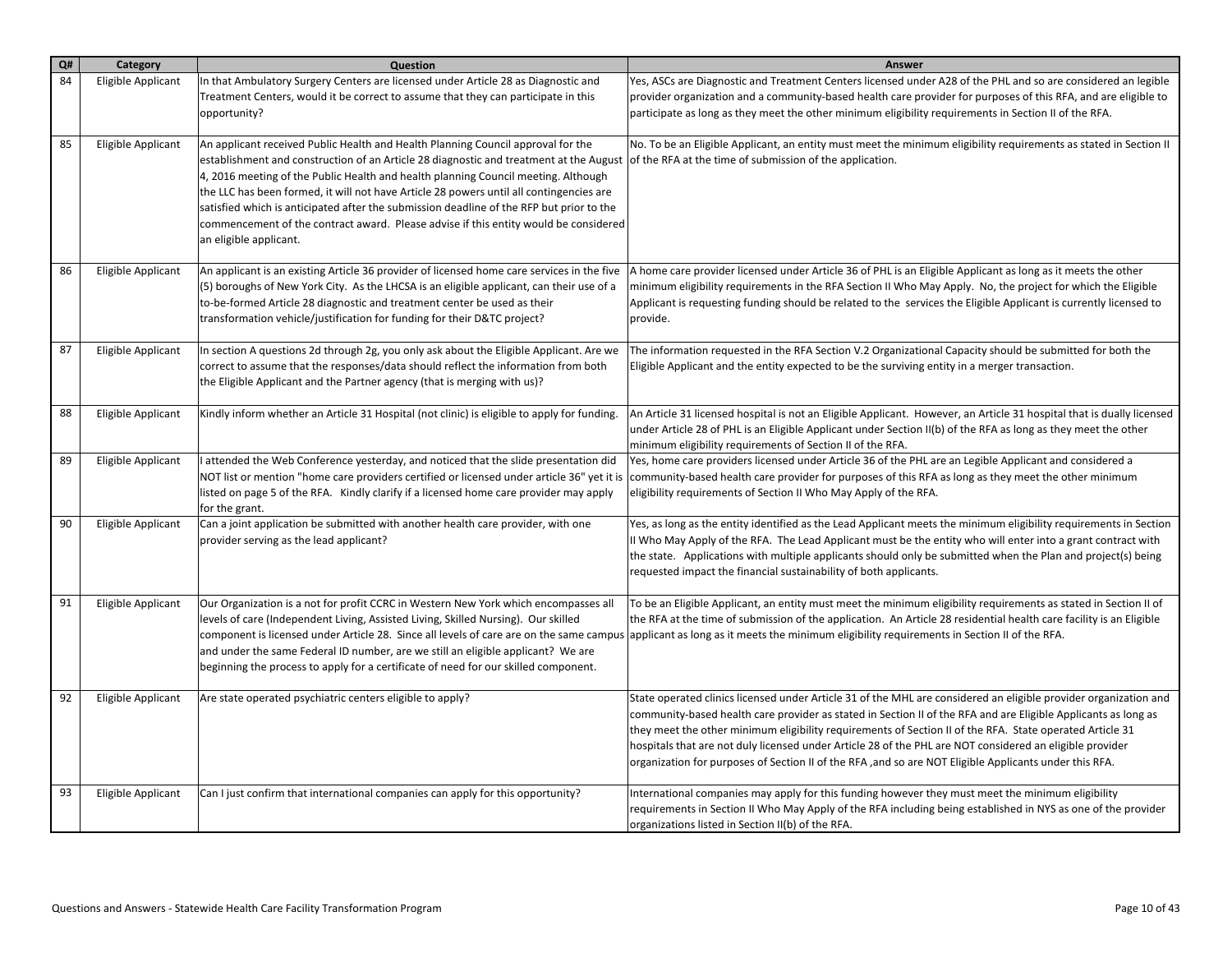| Q# | Category | Question | Answer |
|---|---|---|---|
| 84 | Eligible Applicant | In that Ambulatory Surgery Centers are licensed under Article 28 as Diagnostic and Treatment Centers, would it be correct to assume that they can participate in this opportunity? | Yes, ASCs are Diagnostic and Treatment Centers licensed under A28 of the PHL and so are considered an legible provider organization and a community-based health care provider for purposes of this RFA, and are eligible to participate as long as they meet the other minimum eligibility requirements in Section II of the RFA. |
| 85 | Eligible Applicant | An applicant received Public Health and Health Planning Council approval for the establishment and construction of an Article 28 diagnostic and treatment at the August 4, 2016 meeting of the Public Health and health planning Council meeting. Although the LLC has been formed, it will not have Article 28 powers until all contingencies are satisfied which is anticipated after the submission deadline of the RFP but prior to the commencement of the contract award. Please advise if this entity would be considered an eligible applicant. | No. To be an Eligible Applicant, an entity must meet the minimum eligibility requirements as stated in Section II of the RFA at the time of submission of the application. |
| 86 | Eligible Applicant | An applicant is an existing Article 36 provider of licensed home care services in the five (5) boroughs of New York City. As the LHCSA is an eligible applicant, can their use of a to-be-formed Article 28 diagnostic and treatment center be used as their transformation vehicle/justification for funding for their D&TC project? | A home care provider licensed under Article 36 of PHL is an Eligible Applicant as long as it meets the other minimum eligibility requirements in the RFA Section II Who May Apply. No, the project for which the Eligible Applicant is requesting funding should be related to the services the Eligible Applicant is currently licensed to provide. |
| 87 | Eligible Applicant | In section A questions 2d through 2g, you only ask about the Eligible Applicant. Are we correct to assume that the responses/data should reflect the information from both the Eligible Applicant and the Partner agency (that is merging with us)? | The information requested in the RFA Section V.2 Organizational Capacity should be submitted for both the Eligible Applicant and the entity expected to be the surviving entity in a merger transaction. |
| 88 | Eligible Applicant | Kindly inform whether an Article 31 Hospital (not clinic) is eligible to apply for funding. | An Article 31 licensed hospital is not an Eligible Applicant. However, an Article 31 hospital that is dually licensed under Article 28 of PHL is an Eligible Applicant under Section II(b) of the RFA as long as they meet the other minimum eligibility requirements of Section II of the RFA. |
| 89 | Eligible Applicant | I attended the Web Conference yesterday, and noticed that the slide presentation did NOT list or mention "home care providers certified or licensed under article 36" yet it is listed on page 5 of the RFA. Kindly clarify if a licensed home care provider may apply for the grant. | Yes, home care providers licensed under Article 36 of the PHL are an Legible Applicant and considered a community-based health care provider for purposes of this RFA as long as they meet the other minimum eligibility requirements of Section II Who May Apply of the RFA. |
| 90 | Eligible Applicant | Can a joint application be submitted with another health care provider, with one provider serving as the lead applicant? | Yes, as long as the entity identified as the Lead Applicant meets the minimum eligibility requirements in Section II Who May Apply of the RFA. The Lead Applicant must be the entity who will enter into a grant contract with the state. Applications with multiple applicants should only be submitted when the Plan and project(s) being requested impact the financial sustainability of both applicants. |
| 91 | Eligible Applicant | Our Organization is a not for profit CCRC in Western New York which encompasses all levels of care (Independent Living, Assisted Living, Skilled Nursing). Our skilled component is licensed under Article 28. Since all levels of care are on the same campus and under the same Federal ID number, are we still an eligible applicant? We are beginning the process to apply for a certificate of need for our skilled component. | To be an Eligible Applicant, an entity must meet the minimum eligibility requirements as stated in Section II of the RFA at the time of submission of the application. An Article 28 residential health care facility is an Eligible applicant as long as it meets the minimum eligibility requirements in Section II of the RFA. |
| 92 | Eligible Applicant | Are state operated psychiatric centers eligible to apply? | State operated clinics licensed under Article 31 of the MHL are considered an eligible provider organization and community-based health care provider as stated in Section II of the RFA and are Eligible Applicants as long as they meet the other minimum eligibility requirements of Section II of the RFA. State operated Article 31 hospitals that are not duly licensed under Article 28 of the PHL are NOT considered an eligible provider organization for purposes of Section II of the RFA ,and so are NOT Eligible Applicants under this RFA. |
| 93 | Eligible Applicant | Can I just confirm that international companies can apply for this opportunity? | International companies may apply for this funding however they must meet the minimum eligibility requirements in Section II Who May Apply of the RFA including being established in NYS as one of the provider organizations listed in Section II(b) of the RFA. |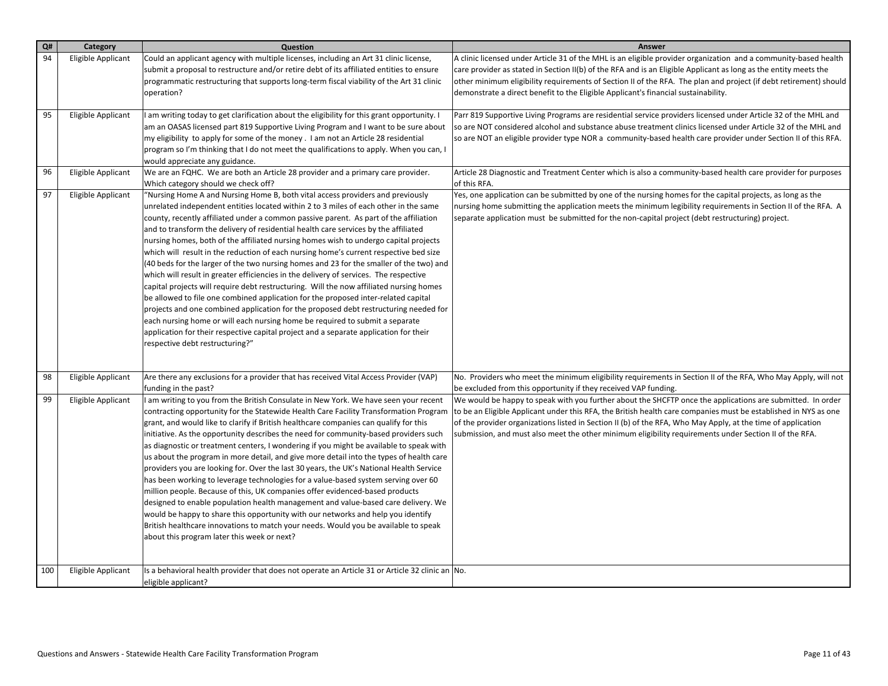| Q# | Category | Question | Answer |
| --- | --- | --- | --- |
| 94 | Eligible Applicant | Could an applicant agency with multiple licenses, including an Art 31 clinic license, submit a proposal to restructure and/or retire debt of its affiliated entities to ensure programmatic restructuring that supports long-term fiscal viability of the Art 31 clinic operation? | A clinic licensed under Article 31 of the MHL is an eligible provider organization and a community-based health care provider as stated in Section II(b) of the RFA and is an Eligible Applicant as long as the entity meets the other minimum eligibility requirements of Section II of the RFA. The plan and project (if debt retirement) should demonstrate a direct benefit to the Eligible Applicant's financial sustainability. |
| 95 | Eligible Applicant | I am writing today to get clarification about the eligibility for this grant opportunity. I am an OASAS licensed part 819 Supportive Living Program and I want to be sure about my eligibility to apply for some of the money . I am not an Article 28 residential program so I'm thinking that I do not meet the qualifications to apply. When you can, I would appreciate any guidance. | Parr 819 Supportive Living Programs are residential service providers licensed under Article 32 of the MHL and so are NOT considered alcohol and substance abuse treatment clinics licensed under Article 32 of the MHL and so are NOT an eligible provider type NOR a community-based health care provider under Section II of this RFA. |
| 96 | Eligible Applicant | We are an FQHC. We are both an Article 28 provider and a primary care provider. Which category should we check off? | Article 28 Diagnostic and Treatment Center which is also a community-based health care provider for purposes of this RFA. |
| 97 | Eligible Applicant | "Nursing Home A and Nursing Home B, both vital access providers and previously unrelated independent entities located within 2 to 3 miles of each other in the same county, recently affiliated under a common passive parent. As part of the affiliation and to transform the delivery of residential health care services by the affiliated nursing homes, both of the affiliated nursing homes wish to undergo capital projects which will result in the reduction of each nursing home's current respective bed size (40 beds for the larger of the two nursing homes and 23 for the smaller of the two) and which will result in greater efficiencies in the delivery of services. The respective capital projects will require debt restructuring. Will the now affiliated nursing homes be allowed to file one combined application for the proposed inter-related capital projects and one combined application for the proposed debt restructuring needed for each nursing home or will each nursing home be required to submit a separate application for their respective capital project and a separate application for their respective debt restructuring?" | Yes, one application can be submitted by one of the nursing homes for the capital projects, as long as the nursing home submitting the application meets the minimum legibility requirements in Section II of the RFA. A separate application must be submitted for the non-capital project (debt restructuring) project. |
| 98 | Eligible Applicant | Are there any exclusions for a provider that has received Vital Access Provider (VAP) funding in the past? | No. Providers who meet the minimum eligibility requirements in Section II of the RFA, Who May Apply, will not be excluded from this opportunity if they received VAP funding. |
| 99 | Eligible Applicant | I am writing to you from the British Consulate in New York. We have seen your recent contracting opportunity for the Statewide Health Care Facility Transformation Program grant, and would like to clarify if British healthcare companies can qualify for this initiative. As the opportunity describes the need for community-based providers such as diagnostic or treatment centers, I wondering if you might be available to speak with us about the program in more detail, and give more detail into the types of health care providers you are looking for. Over the last 30 years, the UK's National Health Service has been working to leverage technologies for a value-based system serving over 60 million people. Because of this, UK companies offer evidenced-based products designed to enable population health management and value-based care delivery. We would be happy to share this opportunity with our networks and help you identify British healthcare innovations to match your needs. Would you be available to speak about this program later this week or next? | We would be happy to speak with you further about the SHCFTP once the applications are submitted. In order to be an Eligible Applicant under this RFA, the British health care companies must be established in NYS as one of the provider organizations listed in Section II (b) of the RFA, Who May Apply, at the time of application submission, and must also meet the other minimum eligibility requirements under Section II of the RFA. |
| 100 | Eligible Applicant | Is a behavioral health provider that does not operate an Article 31 or Article 32 clinic an eligible applicant? | No. |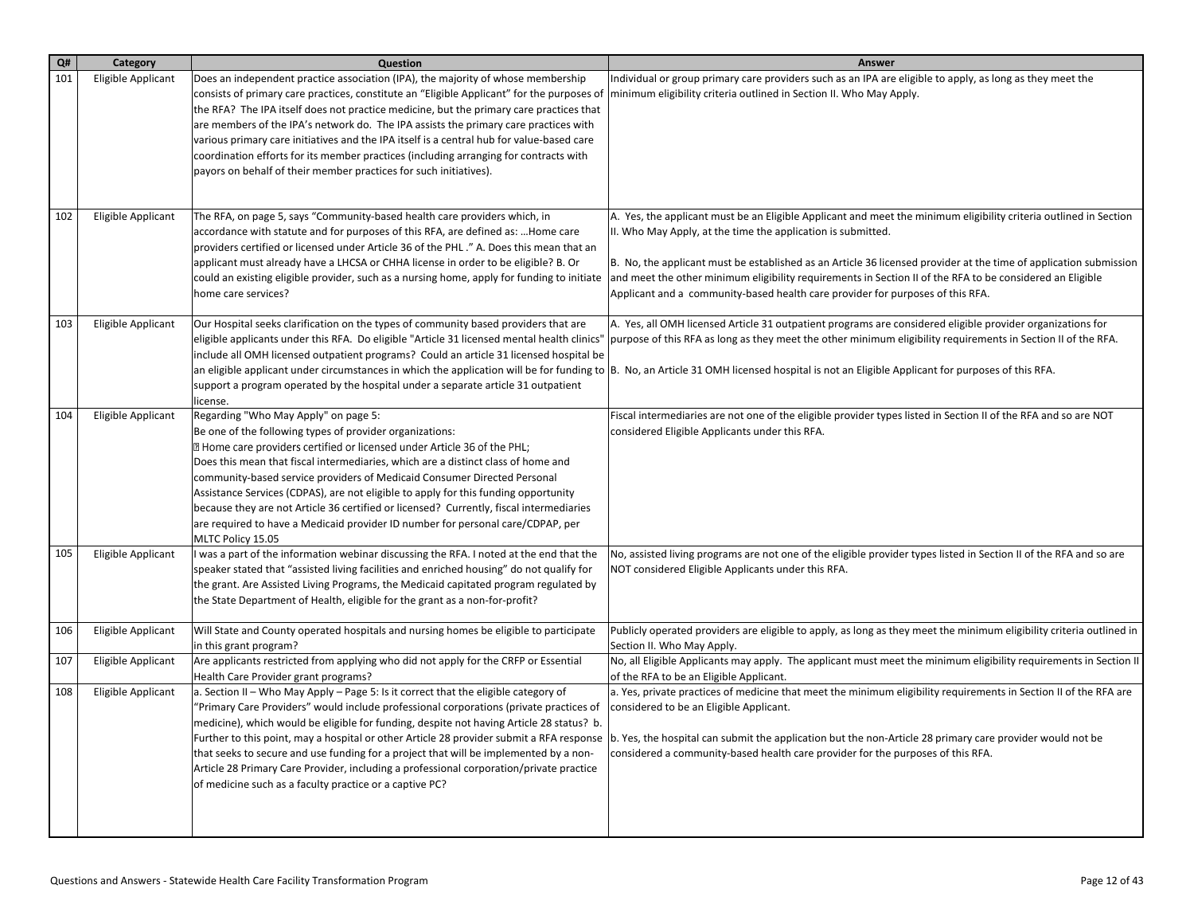| Q# | Category | Question | Answer |
|---|---|---|---|
| 101 | Eligible Applicant | Does an independent practice association (IPA), the majority of whose membership consists of primary care practices, constitute an "Eligible Applicant" for the purposes of the RFA? The IPA itself does not practice medicine, but the primary care practices that are members of the IPA's network do. The IPA assists the primary care practices with various primary care initiatives and the IPA itself is a central hub for value-based care coordination efforts for its member practices (including arranging for contracts with payors on behalf of their member practices for such initiatives). | Individual or group primary care providers such as an IPA are eligible to apply, as long as they meet the minimum eligibility criteria outlined in Section II. Who May Apply. |
| 102 | Eligible Applicant | The RFA, on page 5, says "Community-based health care providers which, in accordance with statute and for purposes of this RFA, are defined as: ...Home care providers certified or licensed under Article 36 of the PHL ." A. Does this mean that an applicant must already have a LHCSA or CHHA license in order to be eligible? B. Or could an existing eligible provider, such as a nursing home, apply for funding to initiate home care services? | A. Yes, the applicant must be an Eligible Applicant and meet the minimum eligibility criteria outlined in Section II. Who May Apply, at the time the application is submitted.<br><br>B. No, the applicant must be established as an Article 36 licensed provider at the time of application submission and meet the other minimum eligibility requirements in Section II of the RFA to be considered an Eligible Applicant and a community-based health care provider for purposes of this RFA. |
| 103 | Eligible Applicant | Our Hospital seeks clarification on the types of community based providers that are eligible applicants under this RFA. Do eligible "Article 31 licensed mental health clinics" include all OMH licensed outpatient programs? Could an article 31 licensed hospital be an eligible applicant under circumstances in which the application will be for funding to support a program operated by the hospital under a separate article 31 outpatient license. | A. Yes, all OMH licensed Article 31 outpatient programs are considered eligible provider organizations for purpose of this RFA as long as they meet the other minimum eligibility requirements in Section II of the RFA.<br><br>B. No, an Article 31 OMH licensed hospital is not an Eligible Applicant for purposes of this RFA. |
| 104 | Eligible Applicant | Regarding "Who May Apply" on page 5:<br>Be one of the following types of provider organizations:<br> Home care providers certified or licensed under Article 36 of the PHL;<br>Does this mean that fiscal intermediaries, which are a distinct class of home and community-based service providers of Medicaid Consumer Directed Personal Assistance Services (CDPAS), are not eligible to apply for this funding opportunity because they are not Article 36 certified or licensed? Currently, fiscal intermediaries are required to have a Medicaid provider ID number for personal care/CDPAP, per MLTC Policy 15.05 | Fiscal intermediaries are not one of the eligible provider types listed in Section II of the RFA and so are NOT considered Eligible Applicants under this RFA. |
| 105 | Eligible Applicant | I was a part of the information webinar discussing the RFA. I noted at the end that the speaker stated that "assisted living facilities and enriched housing" do not qualify for the grant. Are Assisted Living Programs, the Medicaid capitated program regulated by the State Department of Health, eligible for the grant as a non-for-profit? | No, assisted living programs are not one of the eligible provider types listed in Section II of the RFA and so are NOT considered Eligible Applicants under this RFA. |
| 106 | Eligible Applicant | Will State and County operated hospitals and nursing homes be eligible to participate in this grant program? | Publicly operated providers are eligible to apply, as long as they meet the minimum eligibility criteria outlined in Section II. Who May Apply. |
| 107 | Eligible Applicant | Are applicants restricted from applying who did not apply for the CRFP or Essential Health Care Provider grant programs? | No, all Eligible Applicants may apply. The applicant must meet the minimum eligibility requirements in Section II of the RFA to be an Eligible Applicant. |
| 108 | Eligible Applicant | a. Section II – Who May Apply – Page 5: Is it correct that the eligible category of "Primary Care Providers" would include professional corporations (private practices of medicine), which would be eligible for funding, despite not having Article 28 status? b. Further to this point, may a hospital or other Article 28 provider submit a RFA response that seeks to secure and use funding for a project that will be implemented by a non-Article 28 Primary Care Provider, including a professional corporation/private practice of medicine such as a faculty practice or a captive PC? | a. Yes, private practices of medicine that meet the minimum eligibility requirements in Section II of the RFA are considered to be an Eligible Applicant.<br><br>b. Yes, the hospital can submit the application but the non-Article 28 primary care provider would not be considered a community-based health care provider for the purposes of this RFA. |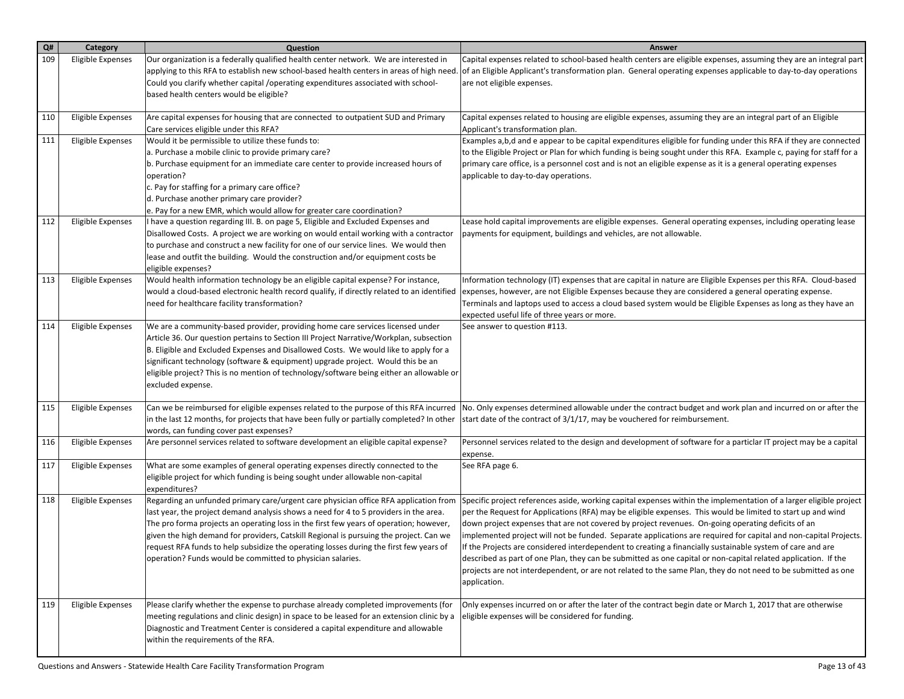| Q# | Category | Question | Answer |
|---|---|---|---|
| 109 | Eligible Expenses | Our organization is a federally qualified health center network. We are interested in applying to this RFA to establish new school-based health centers in areas of high need. Could you clarify whether capital /operating expenditures associated with school-based health centers would be eligible? | Capital expenses related to school-based health centers are eligible expenses, assuming they are an integral part of an Eligible Applicant's transformation plan. General operating expenses applicable to day-to-day operations are not eligible expenses. |
| 110 | Eligible Expenses | Are capital expenses for housing that are connected to outpatient SUD and Primary Care services eligible under this RFA? | Capital expenses related to housing are eligible expenses, assuming they are an integral part of an Eligible Applicant's transformation plan. |
| 111 | Eligible Expenses | Would it be permissible to utilize these funds to:<br>a. Purchase a mobile clinic to provide primary care?<br>b. Purchase equipment for an immediate care center to provide increased hours of operation?<br>c. Pay for staffing for a primary care office?<br>d. Purchase another primary care provider?<br>e. Pay for a new EMR, which would allow for greater care coordination? | Examples a,b,d and e appear to be capital expenditures eligible for funding under this RFA if they are connected to the Eligible Project or Plan for which funding is being sought under this RFA. Example c, paying for staff for a primary care office, is a personnel cost and is not an eligible expense as it is a general operating expenses applicable to day-to-day operations. |
| 112 | Eligible Expenses | I have a question regarding III. B. on page 5, Eligible and Excluded Expenses and Disallowed Costs. A project we are working on would entail working with a contractor to purchase and construct a new facility for one of our service lines. We would then lease and outfit the building. Would the construction and/or equipment costs be eligible expenses? | Lease hold capital improvements are eligible expenses. General operating expenses, including operating lease payments for equipment, buildings and vehicles, are not allowable. |
| 113 | Eligible Expenses | Would health information technology be an eligible capital expense? For instance, would a cloud-based electronic health record qualify, if directly related to an identified need for healthcare facility transformation? | Information technology (IT) expenses that are capital in nature are Eligible Expenses per this RFA. Cloud-based expenses, however, are not Eligible Expenses because they are considered a general operating expense. Terminals and laptops used to access a cloud based system would be Eligible Expenses as long as they have an expected useful life of three years or more. |
| 114 | Eligible Expenses | We are a community-based provider, providing home care services licensed under Article 36. Our question pertains to Section III Project Narrative/Workplan, subsection B. Eligible and Excluded Expenses and Disallowed Costs. We would like to apply for a significant technology (software & equipment) upgrade project. Would this be an eligible project? This is no mention of technology/software being either an allowable or excluded expense. | See answer to question #113. |
| 115 | Eligible Expenses | Can we be reimbursed for eligible expenses related to the purpose of this RFA incurred in the last 12 months, for projects that have been fully or partially completed? In other words, can funding cover past expenses? | No. Only expenses determined allowable under the contract budget and work plan and incurred on or after the start date of the contract of 3/1/17, may be vouchered for reimbursement. |
| 116 | Eligible Expenses | Are personnel services related to software development an eligible capital expense? | Personnel services related to the design and development of software for a particlar IT project may be a capital expense. |
| 117 | Eligible Expenses | What are some examples of general operating expenses directly connected to the eligible project for which funding is being sought under allowable non-capital expenditures? | See RFA page 6. |
| 118 | Eligible Expenses | Regarding an unfunded primary care/urgent care physician office RFA application from last year, the project demand analysis shows a need for 4 to 5 providers in the area. The pro forma projects an operating loss in the first few years of operation; however, given the high demand for providers, Catskill Regional is pursuing the project. Can we request RFA funds to help subsidize the operating losses during the first few years of operation? Funds would be committed to physician salaries. | Specific project references aside, working capital expenses within the implementation of a larger eligible project per the Request for Applications (RFA) may be eligible expenses. This would be limited to start up and wind down project expenses that are not covered by project revenues. On-going operating deficits of an implemented project will not be funded. Separate applications are required for capital and non-capital Projects. If the Projects are considered interdependent to creating a financially sustainable system of care and are described as part of one Plan, they can be submitted as one capital or non-capital related application. If the projects are not interdependent, or are not related to the same Plan, they do not need to be submitted as one application. |
| 119 | Eligible Expenses | Please clarify whether the expense to purchase already completed improvements (for meeting regulations and clinic design) in space to be leased for an extension clinic by a Diagnostic and Treatment Center is considered a capital expenditure and allowable within the requirements of the RFA. | Only expenses incurred on or after the later of the contract begin date or March 1, 2017 that are otherwise eligible expenses will be considered for funding. |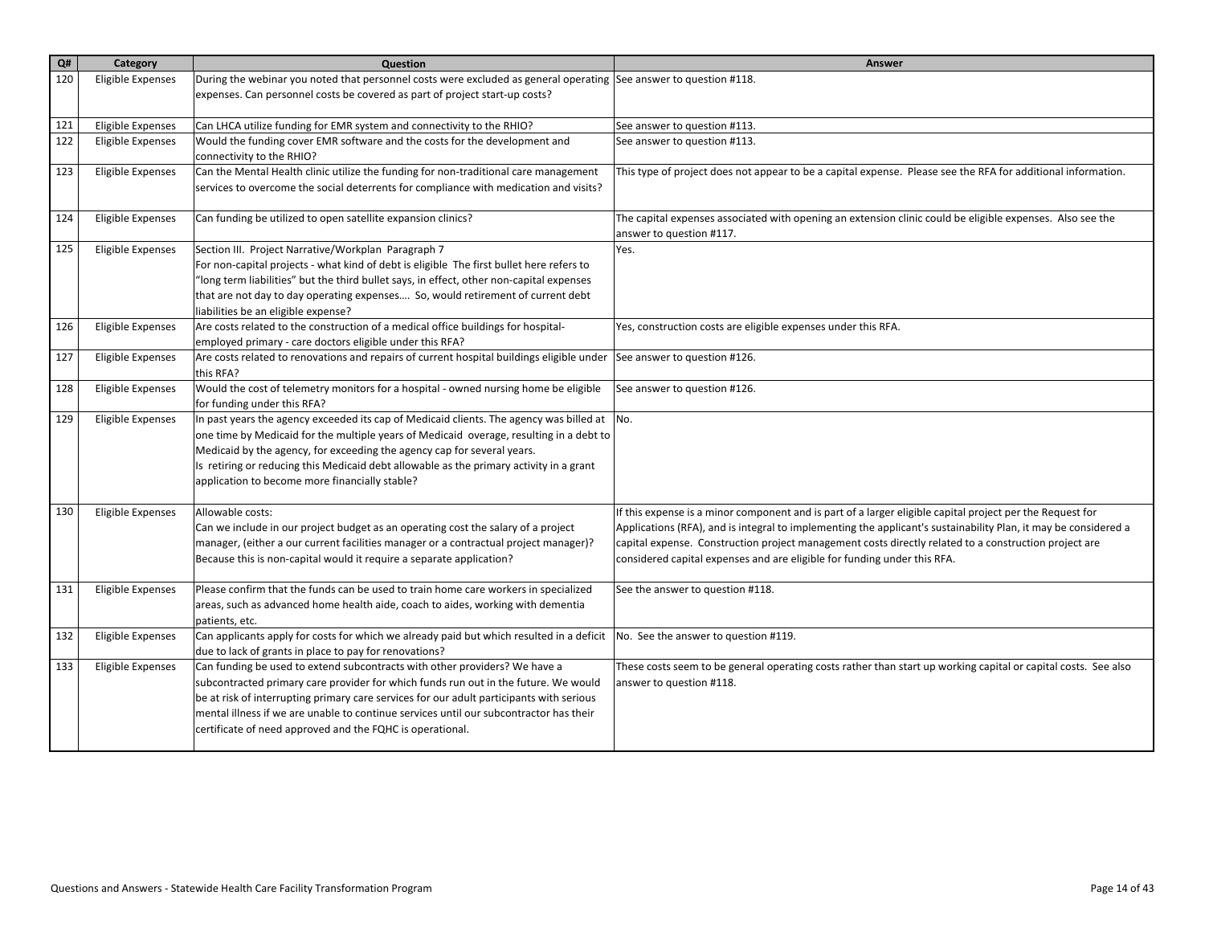| Q# | Category | Question | Answer |
|---|---|---|---|
| 120 | Eligible Expenses | During the webinar you noted that personnel costs were excluded as general operating expenses. Can personnel costs be covered as part of project start-up costs? | See answer to question #118. |
| 121 | Eligible Expenses | Can LHCA utilize funding for EMR system and connectivity to the RHIO? | See answer to question #113. |
| 122 | Eligible Expenses | Would the funding cover EMR software and the costs for the development and connectivity to the RHIO? | See answer to question #113. |
| 123 | Eligible Expenses | Can the Mental Health clinic utilize the funding for non-traditional care management services to overcome the social deterrents for compliance with medication and visits? | This type of project does not appear to be a capital expense. Please see the RFA for additional information. |
| 124 | Eligible Expenses | Can funding be utilized to open satellite expansion clinics? | The capital expenses associated with opening an extension clinic could be eligible expenses. Also see the answer to question #117. |
| 125 | Eligible Expenses | Section III. Project Narrative/Workplan Paragraph 7<br>For non-capital projects - what kind of debt is eligible The first bullet here refers to "long term liabilities" but the third bullet says, in effect, other non-capital expenses that are not day to day operating expenses…. So, would retirement of current debt liabilities be an eligible expense? | Yes. |
| 126 | Eligible Expenses | Are costs related to the construction of a medical office buildings for hospital-employed primary - care doctors eligible under this RFA? | Yes, construction costs are eligible expenses under this RFA. |
| 127 | Eligible Expenses | Are costs related to renovations and repairs of current hospital buildings eligible under this RFA? | See answer to question #126. |
| 128 | Eligible Expenses | Would the cost of telemetry monitors for a hospital - owned nursing home be eligible for funding under this RFA? | See answer to question #126. |
| 129 | Eligible Expenses | In past years the agency exceeded its cap of Medicaid clients. The agency was billed at one time by Medicaid for the multiple years of Medicaid overage, resulting in a debt to Medicaid by the agency, for exceeding the agency cap for several years.<br>Is retiring or reducing this Medicaid debt allowable as the primary activity in a grant application to become more financially stable? | No. |
| 130 | Eligible Expenses | Allowable costs:<br>Can we include in our project budget as an operating cost the salary of a project manager, (either a our current facilities manager or a contractual project manager)? Because this is non-capital would it require a separate application? | If this expense is a minor component and is part of a larger eligible capital project per the Request for Applications (RFA), and is integral to implementing the applicant's sustainability Plan, it may be considered a capital expense. Construction project management costs directly related to a construction project are considered capital expenses and are eligible for funding under this RFA. |
| 131 | Eligible Expenses | Please confirm that the funds can be used to train home care workers in specialized areas, such as advanced home health aide, coach to aides, working with dementia patients, etc. | See the answer to question #118. |
| 132 | Eligible Expenses | Can applicants apply for costs for which we already paid but which resulted in a deficit due to lack of grants in place to pay for renovations? | No. See the answer to question #119. |
| 133 | Eligible Expenses | Can funding be used to extend subcontracts with other providers? We have a subcontracted primary care provider for which funds run out in the future. We would be at risk of interrupting primary care services for our adult participants with serious mental illness if we are unable to continue services until our subcontractor has their certificate of need approved and the FQHC is operational. | These costs seem to be general operating costs rather than start up working capital or capital costs. See also answer to question #118. |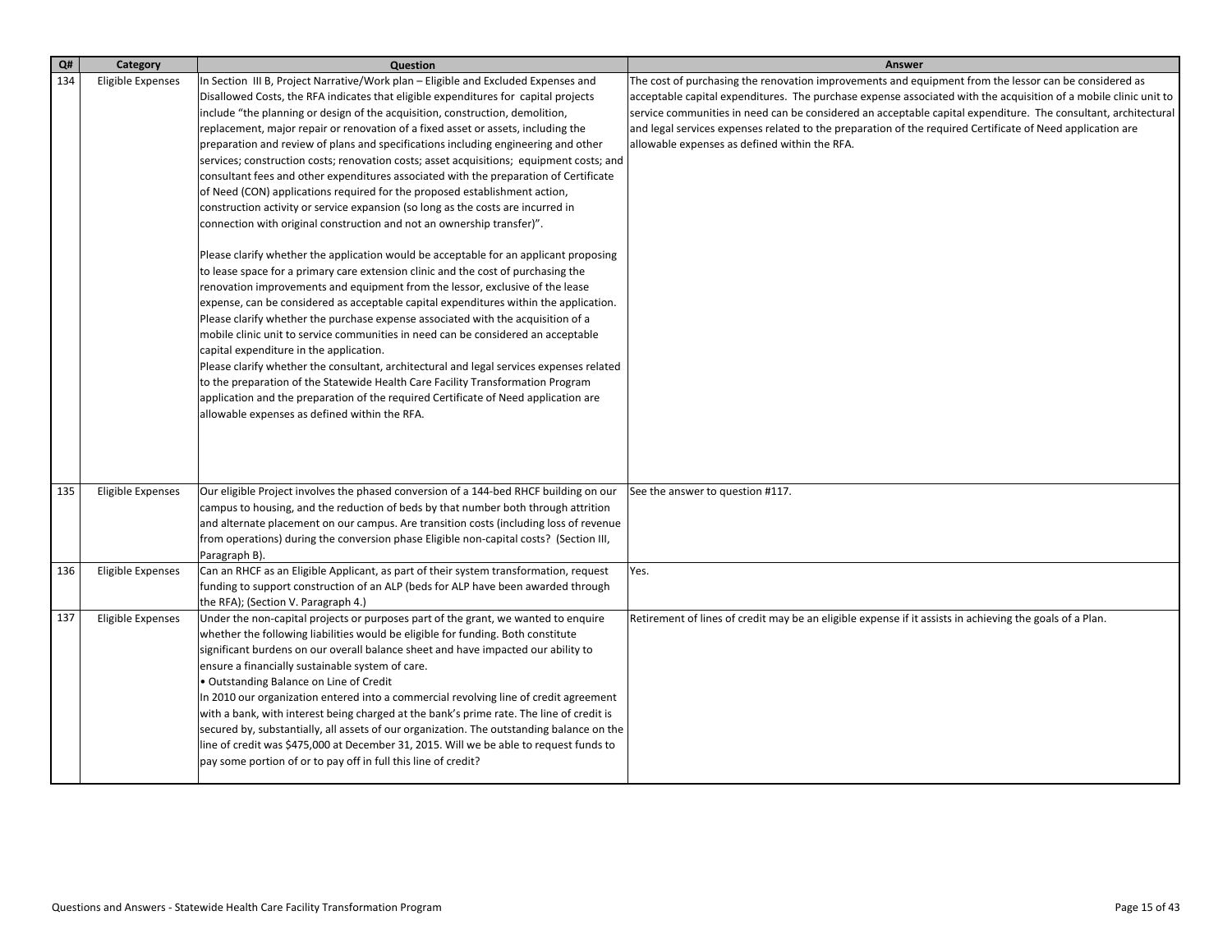| Q# | Category | Question | Answer |
|---|---|---|---|
| 134 | Eligible Expenses | In Section III B, Project Narrative/Work plan – Eligible and Excluded Expenses and Disallowed Costs, the RFA indicates that eligible expenditures for capital projects include "the planning or design of the acquisition, construction, demolition, replacement, major repair or renovation of a fixed asset or assets, including the preparation and review of plans and specifications including engineering and other services; construction costs; renovation costs; asset acquisitions; equipment costs; and consultant fees and other expenditures associated with the preparation of Certificate of Need (CON) applications required for the proposed establishment action, construction activity or service expansion (so long as the costs are incurred in connection with original construction and not an ownership transfer)".<br><br>Please clarify whether the application would be acceptable for an applicant proposing to lease space for a primary care extension clinic and the cost of purchasing the renovation improvements and equipment from the lessor, exclusive of the lease expense, can be considered as acceptable capital expenditures within the application.<br>Please clarify whether the purchase expense associated with the acquisition of a mobile clinic unit to service communities in need can be considered an acceptable capital expenditure in the application.<br>Please clarify whether the consultant, architectural and legal services expenses related to the preparation of the Statewide Health Care Facility Transformation Program application and the preparation of the required Certificate of Need application are allowable expenses as defined within the RFA. | The cost of purchasing the renovation improvements and equipment from the lessor can be considered as acceptable capital expenditures. The purchase expense associated with the acquisition of a mobile clinic unit to service communities in need can be considered an acceptable capital expenditure. The consultant, architectural and legal services expenses related to the preparation of the required Certificate of Need application are allowable expenses as defined within the RFA. |
| 135 | Eligible Expenses | Our eligible Project involves the phased conversion of a 144-bed RHCF building on our campus to housing, and the reduction of beds by that number both through attrition and alternate placement on our campus. Are transition costs (including loss of revenue from operations) during the conversion phase Eligible non-capital costs? (Section III, Paragraph B). | See the answer to question #117. |
| 136 | Eligible Expenses | Can an RHCF as an Eligible Applicant, as part of their system transformation, request funding to support construction of an ALP (beds for ALP have been awarded through the RFA); (Section V. Paragraph 4.) | Yes. |
| 137 | Eligible Expenses | Under the non-capital projects or purposes part of the grant, we wanted to enquire whether the following liabilities would be eligible for funding. Both constitute significant burdens on our overall balance sheet and have impacted our ability to ensure a financially sustainable system of care.<br>• Outstanding Balance on Line of Credit<br>In 2010 our organization entered into a commercial revolving line of credit agreement with a bank, with interest being charged at the bank's prime rate. The line of credit is secured by, substantially, all assets of our organization. The outstanding balance on the line of credit was $475,000 at December 31, 2015. Will we be able to request funds to pay some portion of or to pay off in full this line of credit? | Retirement of lines of credit may be an eligible expense if it assists in achieving the goals of a Plan. |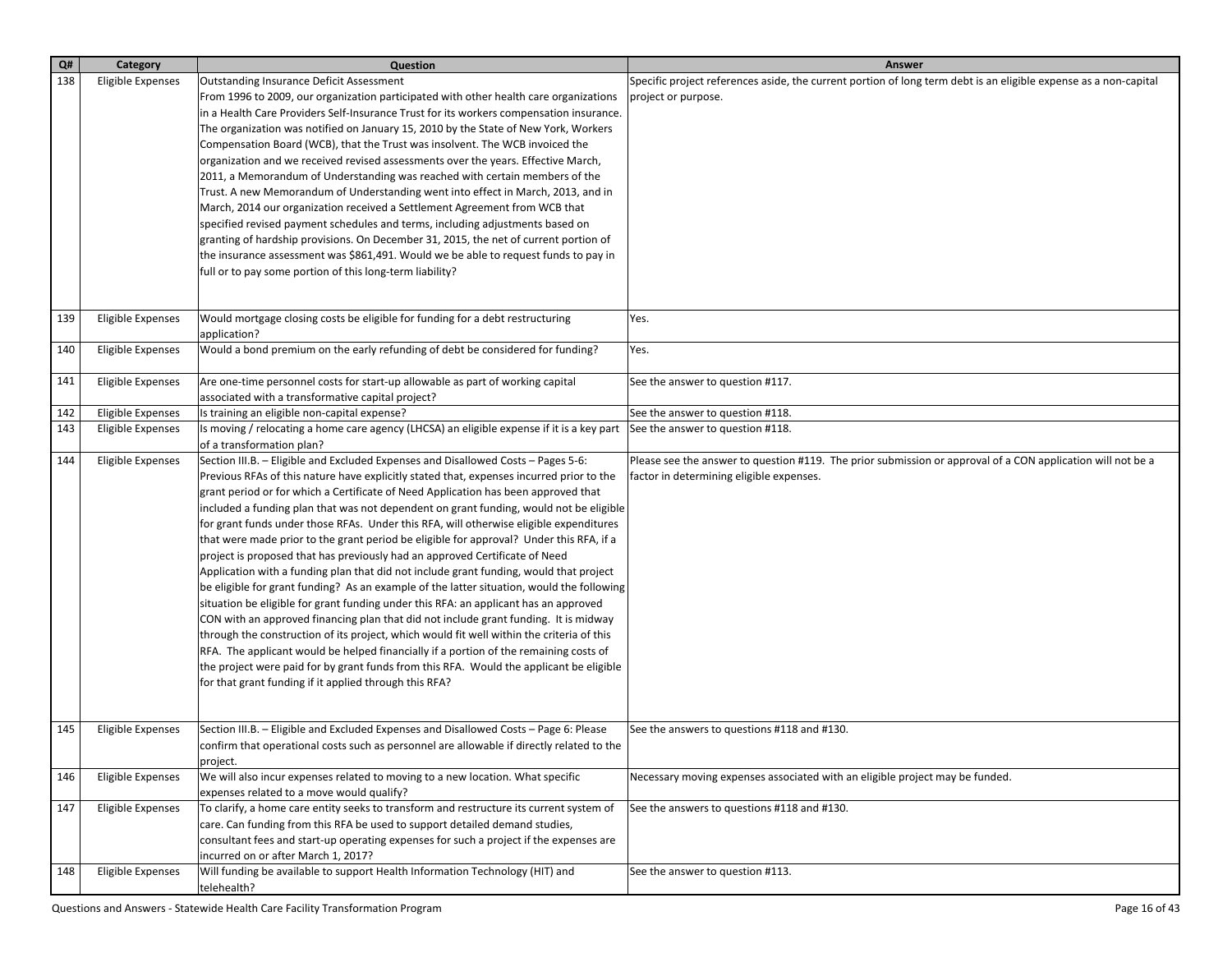| Q# | Category | Question | Answer |
| --- | --- | --- | --- |
| 138 | Eligible Expenses | Outstanding Insurance Deficit Assessment<br>From 1996 to 2009, our organization participated with other health care organizations in a Health Care Providers Self-Insurance Trust for its workers compensation insurance. The organization was notified on January 15, 2010 by the State of New York, Workers Compensation Board (WCB), that the Trust was insolvent. The WCB invoiced the organization and we received revised assessments over the years. Effective March, 2011, a Memorandum of Understanding was reached with certain members of the Trust. A new Memorandum of Understanding went into effect in March, 2013, and in March, 2014 our organization received a Settlement Agreement from WCB that specified revised payment schedules and terms, including adjustments based on granting of hardship provisions. On December 31, 2015, the net of current portion of the insurance assessment was $861,491. Would we be able to request funds to pay in full or to pay some portion of this long-term liability? | Specific project references aside, the current portion of long term debt is an eligible expense as a non-capital project or purpose. |
| 139 | Eligible Expenses | Would mortgage closing costs be eligible for funding for a debt restructuring application? | Yes. |
| 140 | Eligible Expenses | Would a bond premium on the early refunding of debt be considered for funding? | Yes. |
| 141 | Eligible Expenses | Are one-time personnel costs for start-up allowable as part of working capital associated with a transformative capital project? | See the answer to question #117. |
| 142 | Eligible Expenses | Is training an eligible non-capital expense? | See the answer to question #118. |
| 143 | Eligible Expenses | Is moving / relocating a home care agency (LHCSA) an eligible expense if it is a key part of a transformation plan? | See the answer to question #118. |
| 144 | Eligible Expenses | Section III.B. – Eligible and Excluded Expenses and Disallowed Costs – Pages 5-6: Previous RFAs of this nature have explicitly stated that, expenses incurred prior to the grant period or for which a Certificate of Need Application has been approved that included a funding plan that was not dependent on grant funding, would not be eligible for grant funds under those RFAs. Under this RFA, will otherwise eligible expenditures that were made prior to the grant period be eligible for approval? Under this RFA, if a project is proposed that has previously had an approved Certificate of Need Application with a funding plan that did not include grant funding, would that project be eligible for grant funding? As an example of the latter situation, would the following situation be eligible for grant funding under this RFA: an applicant has an approved CON with an approved financing plan that did not include grant funding. It is midway through the construction of its project, which would fit well within the criteria of this RFA. The applicant would be helped financially if a portion of the remaining costs of the project were paid for by grant funds from this RFA. Would the applicant be eligible for that grant funding if it applied through this RFA? | Please see the answer to question #119. The prior submission or approval of a CON application will not be a factor in determining eligible expenses. |
| 145 | Eligible Expenses | Section III.B. – Eligible and Excluded Expenses and Disallowed Costs – Page 6: Please confirm that operational costs such as personnel are allowable if directly related to the project. | See the answers to questions #118 and #130. |
| 146 | Eligible Expenses | We will also incur expenses related to moving to a new location. What specific expenses related to a move would qualify? | Necessary moving expenses associated with an eligible project may be funded. |
| 147 | Eligible Expenses | To clarify, a home care entity seeks to transform and restructure its current system of care. Can funding from this RFA be used to support detailed demand studies, consultant fees and start-up operating expenses for such a project if the expenses are incurred on or after March 1, 2017? | See the answers to questions #118 and #130. |
| 148 | Eligible Expenses | Will funding be available to support Health Information Technology (HIT) and telehealth? | See the answer to question #113. |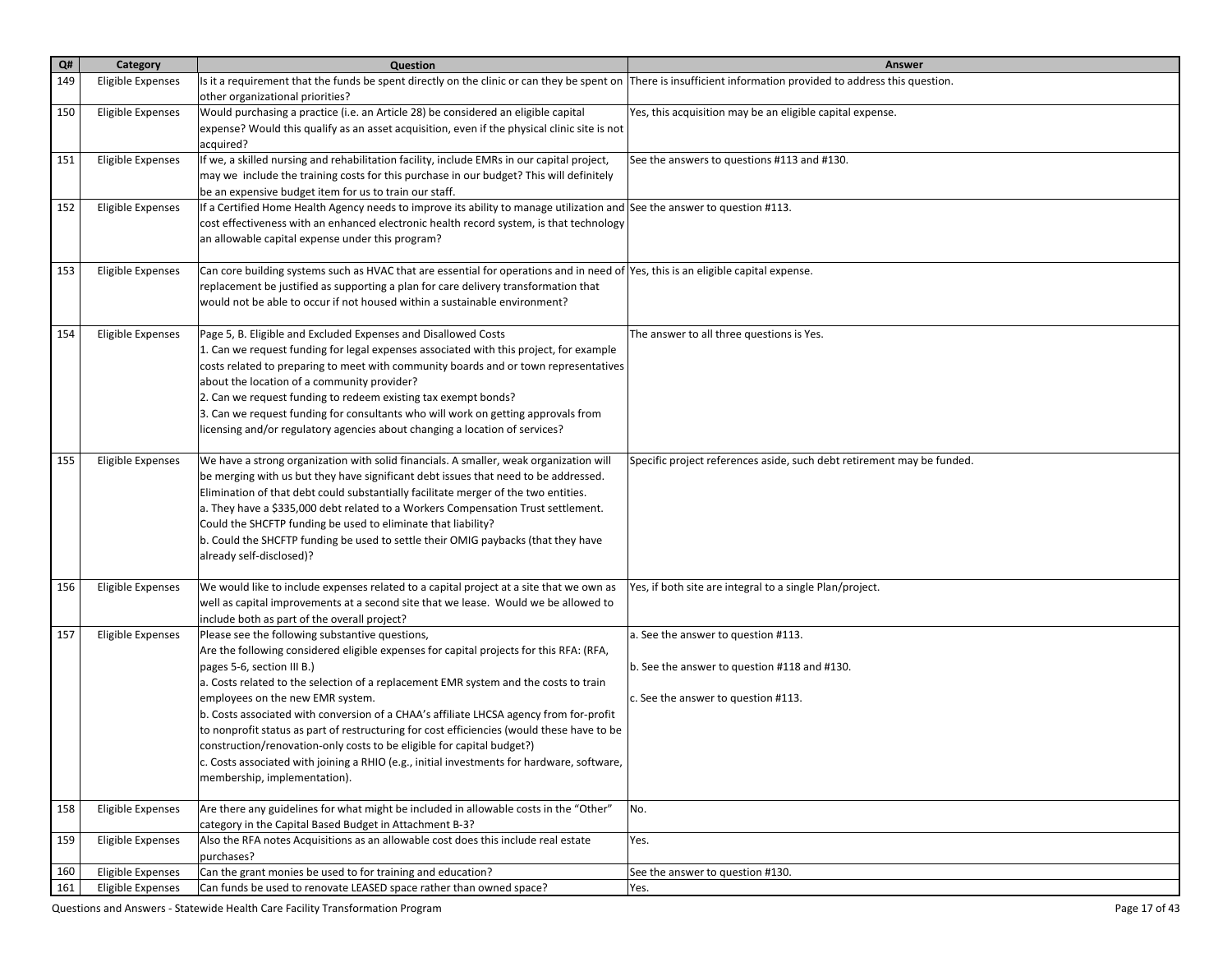| Q# | Category | Question | Answer |
| --- | --- | --- | --- |
| 149 | Eligible Expenses | Is it a requirement that the funds be spent directly on the clinic or can they be spent on other organizational priorities? | There is insufficient information provided to address this question. |
| 150 | Eligible Expenses | Would purchasing a practice (i.e. an Article 28) be considered an eligible capital expense? Would this qualify as an asset acquisition, even if the physical clinic site is not acquired? | Yes, this acquisition may be an eligible capital expense. |
| 151 | Eligible Expenses | If we, a skilled nursing and rehabilitation facility, include EMRs in our capital project, may we include the training costs for this purchase in our budget? This will definitely be an expensive budget item for us to train our staff. | See the answers to questions #113 and #130. |
| 152 | Eligible Expenses | If a Certified Home Health Agency needs to improve its ability to manage utilization and cost effectiveness with an enhanced electronic health record system, is that technology an allowable capital expense under this program? | See the answer to question #113. |
| 153 | Eligible Expenses | Can core building systems such as HVAC that are essential for operations and in need of replacement be justified as supporting a plan for care delivery transformation that would not be able to occur if not housed within a sustainable environment? | Yes, this is an eligible capital expense. |
| 154 | Eligible Expenses | Page 5, B. Eligible and Excluded Expenses and Disallowed Costs<br>1. Can we request funding for legal expenses associated with this project, for example costs related to preparing to meet with community boards and or town representatives about the location of a community provider?<br>2. Can we request funding to redeem existing tax exempt bonds?<br>3. Can we request funding for consultants who will work on getting approvals from licensing and/or regulatory agencies about changing a location of services? | The answer to all three questions is Yes. |
| 155 | Eligible Expenses | We have a strong organization with solid financials. A smaller, weak organization will be merging with us but they have significant debt issues that need to be addressed. Elimination of that debt could substantially facilitate merger of the two entities.<br>a. They have a $335,000 debt related to a Workers Compensation Trust settlement. Could the SHCFTP funding be used to eliminate that liability?<br>b. Could the SHCFTP funding be used to settle their OMIG paybacks (that they have already self-disclosed)? | Specific project references aside, such debt retirement may be funded. |
| 156 | Eligible Expenses | We would like to include expenses related to a capital project at a site that we own as well as capital improvements at a second site that we lease. Would we be allowed to include both as part of the overall project? | Yes, if both site are integral to a single Plan/project. |
| 157 | Eligible Expenses | Please see the following substantive questions,<br>Are the following considered eligible expenses for capital projects for this RFA: (RFA, pages 5-6, section III B.)<br>a. Costs related to the selection of a replacement EMR system and the costs to train employees on the new EMR system.<br>b. Costs associated with conversion of a CHAA's affiliate LHCSA agency from for-profit to nonprofit status as part of restructuring for cost efficiencies (would these have to be construction/renovation-only costs to be eligible for capital budget?)<br>c. Costs associated with joining a RHIO (e.g., initial investments for hardware, software, membership, implementation). | a. See the answer to question #113.<br><br>b. See the answer to question #118 and #130.<br><br>c. See the answer to question #113. |
| 158 | Eligible Expenses | Are there any guidelines for what might be included in allowable costs in the "Other" category in the Capital Based Budget in Attachment B-3? | No. |
| 159 | Eligible Expenses | Also the RFA notes Acquisitions as an allowable cost does this include real estate purchases? | Yes. |
| 160 | Eligible Expenses | Can the grant monies be used to for training and education? | See the answer to question #130. |
| 161 | Eligible Expenses | Can funds be used to renovate LEASED space rather than owned space? | Yes. |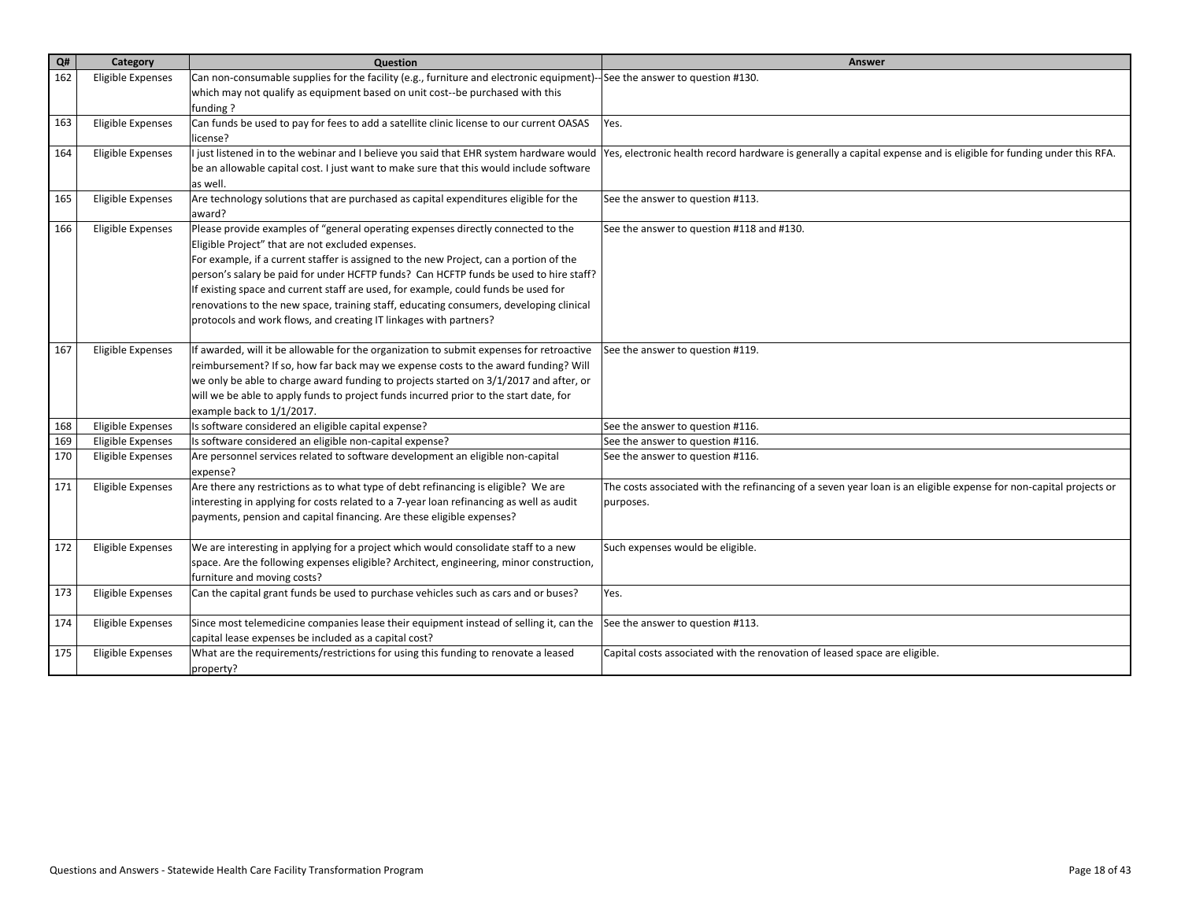| Q# | Category | Question | Answer |
| --- | --- | --- | --- |
| 162 | Eligible Expenses | Can non-consumable supplies for the facility (e.g., furniture and electronic equipment)--which may not qualify as equipment based on unit cost--be purchased with this funding ? | See the answer to question #130. |
| 163 | Eligible Expenses | Can funds be used to pay for fees to add a satellite clinic license to our current OASAS license? | Yes. |
| 164 | Eligible Expenses | I just listened in to the webinar and I believe you said that EHR system hardware would be an allowable capital cost. I just want to make sure that this would include software as well. | Yes, electronic health record hardware is generally a capital expense and is eligible for funding under this RFA. |
| 165 | Eligible Expenses | Are technology solutions that are purchased as capital expenditures eligible for the award? | See the answer to question #113. |
| 166 | Eligible Expenses | Please provide examples of "general operating expenses directly connected to the Eligible Project" that are not excluded expenses.<br>For example, if a current staffer is assigned to the new Project, can a portion of the person's salary be paid for under HCFTP funds? Can HCFTP funds be used to hire staff? If existing space and current staff are used, for example, could funds be used for renovations to the new space, training staff, educating consumers, developing clinical protocols and work flows, and creating IT linkages with partners? | See the answer to question #118 and #130. |
| 167 | Eligible Expenses | If awarded, will it be allowable for the organization to submit expenses for retroactive reimbursement? If so, how far back may we expense costs to the award funding? Will we only be able to charge award funding to projects started on 3/1/2017 and after, or will we be able to apply funds to project funds incurred prior to the start date, for example back to 1/1/2017. | See the answer to question #119. |
| 168 | Eligible Expenses | Is software considered an eligible capital expense? | See the answer to question #116. |
| 169 | Eligible Expenses | Is software considered an eligible non-capital expense? | See the answer to question #116. |
| 170 | Eligible Expenses | Are personnel services related to software development an eligible non-capital expense? | See the answer to question #116. |
| 171 | Eligible Expenses | Are there any restrictions as to what type of debt refinancing is eligible? We are interesting in applying for costs related to a 7-year loan refinancing as well as audit payments, pension and capital financing. Are these eligible expenses? | The costs associated with the refinancing of a seven year loan is an eligible expense for non-capital projects or purposes. |
| 172 | Eligible Expenses | We are interesting in applying for a project which would consolidate staff to a new space. Are the following expenses eligible? Architect, engineering, minor construction, furniture and moving costs? | Such expenses would be eligible. |
| 173 | Eligible Expenses | Can the capital grant funds be used to purchase vehicles such as cars and or buses? | Yes. |
| 174 | Eligible Expenses | Since most telemedicine companies lease their equipment instead of selling it, can the capital lease expenses be included as a capital cost? | See the answer to question #113. |
| 175 | Eligible Expenses | What are the requirements/restrictions for using this funding to renovate a leased property? | Capital costs associated with the renovation of leased space are eligible. |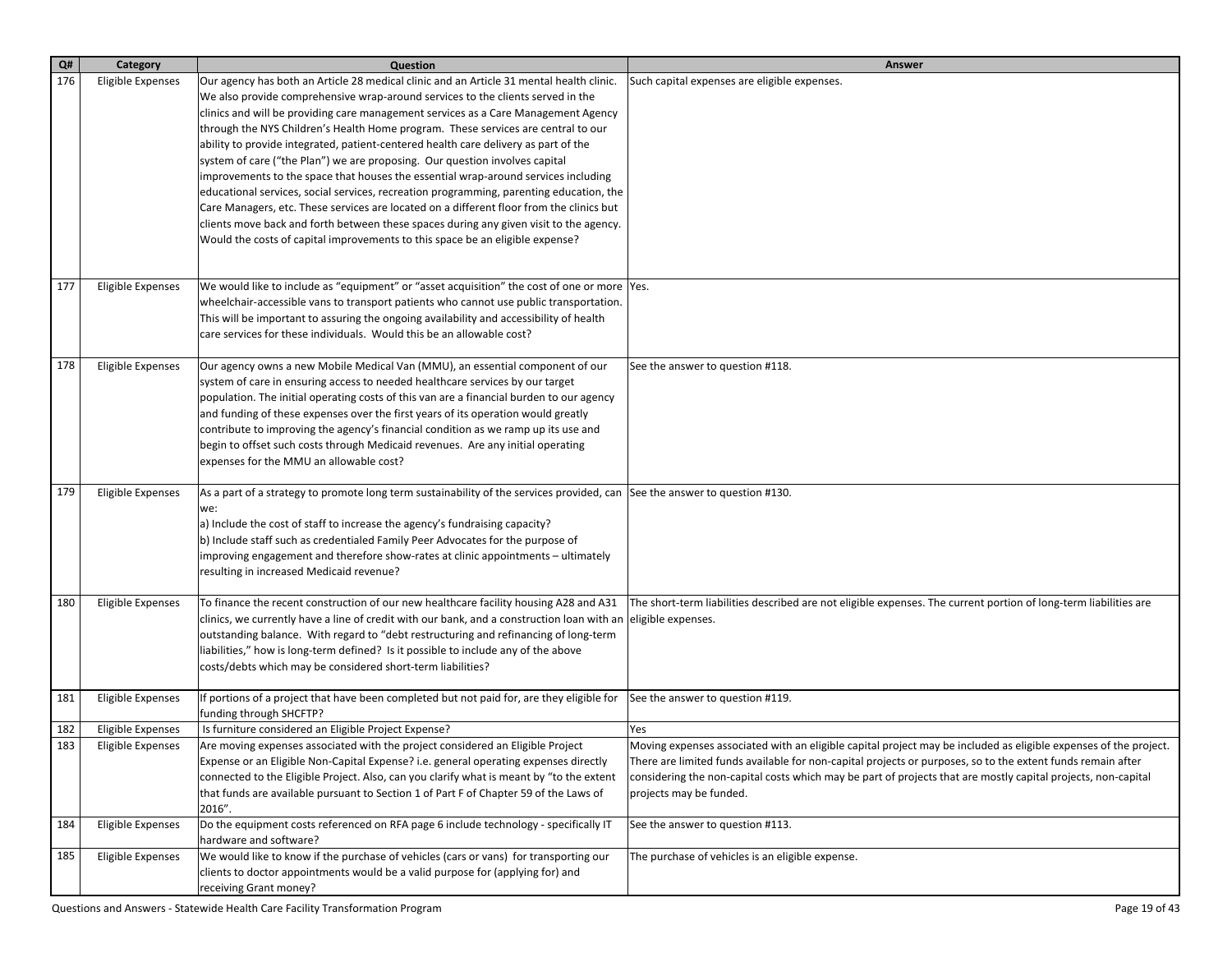| Q# | Category | Question | Answer |
|---|---|---|---|
| 176 | Eligible Expenses | Our agency has both an Article 28 medical clinic and an Article 31 mental health clinic. We also provide comprehensive wrap-around services to the clients served in the clinics and will be providing care management services as a Care Management Agency through the NYS Children's Health Home program. These services are central to our ability to provide integrated, patient-centered health care delivery as part of the system of care ("the Plan") we are proposing. Our question involves capital improvements to the space that houses the essential wrap-around services including educational services, social services, recreation programming, parenting education, the Care Managers, etc. These services are located on a different floor from the clinics but clients move back and forth between these spaces during any given visit to the agency. Would the costs of capital improvements to this space be an eligible expense? | Such capital expenses are eligible expenses. |
| 177 | Eligible Expenses | We would like to include as "equipment" or "asset acquisition" the cost of one or more wheelchair-accessible vans to transport patients who cannot use public transportation. This will be important to assuring the ongoing availability and accessibility of health care services for these individuals. Would this be an allowable cost? | Yes. |
| 178 | Eligible Expenses | Our agency owns a new Mobile Medical Van (MMU), an essential component of our system of care in ensuring access to needed healthcare services by our target population. The initial operating costs of this van are a financial burden to our agency and funding of these expenses over the first years of its operation would greatly contribute to improving the agency's financial condition as we ramp up its use and begin to offset such costs through Medicaid revenues. Are any initial operating expenses for the MMU an allowable cost? | See the answer to question #118. |
| 179 | Eligible Expenses | As a part of a strategy to promote long term sustainability of the services provided, can we:<br>a) Include the cost of staff to increase the agency's fundraising capacity?<br>b) Include staff such as credentialed Family Peer Advocates for the purpose of improving engagement and therefore show-rates at clinic appointments – ultimately resulting in increased Medicaid revenue? | See the answer to question #130. |
| 180 | Eligible Expenses | To finance the recent construction of our new healthcare facility housing A28 and A31 clinics, we currently have a line of credit with our bank, and a construction loan with an outstanding balance. With regard to "debt restructuring and refinancing of long-term liabilities," how is long-term defined? Is it possible to include any of the above costs/debts which may be considered short-term liabilities? | The short-term liabilities described are not eligible expenses. The current portion of long-term liabilities are eligible expenses. |
| 181 | Eligible Expenses | If portions of a project that have been completed but not paid for, are they eligible for funding through SHCFTP? | See the answer to question #119. |
| 182 | Eligible Expenses | Is furniture considered an Eligible Project Expense? | Yes |
| 183 | Eligible Expenses | Are moving expenses associated with the project considered an Eligible Project Expense or an Eligible Non-Capital Expense? i.e. general operating expenses directly connected to the Eligible Project. Also, can you clarify what is meant by "to the extent that funds are available pursuant to Section 1 of Part F of Chapter 59 of the Laws of 2016". | Moving expenses associated with an eligible capital project may be included as eligible expenses of the project. There are limited funds available for non-capital projects or purposes, so to the extent funds remain after considering the non-capital costs which may be part of projects that are mostly capital projects, non-capital projects may be funded. |
| 184 | Eligible Expenses | Do the equipment costs referenced on RFA page 6 include technology - specifically IT hardware and software? | See the answer to question #113. |
| 185 | Eligible Expenses | We would like to know if the purchase of vehicles (cars or vans) for transporting our clients to doctor appointments would be a valid purpose for (applying for) and receiving Grant money? | The purchase of vehicles is an eligible expense. |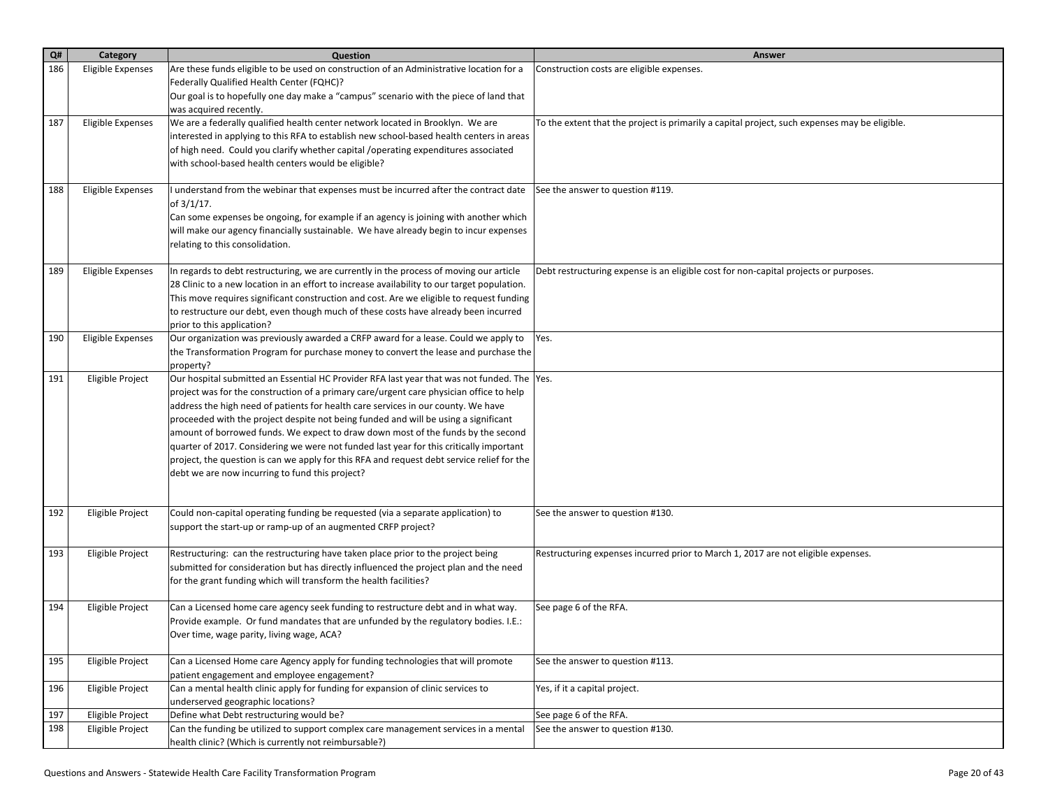| Q# | Category | Question | Answer |
|---|---|---|---|
| 186 | Eligible Expenses | Are these funds eligible to be used on construction of an Administrative location for a Federally Qualified Health Center (FQHC)? Our goal is to hopefully one day make a "campus" scenario with the piece of land that was acquired recently. | Construction costs are eligible expenses. |
| 187 | Eligible Expenses | We are a federally qualified health center network located in Brooklyn. We are interested in applying to this RFA to establish new school-based health centers in areas of high need. Could you clarify whether capital /operating expenditures associated with school-based health centers would be eligible? | To the extent that the project is primarily a capital project, such expenses may be eligible. |
| 188 | Eligible Expenses | I understand from the webinar that expenses must be incurred after the contract date of 3/1/17. Can some expenses be ongoing, for example if an agency is joining with another which will make our agency financially sustainable. We have already begin to incur expenses relating to this consolidation. | See the answer to question #119. |
| 189 | Eligible Expenses | In regards to debt restructuring, we are currently in the process of moving our article 28 Clinic to a new location in an effort to increase availability to our target population. This move requires significant construction and cost. Are we eligible to request funding to restructure our debt, even though much of these costs have already been incurred prior to this application? | Debt restructuring expense is an eligible cost for non-capital projects or purposes. |
| 190 | Eligible Expenses | Our organization was previously awarded a CRFP award for a lease. Could we apply to the Transformation Program for purchase money to convert the lease and purchase the property? | Yes. |
| 191 | Eligible Project | Our hospital submitted an Essential HC Provider RFA last year that was not funded. The project was for the construction of a primary care/urgent care physician office to help address the high need of patients for health care services in our county. We have proceeded with the project despite not being funded and will be using a significant amount of borrowed funds. We expect to draw down most of the funds by the second quarter of 2017. Considering we were not funded last year for this critically important project, the question is can we apply for this RFA and request debt service relief for the debt we are now incurring to fund this project? | Yes. |
| 192 | Eligible Project | Could non-capital operating funding be requested (via a separate application) to support the start-up or ramp-up of an augmented CRFP project? | See the answer to question #130. |
| 193 | Eligible Project | Restructuring: can the restructuring have taken place prior to the project being submitted for consideration but has directly influenced the project plan and the need for the grant funding which will transform the health facilities? | Restructuring expenses incurred prior to March 1, 2017 are not eligible expenses. |
| 194 | Eligible Project | Can a Licensed home care agency seek funding to restructure debt and in what way. Provide example. Or fund mandates that are unfunded by the regulatory bodies. I.E.: Over time, wage parity, living wage, ACA? | See page 6 of the RFA. |
| 195 | Eligible Project | Can a Licensed Home care Agency apply for funding technologies that will promote patient engagement and employee engagement? | See the answer to question #113. |
| 196 | Eligible Project | Can a mental health clinic apply for funding for expansion of clinic services to underserved geographic locations? | Yes, if it a capital project. |
| 197 | Eligible Project | Define what Debt restructuring would be? | See page 6 of the RFA. |
| 198 | Eligible Project | Can the funding be utilized to support complex care management services in a mental health clinic? (Which is currently not reimbursable?) | See the answer to question #130. |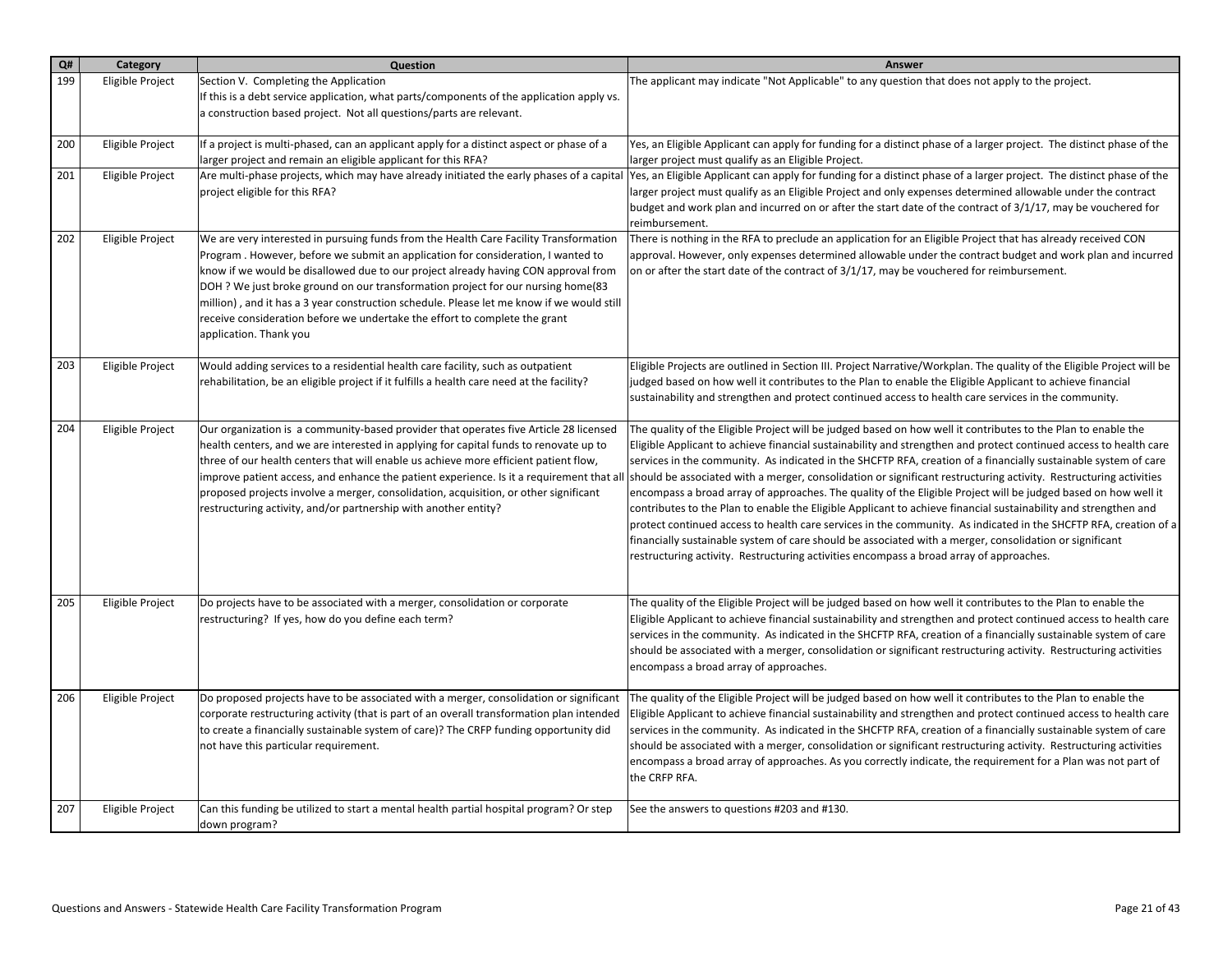| Q# | Category | Question | Answer |
|---|---|---|---|
| 199 | Eligible Project | Section V. Completing the Application<br>If this is a debt service application, what parts/components of the application apply vs. a construction based project. Not all questions/parts are relevant. | The applicant may indicate "Not Applicable" to any question that does not apply to the project. |
| 200 | Eligible Project | If a project is multi-phased, can an applicant apply for a distinct aspect or phase of a larger project and remain an eligible applicant for this RFA? | Yes, an Eligible Applicant can apply for funding for a distinct phase of a larger project. The distinct phase of the larger project must qualify as an Eligible Project. |
| 201 | Eligible Project | Are multi-phase projects, which may have already initiated the early phases of a capital project eligible for this RFA? | Yes, an Eligible Applicant can apply for funding for a distinct phase of a larger project. The distinct phase of the larger project must qualify as an Eligible Project and only expenses determined allowable under the contract budget and work plan and incurred on or after the start date of the contract of 3/1/17, may be vouchered for reimbursement. |
| 202 | Eligible Project | We are very interested in pursuing funds from the Health Care Facility Transformation Program . However, before we submit an application for consideration, I wanted to know if we would be disallowed due to our project already having CON approval from DOH ? We just broke ground on our transformation project for our nursing home(83 million) , and it has a 3 year construction schedule. Please let me know if we would still receive consideration before we undertake the effort to complete the grant application. Thank you | There is nothing in the RFA to preclude an application for an Eligible Project that has already received CON approval. However, only expenses determined allowable under the contract budget and work plan and incurred on or after the start date of the contract of 3/1/17, may be vouchered for reimbursement. |
| 203 | Eligible Project | Would adding services to a residential health care facility, such as outpatient rehabilitation, be an eligible project if it fulfills a health care need at the facility? | Eligible Projects are outlined in Section III. Project Narrative/Workplan. The quality of the Eligible Project will be judged based on how well it contributes to the Plan to enable the Eligible Applicant to achieve financial sustainability and strengthen and protect continued access to health care services in the community. |
| 204 | Eligible Project | Our organization is a community-based provider that operates five Article 28 licensed health centers, and we are interested in applying for capital funds to renovate up to three of our health centers that will enable us achieve more efficient patient flow, improve patient access, and enhance the patient experience. Is it a requirement that all proposed projects involve a merger, consolidation, acquisition, or other significant restructuring activity, and/or partnership with another entity? | The quality of the Eligible Project will be judged based on how well it contributes to the Plan to enable the Eligible Applicant to achieve financial sustainability and strengthen and protect continued access to health care services in the community. As indicated in the SHCFTP RFA, creation of a financially sustainable system of care should be associated with a merger, consolidation or significant restructuring activity. Restructuring activities encompass a broad array of approaches. The quality of the Eligible Project will be judged based on how well it contributes to the Plan to enable the Eligible Applicant to achieve financial sustainability and strengthen and protect continued access to health care services in the community. As indicated in the SHCFTP RFA, creation of a financially sustainable system of care should be associated with a merger, consolidation or significant restructuring activity. Restructuring activities encompass a broad array of approaches. |
| 205 | Eligible Project | Do projects have to be associated with a merger, consolidation or corporate restructuring? If yes, how do you define each term? | The quality of the Eligible Project will be judged based on how well it contributes to the Plan to enable the Eligible Applicant to achieve financial sustainability and strengthen and protect continued access to health care services in the community. As indicated in the SHCFTP RFA, creation of a financially sustainable system of care should be associated with a merger, consolidation or significant restructuring activity. Restructuring activities encompass a broad array of approaches. |
| 206 | Eligible Project | Do proposed projects have to be associated with a merger, consolidation or significant corporate restructuring activity (that is part of an overall transformation plan intended to create a financially sustainable system of care)? The CRFP funding opportunity did not have this particular requirement. | The quality of the Eligible Project will be judged based on how well it contributes to the Plan to enable the Eligible Applicant to achieve financial sustainability and strengthen and protect continued access to health care services in the community. As indicated in the SHCFTP RFA, creation of a financially sustainable system of care should be associated with a merger, consolidation or significant restructuring activity. Restructuring activities encompass a broad array of approaches. As you correctly indicate, the requirement for a Plan was not part of the CRFP RFA. |
| 207 | Eligible Project | Can this funding be utilized to start a mental health partial hospital program? Or step down program? | See the answers to questions #203 and #130. |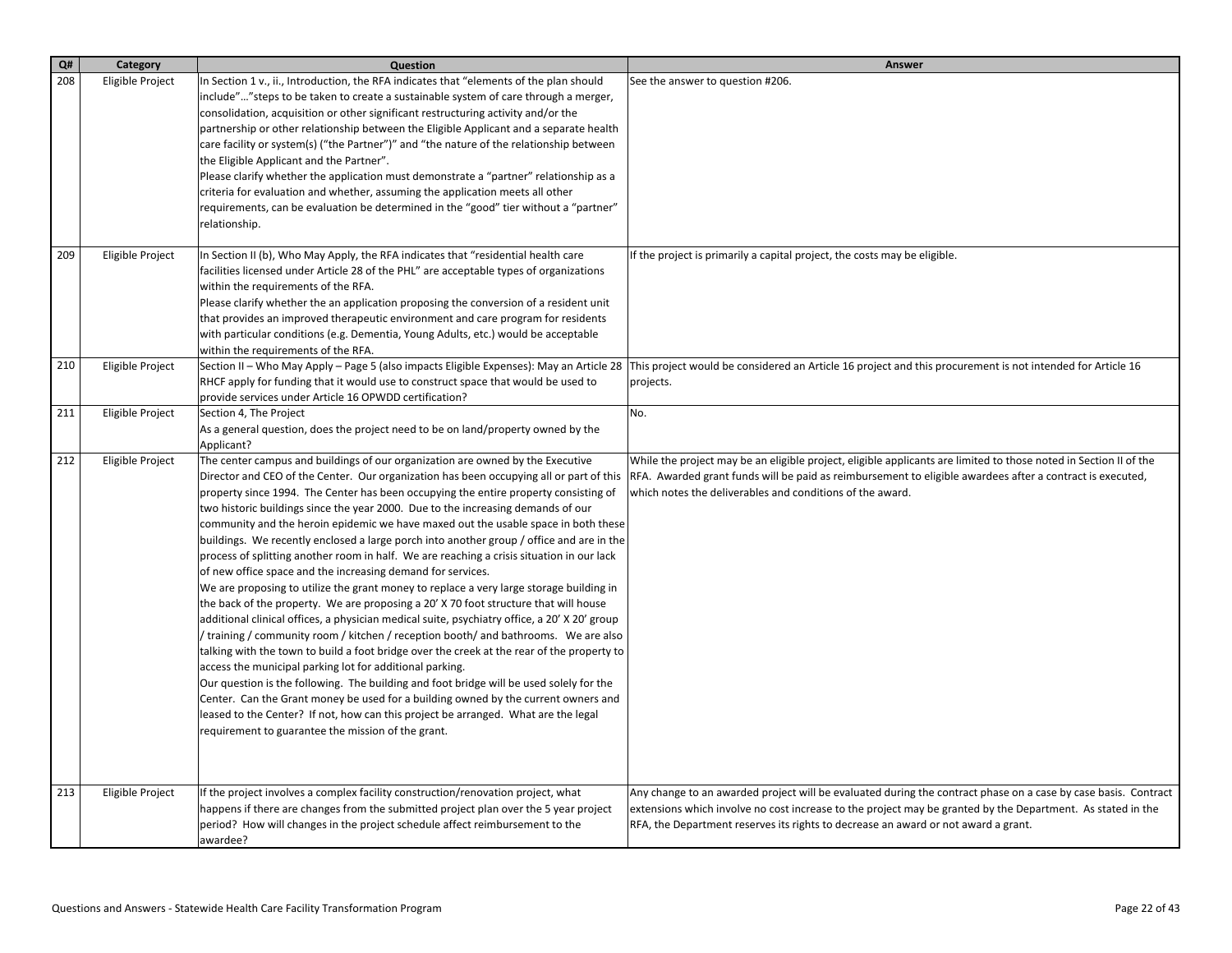| Q# | Category | Question | Answer |
|---|---|---|---|
| 208 | Eligible Project | In Section 1 v., ii., Introduction, the RFA indicates that "elements of the plan should include"…"steps to be taken to create a sustainable system of care through a merger, consolidation, acquisition or other significant restructuring activity and/or the partnership or other relationship between the Eligible Applicant and a separate health care facility or system(s) ("the Partner")" and "the nature of the relationship between the Eligible Applicant and the Partner".<br>Please clarify whether the application must demonstrate a "partner" relationship as a criteria for evaluation and whether, assuming the application meets all other requirements, can be evaluation be determined in the "good" tier without a "partner" relationship. | See the answer to question #206. |
| 209 | Eligible Project | In Section II (b), Who May Apply, the RFA indicates that "residential health care facilities licensed under Article 28 of the PHL" are acceptable types of organizations within the requirements of the RFA.<br>Please clarify whether the an application proposing the conversion of a resident unit that provides an improved therapeutic environment and care program for residents with particular conditions (e.g. Dementia, Young Adults, etc.) would be acceptable within the requirements of the RFA. | If the project is primarily a capital project, the costs may be eligible. |
| 210 | Eligible Project | Section II – Who May Apply – Page 5 (also impacts Eligible Expenses): May an Article 28 RHCF apply for funding that it would use to construct space that would be used to provide services under Article 16 OPWDD certification? | This project would be considered an Article 16 project and this procurement is not intended for Article 16 projects. |
| 211 | Eligible Project | Section 4, The Project<br>As a general question, does the project need to be on land/property owned by the Applicant? | No. |
| 212 | Eligible Project | The center campus and buildings of our organization are owned by the Executive Director and CEO of the Center. Our organization has been occupying all or part of this property since 1994. The Center has been occupying the entire property consisting of two historic buildings since the year 2000. Due to the increasing demands of our community and the heroin epidemic we have maxed out the usable space in both these buildings. We recently enclosed a large porch into another group / office and are in the process of splitting another room in half. We are reaching a crisis situation in our lack of new office space and the increasing demand for services.<br>We are proposing to utilize the grant money to replace a very large storage building in the back of the property. We are proposing a 20' X 70 foot structure that will house additional clinical offices, a physician medical suite, psychiatry office, a 20' X 20' group / training / community room / kitchen / reception booth/ and bathrooms. We are also talking with the town to build a foot bridge over the creek at the rear of the property to access the municipal parking lot for additional parking.<br>Our question is the following. The building and foot bridge will be used solely for the Center. Can the Grant money be used for a building owned by the current owners and leased to the Center? If not, how can this project be arranged. What are the legal requirement to guarantee the mission of the grant. | While the project may be an eligible project, eligible applicants are limited to those noted in Section II of the RFA. Awarded grant funds will be paid as reimbursement to eligible awardees after a contract is executed, which notes the deliverables and conditions of the award. |
| 213 | Eligible Project | If the project involves a complex facility construction/renovation project, what happens if there are changes from the submitted project plan over the 5 year project period? How will changes in the project schedule affect reimbursement to the awardee? | Any change to an awarded project will be evaluated during the contract phase on a case by case basis. Contract extensions which involve no cost increase to the project may be granted by the Department. As stated in the RFA, the Department reserves its rights to decrease an award or not award a grant. |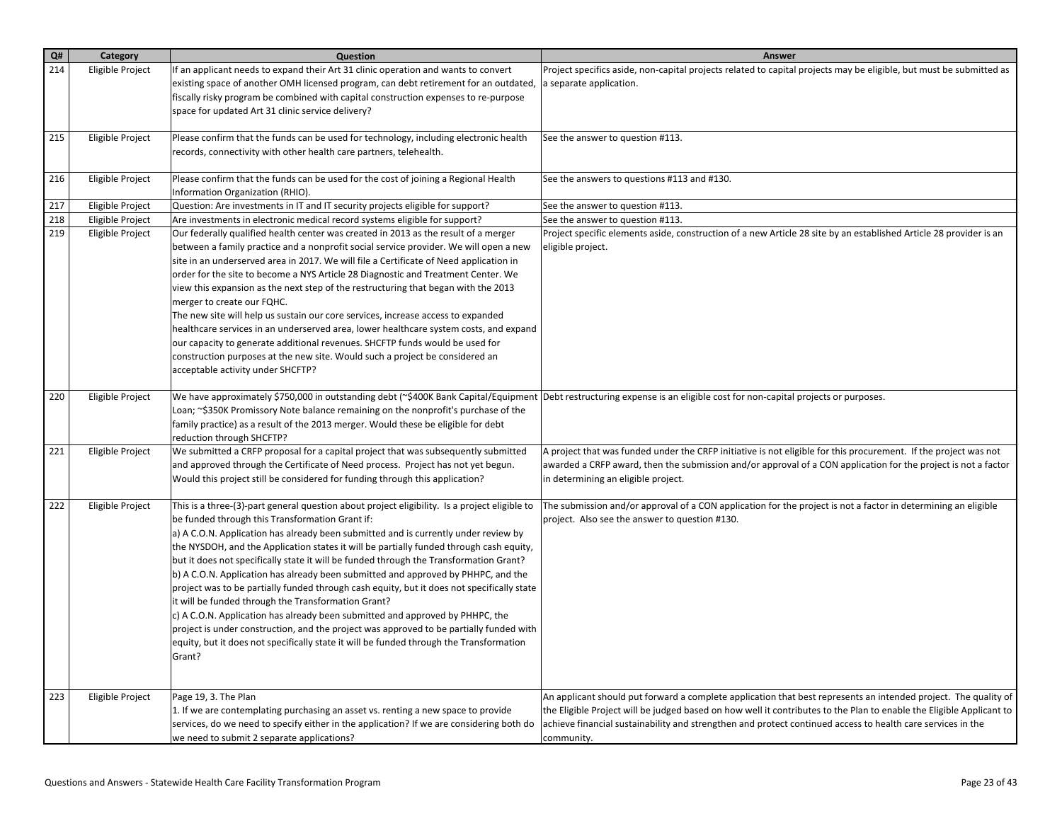| Q# | Category | Question | Answer |
|---|---|---|---|
| 214 | Eligible Project | If an applicant needs to expand their Art 31 clinic operation and wants to convert existing space of another OMH licensed program, can debt retirement for an outdated, fiscally risky program be combined with capital construction expenses to re-purpose space for updated Art 31 clinic service delivery? | Project specifics aside, non-capital projects related to capital projects may be eligible, but must be submitted as a separate application. |
| 215 | Eligible Project | Please confirm that the funds can be used for technology, including electronic health records, connectivity with other health care partners, telehealth. | See the answer to question #113. |
| 216 | Eligible Project | Please confirm that the funds can be used for the cost of joining a Regional Health Information Organization (RHIO). | See the answers to questions #113 and #130. |
| 217 | Eligible Project | Question: Are investments in IT and IT security projects eligible for support? | See the answer to question #113. |
| 218 | Eligible Project | Are investments in electronic medical record systems eligible for support? | See the answer to question #113. |
| 219 | Eligible Project | Our federally qualified health center was created in 2013 as the result of a merger between a family practice and a nonprofit social service provider. We will open a new site in an underserved area in 2017. We will file a Certificate of Need application in order for the site to become a NYS Article 28 Diagnostic and Treatment Center. We view this expansion as the next step of the restructuring that began with the 2013 merger to create our FQHC.<br>The new site will help us sustain our core services, increase access to expanded healthcare services in an underserved area, lower healthcare system costs, and expand our capacity to generate additional revenues. SHCFTP funds would be used for construction purposes at the new site. Would such a project be considered an acceptable activity under SHCFTP? | Project specific elements aside, construction of a new Article 28 site by an established Article 28 provider is an eligible project. |
| 220 | Eligible Project | We have approximately $750,000 in outstanding debt (~$400K Bank Capital/Equipment Loan; ~$350K Promissory Note balance remaining on the nonprofit's purchase of the family practice) as a result of the 2013 merger. Would these be eligible for debt reduction through SHCFTP? | Debt restructuring expense is an eligible cost for non-capital projects or purposes. |
| 221 | Eligible Project | We submitted a CRFP proposal for a capital project that was subsequently submitted and approved through the Certificate of Need process. Project has not yet begun. Would this project still be considered for funding through this application? | A project that was funded under the CRFP initiative is not eligible for this procurement. If the project was not awarded a CRFP award, then the submission and/or approval of a CON application for the project is not a factor in determining an eligible project. |
| 222 | Eligible Project | This is a three-(3)-part general question about project eligibility. Is a project eligible to be funded through this Transformation Grant if:<br>a) A C.O.N. Application has already been submitted and is currently under review by the NYSDOH, and the Application states it will be partially funded through cash equity, but it does not specifically state it will be funded through the Transformation Grant?<br>b) A C.O.N. Application has already been submitted and approved by PHHPC, and the project was to be partially funded through cash equity, but it does not specifically state it will be funded through the Transformation Grant?<br>c) A C.O.N. Application has already been submitted and approved by PHHPC, the project is under construction, and the project was approved to be partially funded with equity, but it does not specifically state it will be funded through the Transformation Grant? | The submission and/or approval of a CON application for the project is not a factor in determining an eligible project. Also see the answer to question #130. |
| 223 | Eligible Project | Page 19, 3. The Plan<br>1. If we are contemplating purchasing an asset vs. renting a new space to provide services, do we need to specify either in the application? If we are considering both do we need to submit 2 separate applications? | An applicant should put forward a complete application that best represents an intended project. The quality of the Eligible Project will be judged based on how well it contributes to the Plan to enable the Eligible Applicant to achieve financial sustainability and strengthen and protect continued access to health care services in the community. |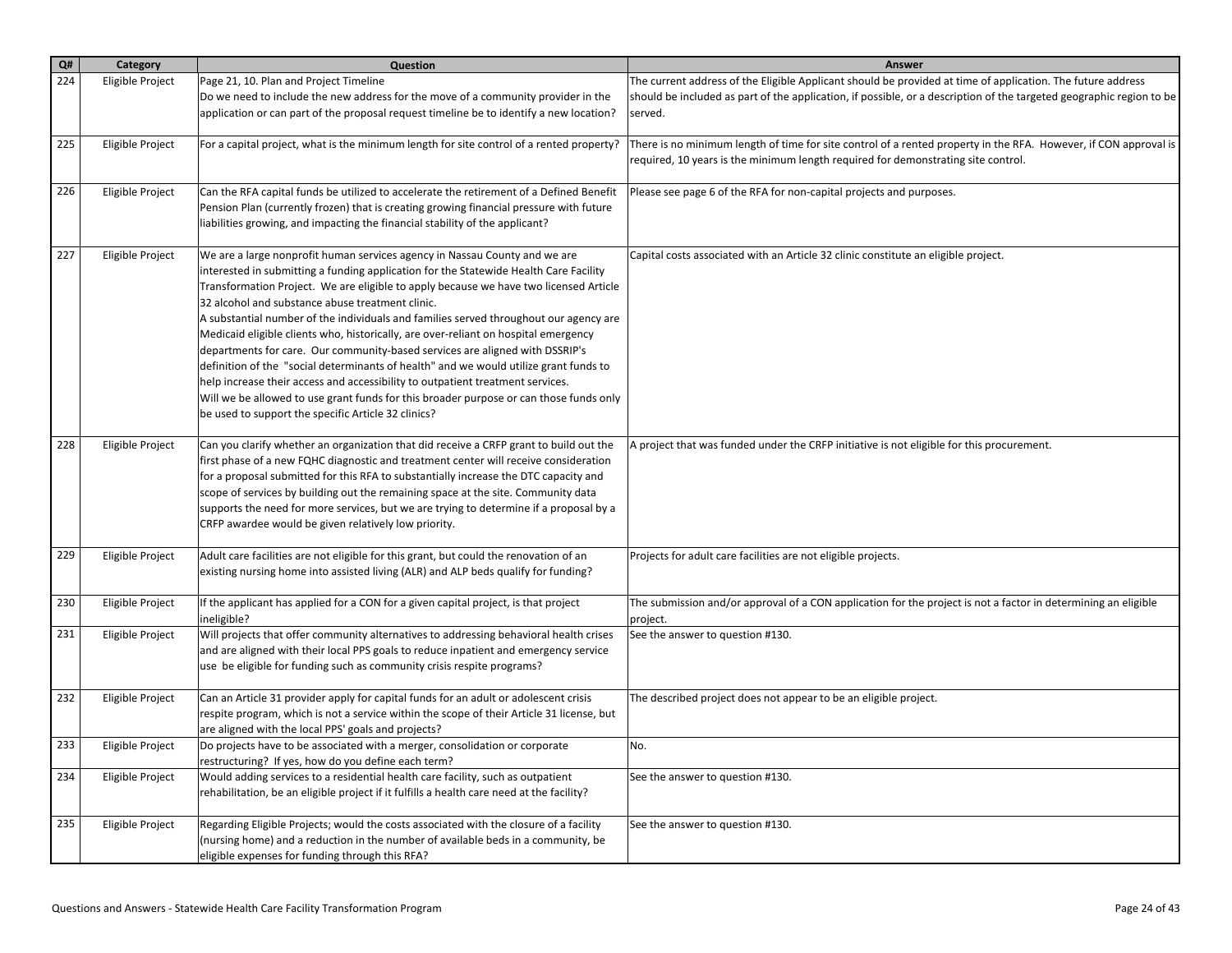| Q# | Category | Question | Answer |
|---|---|---|---|
| 224 | Eligible Project | Page 21, 10. Plan and Project Timeline<br>Do we need to include the new address for the move of a community provider in the application or can part of the proposal request timeline be to identify a new location? | The current address of the Eligible Applicant should be provided at time of application. The future address should be included as part of the application, if possible, or a description of the targeted geographic region to be served. |
| 225 | Eligible Project | For a capital project, what is the minimum length for site control of a rented property? | There is no minimum length of time for site control of a rented property in the RFA. However, if CON approval is required, 10 years is the minimum length required for demonstrating site control. |
| 226 | Eligible Project | Can the RFA capital funds be utilized to accelerate the retirement of a Defined Benefit Pension Plan (currently frozen) that is creating growing financial pressure with future liabilities growing, and impacting the financial stability of the applicant? | Please see page 6 of the RFA for non-capital projects and purposes. |
| 227 | Eligible Project | We are a large nonprofit human services agency in Nassau County and we are interested in submitting a funding application for the Statewide Health Care Facility Transformation Project. We are eligible to apply because we have two licensed Article 32 alcohol and substance abuse treatment clinic.<br>A substantial number of the individuals and families served throughout our agency are Medicaid eligible clients who, historically, are over-reliant on hospital emergency departments for care. Our community-based services are aligned with DSSRIP's definition of the "social determinants of health" and we would utilize grant funds to help increase their access and accessibility to outpatient treatment services.<br>Will we be allowed to use grant funds for this broader purpose or can those funds only be used to support the specific Article 32 clinics? | Capital costs associated with an Article 32 clinic constitute an eligible project. |
| 228 | Eligible Project | Can you clarify whether an organization that did receive a CRFP grant to build out the first phase of a new FQHC diagnostic and treatment center will receive consideration for a proposal submitted for this RFA to substantially increase the DTC capacity and scope of services by building out the remaining space at the site. Community data supports the need for more services, but we are trying to determine if a proposal by a CRFP awardee would be given relatively low priority. | A project that was funded under the CRFP initiative is not eligible for this procurement. |
| 229 | Eligible Project | Adult care facilities are not eligible for this grant, but could the renovation of an existing nursing home into assisted living (ALR) and ALP beds qualify for funding? | Projects for adult care facilities are not eligible projects. |
| 230 | Eligible Project | If the applicant has applied for a CON for a given capital project, is that project ineligible? | The submission and/or approval of a CON application for the project is not a factor in determining an eligible project. |
| 231 | Eligible Project | Will projects that offer community alternatives to addressing behavioral health crises and are aligned with their local PPS goals to reduce inpatient and emergency service use be eligible for funding such as community crisis respite programs? | See the answer to question #130. |
| 232 | Eligible Project | Can an Article 31 provider apply for capital funds for an adult or adolescent crisis respite program, which is not a service within the scope of their Article 31 license, but are aligned with the local PPS' goals and projects? | The described project does not appear to be an eligible project. |
| 233 | Eligible Project | Do projects have to be associated with a merger, consolidation or corporate restructuring? If yes, how do you define each term? | No. |
| 234 | Eligible Project | Would adding services to a residential health care facility, such as outpatient rehabilitation, be an eligible project if it fulfills a health care need at the facility? | See the answer to question #130. |
| 235 | Eligible Project | Regarding Eligible Projects; would the costs associated with the closure of a facility (nursing home) and a reduction in the number of available beds in a community, be eligible expenses for funding through this RFA? | See the answer to question #130. |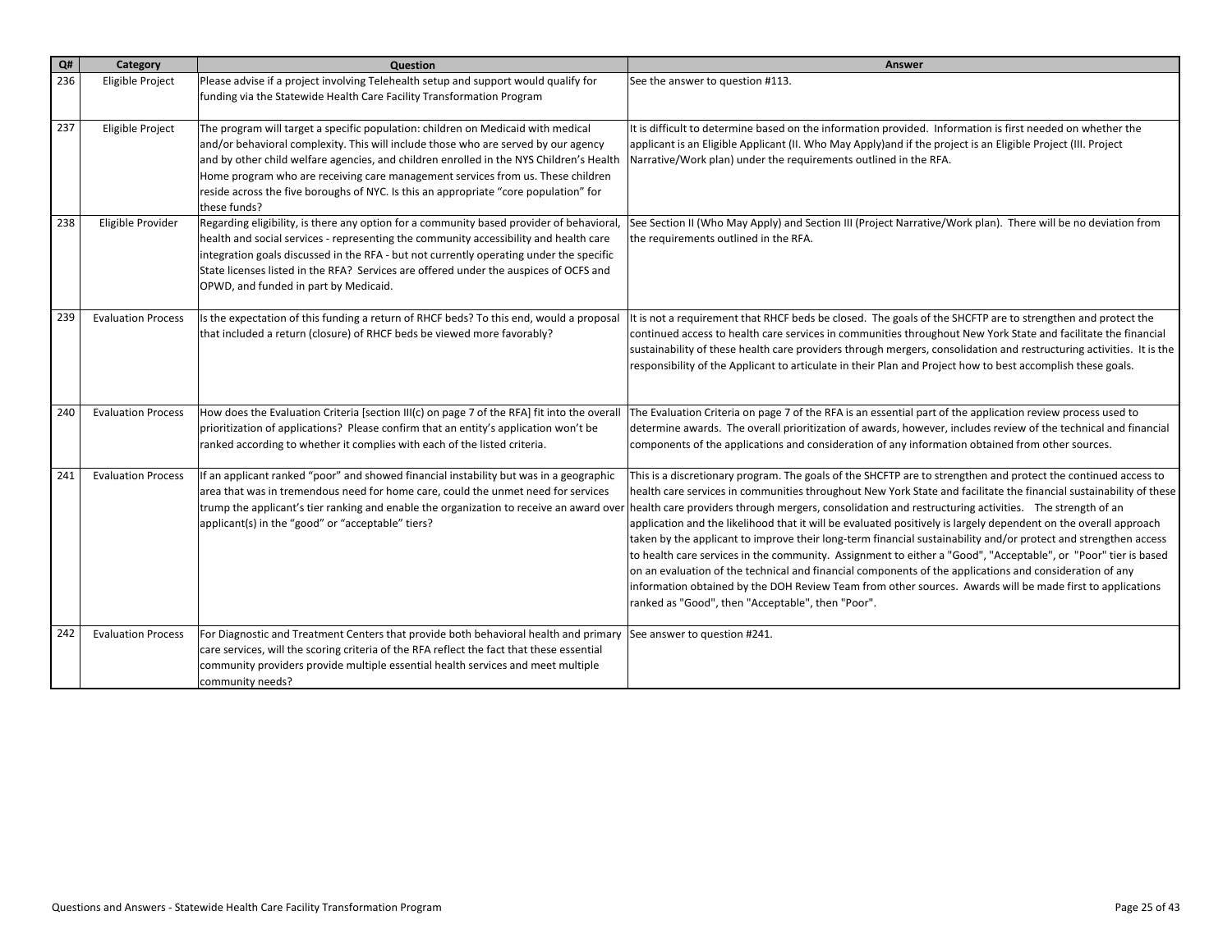| Q# | Category | Question | Answer |
|---|---|---|---|
| 236 | Eligible Project | Please advise if a project involving Telehealth setup and support would qualify for funding via the Statewide Health Care Facility Transformation Program | See the answer to question #113. |
| 237 | Eligible Project | The program will target a specific population: children on Medicaid with medical and/or behavioral complexity. This will include those who are served by our agency and by other child welfare agencies, and children enrolled in the NYS Children's Health Home program who are receiving care management services from us. These children reside across the five boroughs of NYC. Is this an appropriate "core population" for these funds? | It is difficult to determine based on the information provided. Information is first needed on whether the applicant is an Eligible Applicant (II. Who May Apply)and if the project is an Eligible Project (III. Project Narrative/Work plan) under the requirements outlined in the RFA. |
| 238 | Eligible Provider | Regarding eligibility, is there any option for a community based provider of behavioral, health and social services - representing the community accessibility and health care integration goals discussed in the RFA - but not currently operating under the specific State licenses listed in the RFA? Services are offered under the auspices of OCFS and OPWD, and funded in part by Medicaid. | See Section II (Who May Apply) and Section III (Project Narrative/Work plan). There will be no deviation from the requirements outlined in the RFA. |
| 239 | Evaluation Process | Is the expectation of this funding a return of RHCF beds? To this end, would a proposal that included a return (closure) of RHCF beds be viewed more favorably? | It is not a requirement that RHCF beds be closed. The goals of the SHCFTP are to strengthen and protect the continued access to health care services in communities throughout New York State and facilitate the financial sustainability of these health care providers through mergers, consolidation and restructuring activities. It is the responsibility of the Applicant to articulate in their Plan and Project how to best accomplish these goals. |
| 240 | Evaluation Process | How does the Evaluation Criteria [section III(c) on page 7 of the RFA] fit into the overall prioritization of applications? Please confirm that an entity's application won't be ranked according to whether it complies with each of the listed criteria. | The Evaluation Criteria on page 7 of the RFA is an essential part of the application review process used to determine awards. The overall prioritization of awards, however, includes review of the technical and financial components of the applications and consideration of any information obtained from other sources. |
| 241 | Evaluation Process | If an applicant ranked "poor" and showed financial instability but was in a geographic area that was in tremendous need for home care, could the unmet need for services trump the applicant's tier ranking and enable the organization to receive an award over applicant(s) in the "good" or "acceptable" tiers? | This is a discretionary program. The goals of the SHCFTP are to strengthen and protect the continued access to health care services in communities throughout New York State and facilitate the financial sustainability of these health care providers through mergers, consolidation and restructuring activities. The strength of an application and the likelihood that it will be evaluated positively is largely dependent on the overall approach taken by the applicant to improve their long-term financial sustainability and/or protect and strengthen access to health care services in the community. Assignment to either a "Good", "Acceptable", or "Poor" tier is based on an evaluation of the technical and financial components of the applications and consideration of any information obtained by the DOH Review Team from other sources. Awards will be made first to applications ranked as "Good", then "Acceptable", then "Poor". |
| 242 | Evaluation Process | For Diagnostic and Treatment Centers that provide both behavioral health and primary care services, will the scoring criteria of the RFA reflect the fact that these essential community providers provide multiple essential health services and meet multiple community needs? | See answer to question #241. |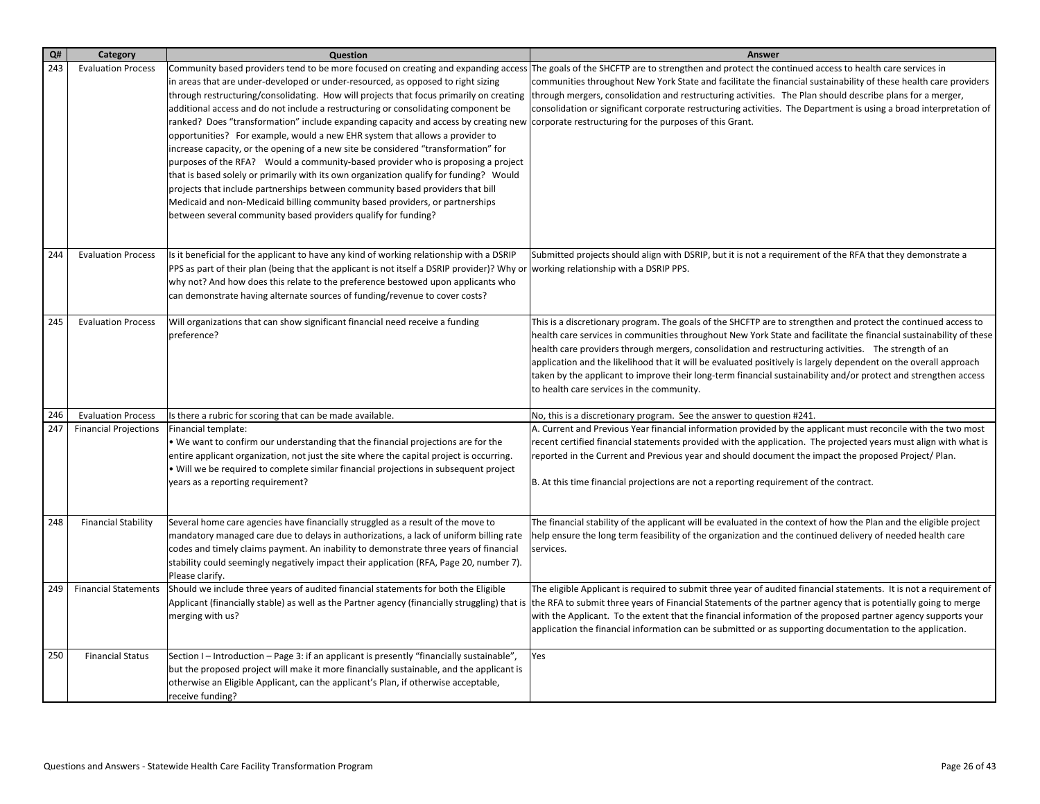| Q# | Category | Question | Answer |
|---|---|---|---|
| 243 | Evaluation Process | Community based providers tend to be more focused on creating and expanding access in areas that are under-developed or under-resourced, as opposed to right sizing through restructuring/consolidating. How will projects that focus primarily on creating additional access and do not include a restructuring or consolidating component be ranked? Does "transformation" include expanding capacity and access by creating new opportunities? For example, would a new EHR system that allows a provider to increase capacity, or the opening of a new site be considered "transformation" for purposes of the RFA? Would a community-based provider who is proposing a project that is based solely or primarily with its own organization qualify for funding? Would projects that include partnerships between community based providers that bill Medicaid and non-Medicaid billing community based providers, or partnerships between several community based providers qualify for funding? | The goals of the SHCFTP are to strengthen and protect the continued access to health care services in communities throughout New York State and facilitate the financial sustainability of these health care providers through mergers, consolidation and restructuring activities. The Plan should describe plans for a merger, consolidation or significant corporate restructuring activities. The Department is using a broad interpretation of corporate restructuring for the purposes of this Grant. |
| 244 | Evaluation Process | Is it beneficial for the applicant to have any kind of working relationship with a DSRIP PPS as part of their plan (being that the applicant is not itself a DSRIP provider)? Why or why not? And how does this relate to the preference bestowed upon applicants who can demonstrate having alternate sources of funding/revenue to cover costs? | Submitted projects should align with DSRIP, but it is not a requirement of the RFA that they demonstrate a working relationship with a DSRIP PPS. |
| 245 | Evaluation Process | Will organizations that can show significant financial need receive a funding preference? | This is a discretionary program. The goals of the SHCFTP are to strengthen and protect the continued access to health care services in communities throughout New York State and facilitate the financial sustainability of these health care providers through mergers, consolidation and restructuring activities. The strength of an application and the likelihood that it will be evaluated positively is largely dependent on the overall approach taken by the applicant to improve their long-term financial sustainability and/or protect and strengthen access to health care services in the community. |
| 246 | Evaluation Process | Is there a rubric for scoring that can be made available. | No, this is a discretionary program. See the answer to question #241. |
| 247 | Financial Projections | Financial template:<br>• We want to confirm our understanding that the financial projections are for the entire applicant organization, not just the site where the capital project is occurring.<br>• Will we be required to complete similar financial projections in subsequent project years as a reporting requirement? | A. Current and Previous Year financial information provided by the applicant must reconcile with the two most recent certified financial statements provided with the application. The projected years must align with what is reported in the Current and Previous year and should document the impact the proposed Project/ Plan.<br><br>B. At this time financial projections are not a reporting requirement of the contract. |
| 248 | Financial Stability | Several home care agencies have financially struggled as a result of the move to mandatory managed care due to delays in authorizations, a lack of uniform billing rate codes and timely claims payment. An inability to demonstrate three years of financial stability could seemingly negatively impact their application (RFA, Page 20, number 7). Please clarify. | The financial stability of the applicant will be evaluated in the context of how the Plan and the eligible project help ensure the long term feasibility of the organization and the continued delivery of needed health care services. |
| 249 | Financial Statements | Should we include three years of audited financial statements for both the Eligible Applicant (financially stable) as well as the Partner agency (financially struggling) that is merging with us? | The eligible Applicant is required to submit three year of audited financial statements. It is not a requirement of the RFA to submit three years of Financial Statements of the partner agency that is potentially going to merge with the Applicant. To the extent that the financial information of the proposed partner agency supports your application the financial information can be submitted or as supporting documentation to the application. |
| 250 | Financial Status | Section I – Introduction – Page 3: if an applicant is presently "financially sustainable", but the proposed project will make it more financially sustainable, and the applicant is otherwise an Eligible Applicant, can the applicant's Plan, if otherwise acceptable, receive funding? | Yes |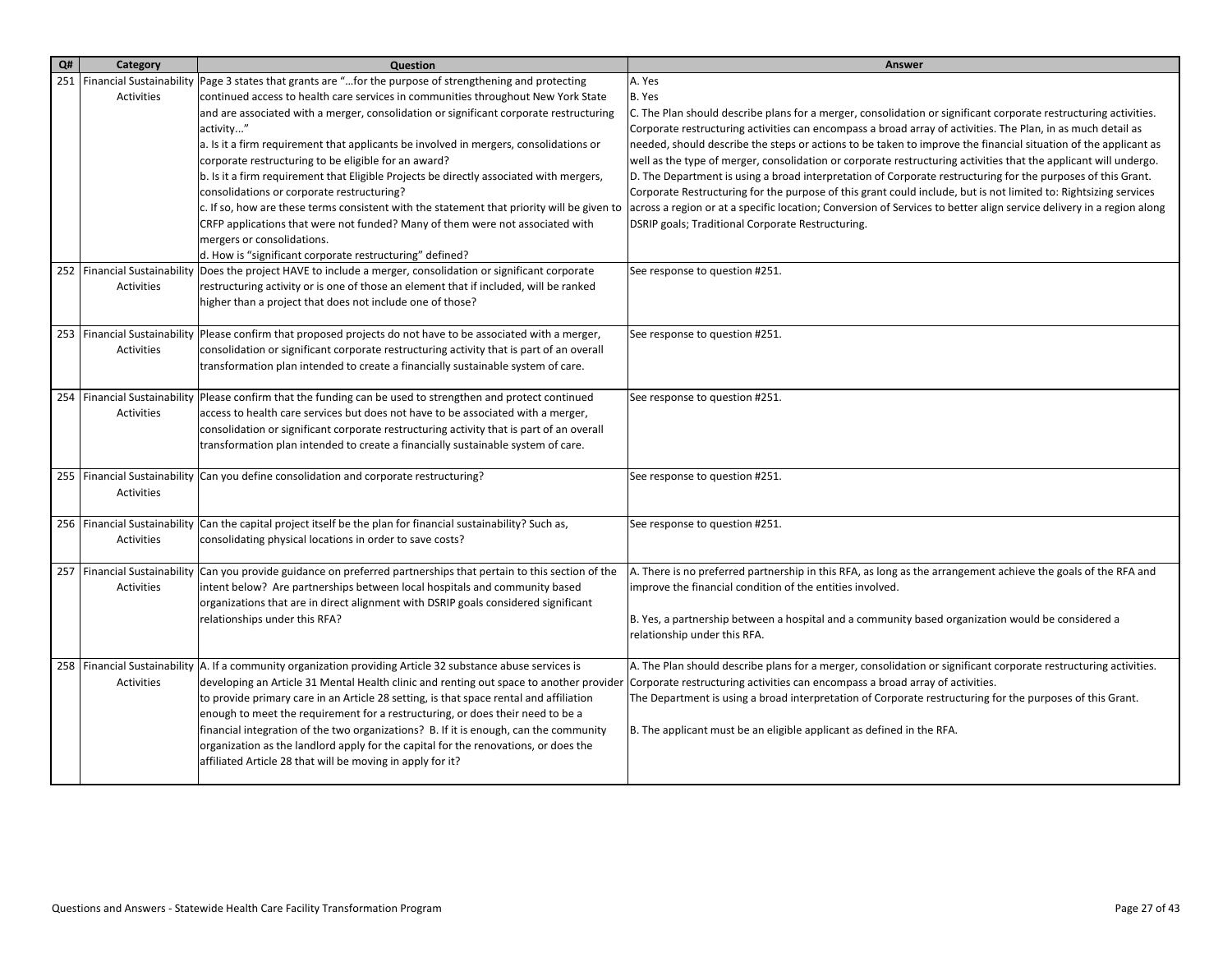| Q# | Category | Question | Answer |
|---|---|---|---|
| 251 | Financial Sustainability Activities | Page 3 states that grants are "…for the purpose of strengthening and protecting continued access to health care services in communities throughout New York State and are associated with a merger, consolidation or significant corporate restructuring activity..."<br>a. Is it a firm requirement that applicants be involved in mergers, consolidations or corporate restructuring to be eligible for an award?<br>b. Is it a firm requirement that Eligible Projects be directly associated with mergers, consolidations or corporate restructuring?<br>c. If so, how are these terms consistent with the statement that priority will be given to CRFP applications that were not funded? Many of them were not associated with mergers or consolidations.<br>d. How is "significant corporate restructuring" defined? | A. Yes<br>B. Yes<br>C. The Plan should describe plans for a merger, consolidation or significant corporate restructuring activities. Corporate restructuring activities can encompass a broad array of activities. The Plan, in as much detail as needed, should describe the steps or actions to be taken to improve the financial situation of the applicant as well as the type of merger, consolidation or corporate restructuring activities that the applicant will undergo.<br>D. The Department is using a broad interpretation of Corporate restructuring for the purposes of this Grant. Corporate Restructuring for the purpose of this grant could include, but is not limited to: Rightsizing services across a region or at a specific location; Conversion of Services to better align service delivery in a region along DSRIP goals; Traditional Corporate Restructuring. |
| 252 | Financial Sustainability Activities | Does the project HAVE to include a merger, consolidation or significant corporate restructuring activity or is one of those an element that if included, will be ranked higher than a project that does not include one of those? | See response to question #251. |
| 253 | Financial Sustainability Activities | Please confirm that proposed projects do not have to be associated with a merger, consolidation or significant corporate restructuring activity that is part of an overall transformation plan intended to create a financially sustainable system of care. | See response to question #251. |
| 254 | Financial Sustainability Activities | Please confirm that the funding can be used to strengthen and protect continued access to health care services but does not have to be associated with a merger, consolidation or significant corporate restructuring activity that is part of an overall transformation plan intended to create a financially sustainable system of care. | See response to question #251. |
| 255 | Financial Sustainability Activities | Can you define consolidation and corporate restructuring? | See response to question #251. |
| 256 | Financial Sustainability Activities | Can the capital project itself be the plan for financial sustainability? Such as, consolidating physical locations in order to save costs? | See response to question #251. |
| 257 | Financial Sustainability Activities | Can you provide guidance on preferred partnerships that pertain to this section of the intent below? Are partnerships between local hospitals and community based organizations that are in direct alignment with DSRIP goals considered significant relationships under this RFA? | A. There is no preferred partnership in this RFA, as long as the arrangement achieve the goals of the RFA and improve the financial condition of the entities involved.<br><br>B. Yes, a partnership between a hospital and a community based organization would be considered a relationship under this RFA. |
| 258 | Financial Sustainability Activities | A. If a community organization providing Article 32 substance abuse services is developing an Article 31 Mental Health clinic and renting out space to another provider to provide primary care in an Article 28 setting, is that space rental and affiliation enough to meet the requirement for a restructuring, or does their need to be a financial integration of the two organizations? B. If it is enough, can the community organization as the landlord apply for the capital for the renovations, or does the affiliated Article 28 that will be moving in apply for it? | A. The Plan should describe plans for a merger, consolidation or significant corporate restructuring activities. Corporate restructuring activities can encompass a broad array of activities.<br>The Department is using a broad interpretation of Corporate restructuring for the purposes of this Grant.<br><br>B. The applicant must be an eligible applicant as defined in the RFA. |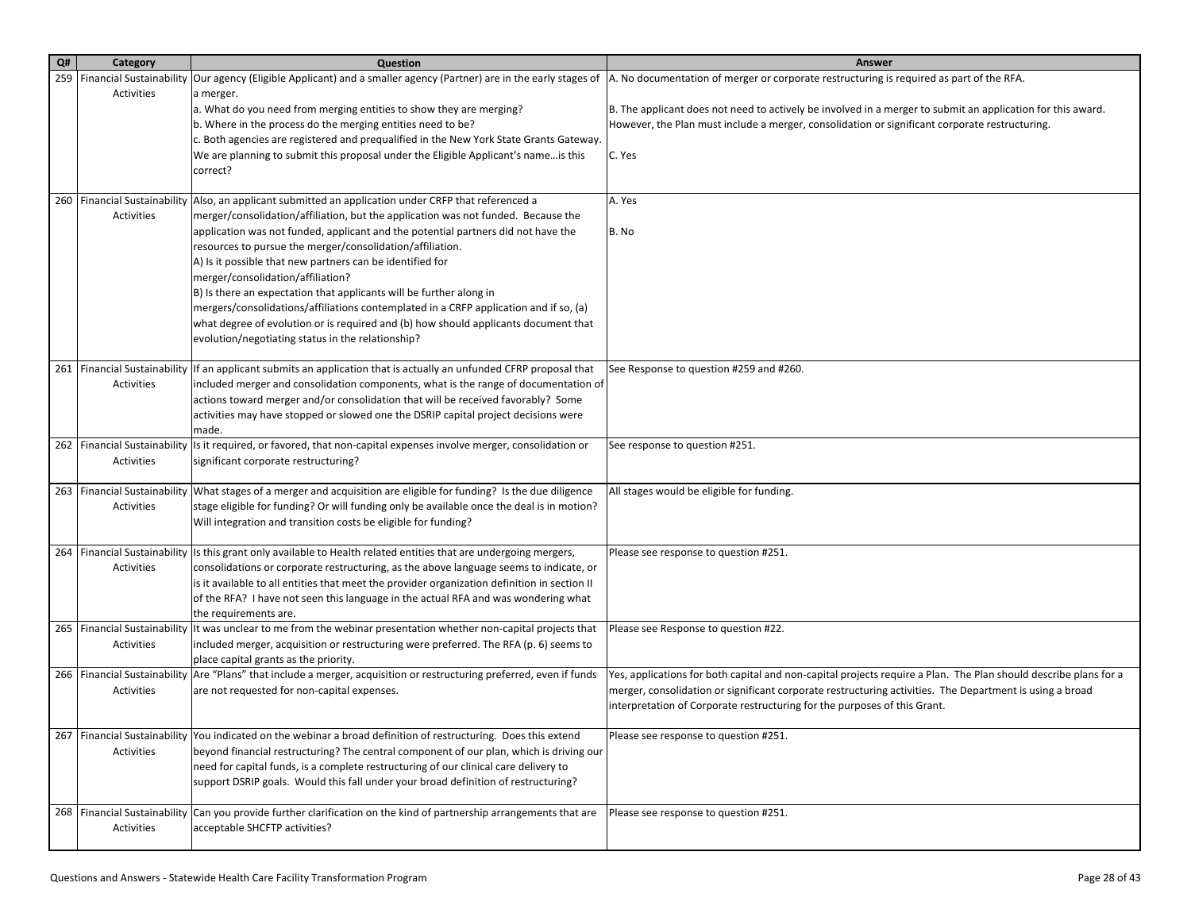| Q# | Category | Question | Answer |
|---|---|---|---|
| 259 | Financial Sustainability Activities | Our agency (Eligible Applicant) and a smaller agency (Partner) are in the early stages of a merger.<br>a. What do you need from merging entities to show they are merging?<br>b. Where in the process do the merging entities need to be?<br>c. Both agencies are registered and prequalified in the New York State Grants Gateway. We are planning to submit this proposal under the Eligible Applicant's name…is this correct? | A. No documentation of merger or corporate restructuring is required as part of the RFA.<br><br>B. The applicant does not need to actively be involved in a merger to submit an application for this award. However, the Plan must include a merger, consolidation or significant corporate restructuring.<br><br>C. Yes |
| 260 | Financial Sustainability Activities | Also, an applicant submitted an application under CRFP that referenced a merger/consolidation/affiliation, but the application was not funded. Because the application was not funded, applicant and the potential partners did not have the resources to pursue the merger/consolidation/affiliation.<br>A) Is it possible that new partners can be identified for merger/consolidation/affiliation?<br>B) Is there an expectation that applicants will be further along in mergers/consolidations/affiliations contemplated in a CRFP application and if so, (a) what degree of evolution or is required and (b) how should applicants document that evolution/negotiating status in the relationship? | A. Yes<br><br>B. No |
| 261 | Financial Sustainability Activities | If an applicant submits an application that is actually an unfunded CFRP proposal that included merger and consolidation components, what is the range of documentation of actions toward merger and/or consolidation that will be received favorably? Some activities may have stopped or slowed one the DSRIP capital project decisions were made. | See Response to question #259 and #260. |
| 262 | Financial Sustainability Activities | Is it required, or favored, that non-capital expenses involve merger, consolidation or significant corporate restructuring? | See response to question #251. |
| 263 | Financial Sustainability Activities | What stages of a merger and acquisition are eligible for funding? Is the due diligence stage eligible for funding? Or will funding only be available once the deal is in motion? Will integration and transition costs be eligible for funding? | All stages would be eligible for funding. |
| 264 | Financial Sustainability Activities | Is this grant only available to Health related entities that are undergoing mergers, consolidations or corporate restructuring, as the above language seems to indicate, or is it available to all entities that meet the provider organization definition in section II of the RFA? I have not seen this language in the actual RFA and was wondering what the requirements are. | Please see response to question #251. |
| 265 | Financial Sustainability Activities | It was unclear to me from the webinar presentation whether non-capital projects that included merger, acquisition or restructuring were preferred. The RFA (p. 6) seems to place capital grants as the priority. | Please see Response to question #22. |
| 266 | Financial Sustainability Activities | Are "Plans" that include a merger, acquisition or restructuring preferred, even if funds are not requested for non-capital expenses. | Yes, applications for both capital and non-capital projects require a Plan. The Plan should describe plans for a merger, consolidation or significant corporate restructuring activities. The Department is using a broad interpretation of Corporate restructuring for the purposes of this Grant. |
| 267 | Financial Sustainability Activities | You indicated on the webinar a broad definition of restructuring. Does this extend beyond financial restructuring? The central component of our plan, which is driving our need for capital funds, is a complete restructuring of our clinical care delivery to support DSRIP goals. Would this fall under your broad definition of restructuring? | Please see response to question #251. |
| 268 | Financial Sustainability Activities | Can you provide further clarification on the kind of partnership arrangements that are acceptable SHCFTP activities? | Please see response to question #251. |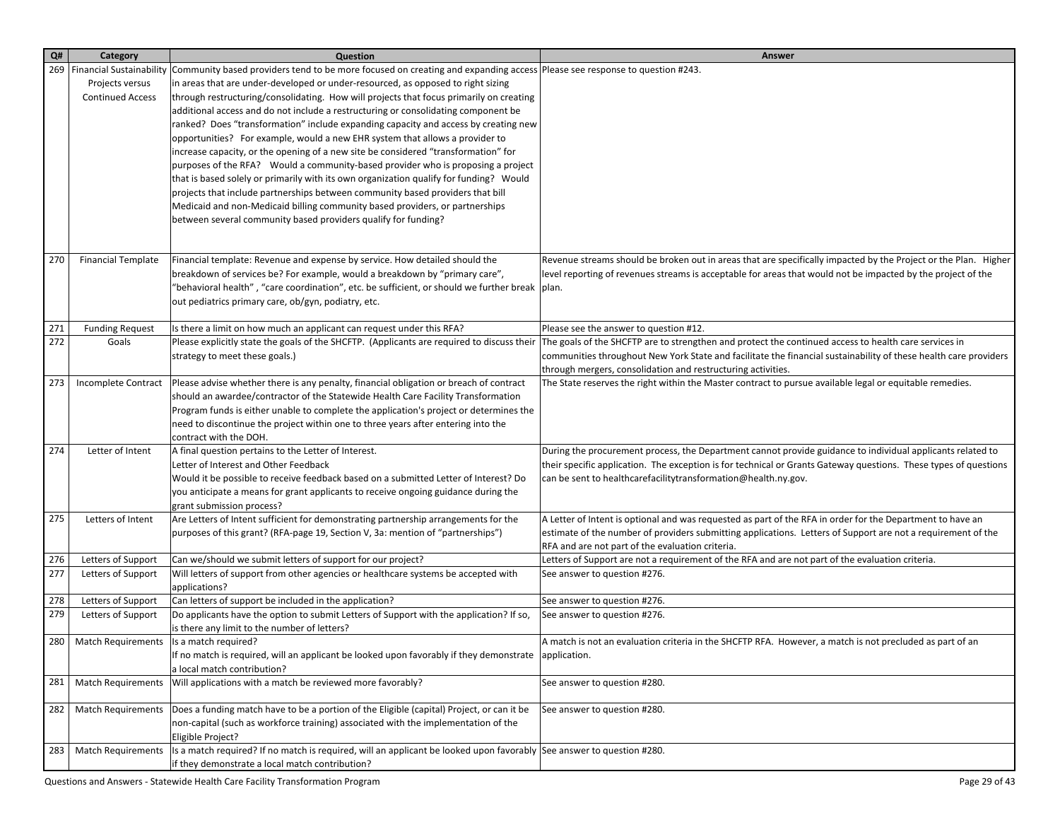| Q# | Category | Question | Answer |
|---|---|---|---|
| 269 | Financial Sustainability Projects versus Continued Access | Community based providers tend to be more focused on creating and expanding access in areas that are under-developed or under-resourced, as opposed to right sizing through restructuring/consolidating. How will projects that focus primarily on creating additional access and do not include a restructuring or consolidating component be ranked? Does "transformation" include expanding capacity and access by creating new opportunities? For example, would a new EHR system that allows a provider to increase capacity, or the opening of a new site be considered "transformation" for purposes of the RFA? Would a community-based provider who is proposing a project that is based solely or primarily with its own organization qualify for funding? Would projects that include partnerships between community based providers that bill Medicaid and non-Medicaid billing community based providers, or partnerships between several community based providers qualify for funding? | Please see response to question #243. |
| 270 | Financial Template | Financial template: Revenue and expense by service. How detailed should the breakdown of services be? For example, would a breakdown by "primary care", "behavioral health" , "care coordination", etc. be sufficient, or should we further break out pediatrics primary care, ob/gyn, podiatry, etc. | Revenue streams should be broken out in areas that are specifically impacted by the Project or the Plan. Higher level reporting of revenues streams is acceptable for areas that would not be impacted by the project of the plan. |
| 271 | Funding Request | Is there a limit on how much an applicant can request under this RFA? | Please see the answer to question #12. |
| 272 | Goals | Please explicitly state the goals of the SHCFTP. (Applicants are required to discuss their strategy to meet these goals.) | The goals of the SHCFTP are to strengthen and protect the continued access to health care services in communities throughout New York State and facilitate the financial sustainability of these health care providers through mergers, consolidation and restructuring activities. |
| 273 | Incomplete Contract | Please advise whether there is any penalty, financial obligation or breach of contract should an awardee/contractor of the Statewide Health Care Facility Transformation Program funds is either unable to complete the application's project or determines the need to discontinue the project within one to three years after entering into the contract with the DOH. | The State reserves the right within the Master contract to pursue available legal or equitable remedies. |
| 274 | Letter of Intent | A final question pertains to the Letter of Interest.<br>Letter of Interest and Other Feedback<br>Would it be possible to receive feedback based on a submitted Letter of Interest? Do you anticipate a means for grant applicants to receive ongoing guidance during the grant submission process? | During the procurement process, the Department cannot provide guidance to individual applicants related to their specific application. The exception is for technical or Grants Gateway questions. These types of questions can be sent to healthcarefacilitytransformation@health.ny.gov. |
| 275 | Letters of Intent | Are Letters of Intent sufficient for demonstrating partnership arrangements for the purposes of this grant? (RFA-page 19, Section V, 3a: mention of "partnerships") | A Letter of Intent is optional and was requested as part of the RFA in order for the Department to have an estimate of the number of providers submitting applications. Letters of Support are not a requirement of the RFA and are not part of the evaluation criteria. |
| 276 | Letters of Support | Can we/should we submit letters of support for our project? | Letters of Support are not a requirement of the RFA and are not part of the evaluation criteria. |
| 277 | Letters of Support | Will letters of support from other agencies or healthcare systems be accepted with applications? | See answer to question #276. |
| 278 | Letters of Support | Can letters of support be included in the application? | See answer to question #276. |
| 279 | Letters of Support | Do applicants have the option to submit Letters of Support with the application? If so, is there any limit to the number of letters? | See answer to question #276. |
| 280 | Match Requirements | Is a match required?<br>If no match is required, will an applicant be looked upon favorably if they demonstrate a local match contribution? | A match is not an evaluation criteria in the SHCFTP RFA. However, a match is not precluded as part of an application. |
| 281 | Match Requirements | Will applications with a match be reviewed more favorably? | See answer to question #280. |
| 282 | Match Requirements | Does a funding match have to be a portion of the Eligible (capital) Project, or can it be non-capital (such as workforce training) associated with the implementation of the Eligible Project? | See answer to question #280. |
| 283 | Match Requirements | Is a match required? If no match is required, will an applicant be looked upon favorably if they demonstrate a local match contribution? | See answer to question #280. |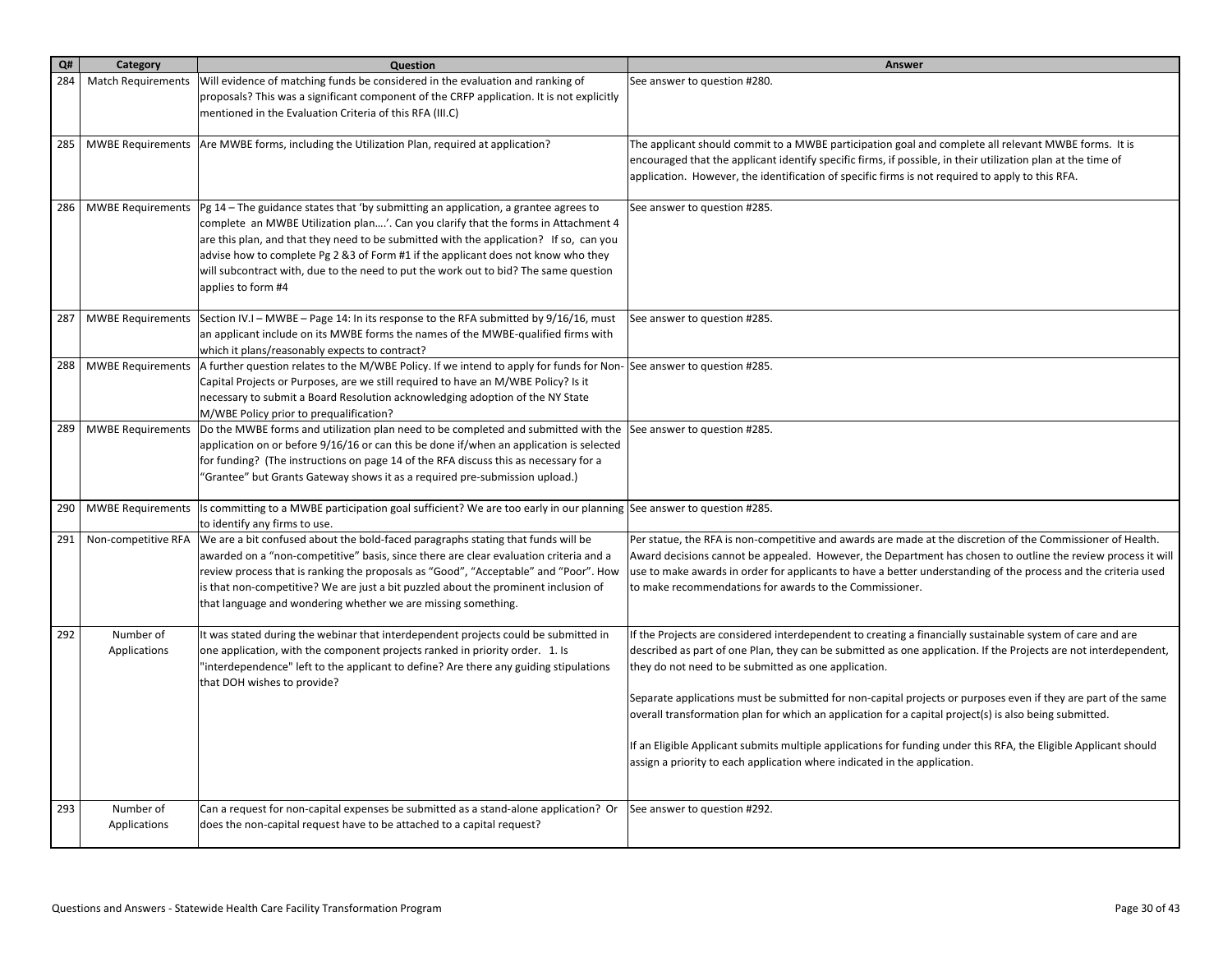| Q# | Category | Question | Answer |
|---|---|---|---|
| 284 | Match Requirements | Will evidence of matching funds be considered in the evaluation and ranking of proposals? This was a significant component of the CRFP application. It is not explicitly mentioned in the Evaluation Criteria of this RFA (III.C) | See answer to question #280. |
| 285 | MWBE Requirements | Are MWBE forms, including the Utilization Plan, required at application? | The applicant should commit to a MWBE participation goal and complete all relevant MWBE forms. It is encouraged that the applicant identify specific firms, if possible, in their utilization plan at the time of application. However, the identification of specific firms is not required to apply to this RFA. |
| 286 | MWBE Requirements | Pg 14 – The guidance states that 'by submitting an application, a grantee agrees to complete an MWBE Utilization plan….'. Can you clarify that the forms in Attachment 4 are this plan, and that they need to be submitted with the application? If so, can you advise how to complete Pg 2 &3 of Form #1 if the applicant does not know who they will subcontract with, due to the need to put the work out to bid? The same question applies to form #4 | See answer to question #285. |
| 287 | MWBE Requirements | Section IV.I – MWBE – Page 14: In its response to the RFA submitted by 9/16/16, must an applicant include on its MWBE forms the names of the MWBE-qualified firms with which it plans/reasonably expects to contract? | See answer to question #285. |
| 288 | MWBE Requirements | A further question relates to the M/WBE Policy. If we intend to apply for funds for Non-Capital Projects or Purposes, are we still required to have an M/WBE Policy? Is it necessary to submit a Board Resolution acknowledging adoption of the NY State M/WBE Policy prior to prequalification? | See answer to question #285. |
| 289 | MWBE Requirements | Do the MWBE forms and utilization plan need to be completed and submitted with the application on or before 9/16/16 or can this be done if/when an application is selected for funding? (The instructions on page 14 of the RFA discuss this as necessary for a "Grantee" but Grants Gateway shows it as a required pre-submission upload.) | See answer to question #285. |
| 290 | MWBE Requirements | Is committing to a MWBE participation goal sufficient? We are too early in our planning to identify any firms to use. | See answer to question #285. |
| 291 | Non-competitive RFA | We are a bit confused about the bold-faced paragraphs stating that funds will be awarded on a "non-competitive" basis, since there are clear evaluation criteria and a review process that is ranking the proposals as "Good", "Acceptable" and "Poor". How is that non-competitive? We are just a bit puzzled about the prominent inclusion of that language and wondering whether we are missing something. | Per statue, the RFA is non-competitive and awards are made at the discretion of the Commissioner of Health. Award decisions cannot be appealed. However, the Department has chosen to outline the review process it will use to make awards in order for applicants to have a better understanding of the process and the criteria used to make recommendations for awards to the Commissioner. |
| 292 | Number of Applications | It was stated during the webinar that interdependent projects could be submitted in one application, with the component projects ranked in priority order. 1. Is "interdependence" left to the applicant to define? Are there any guiding stipulations that DOH wishes to provide? | If the Projects are considered interdependent to creating a financially sustainable system of care and are described as part of one Plan, they can be submitted as one application. If the Projects are not interdependent, they do not need to be submitted as one application.<br><br>Separate applications must be submitted for non-capital projects or purposes even if they are part of the same overall transformation plan for which an application for a capital project(s) is also being submitted.<br><br>If an Eligible Applicant submits multiple applications for funding under this RFA, the Eligible Applicant should assign a priority to each application where indicated in the application. |
| 293 | Number of Applications | Can a request for non-capital expenses be submitted as a stand-alone application? Or does the non-capital request have to be attached to a capital request? | See answer to question #292. |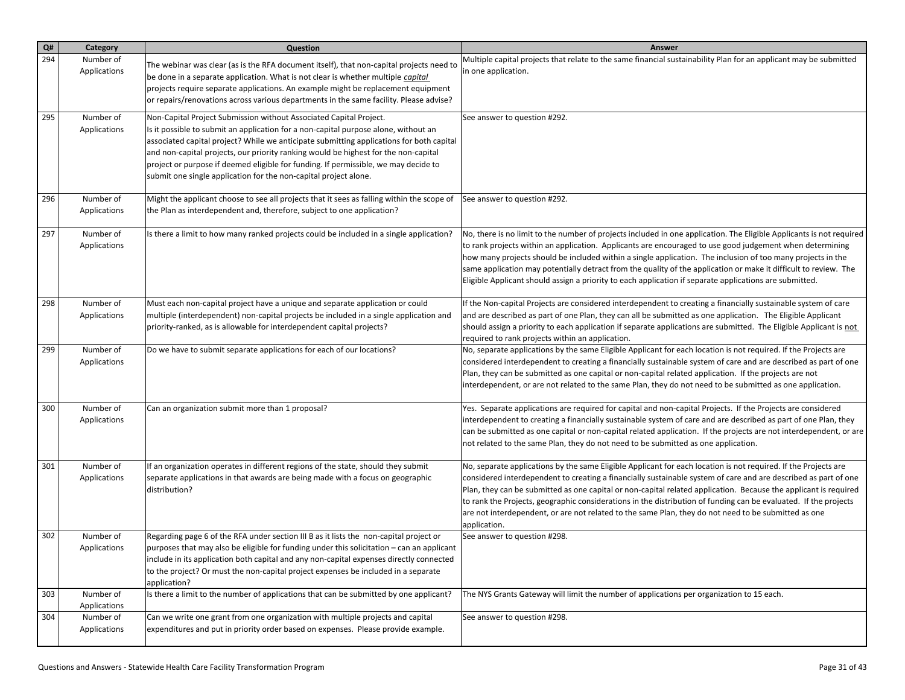| Q# | Category | Question | Answer |
|---|---|---|---|
| 294 | Number of Applications | The webinar was clear (as is the RFA document itself), that non-capital projects need to be done in a separate application. What is not clear is whether multiple ***capital*** projects require separate applications. An example might be replacement equipment or repairs/renovations across various departments in the same facility. Please advise? | Multiple capital projects that relate to the same financial sustainability Plan for an applicant may be submitted in one application. |
| 295 | Number of Applications | Non-Capital Project Submission without Associated Capital Project. Is it possible to submit an application for a non-capital purpose alone, without an associated capital project? While we anticipate submitting applications for both capital and non-capital projects, our priority ranking would be highest for the non-capital project or purpose if deemed eligible for funding. If permissible, we may decide to submit one single application for the non-capital project alone. | See answer to question #292. |
| 296 | Number of Applications | Might the applicant choose to see all projects that it sees as falling within the scope of the Plan as interdependent and, therefore, subject to one application? | See answer to question #292. |
| 297 | Number of Applications | Is there a limit to how many ranked projects could be included in a single application? | No, there is no limit to the number of projects included in one application. The Eligible Applicants is not required to rank projects within an application. Applicants are encouraged to use good judgement when determining how many projects should be included within a single application. The inclusion of too many projects in the same application may potentially detract from the quality of the application or make it difficult to review. The Eligible Applicant should assign a priority to each application if separate applications are submitted. |
| 298 | Number of Applications | Must each non-capital project have a unique and separate application or could multiple (interdependent) non-capital projects be included in a single application and priority-ranked, as is allowable for interdependent capital projects? | If the Non-capital Projects are considered interdependent to creating a financially sustainable system of care and are described as part of one Plan, they can all be submitted as one application. The Eligible Applicant should assign a priority to each application if separate applications are submitted. The Eligible Applicant is not required to rank projects within an application. |
| 299 | Number of Applications | Do we have to submit separate applications for each of our locations? | No, separate applications by the same Eligible Applicant for each location is not required. If the Projects are considered interdependent to creating a financially sustainable system of care and are described as part of one Plan, they can be submitted as one capital or non-capital related application. If the projects are not interdependent, or are not related to the same Plan, they do not need to be submitted as one application. |
| 300 | Number of Applications | Can an organization submit more than 1 proposal? | Yes. Separate applications are required for capital and non-capital Projects. If the Projects are considered interdependent to creating a financially sustainable system of care and are described as part of one Plan, they can be submitted as one capital or non-capital related application. If the projects are not interdependent, or are not related to the same Plan, they do not need to be submitted as one application. |
| 301 | Number of Applications | If an organization operates in different regions of the state, should they submit separate applications in that awards are being made with a focus on geographic distribution? | No, separate applications by the same Eligible Applicant for each location is not required. If the Projects are considered interdependent to creating a financially sustainable system of care and are described as part of one Plan, they can be submitted as one capital or non-capital related application. Because the applicant is required to rank the Projects, geographic considerations in the distribution of funding can be evaluated. If the projects are not interdependent, or are not related to the same Plan, they do not need to be submitted as one application. |
| 302 | Number of Applications | Regarding page 6 of the RFA under section III B as it lists the non-capital project or purposes that may also be eligible for funding under this solicitation – can an applicant include in its application both capital and any non-capital expenses directly connected to the project? Or must the non-capital project expenses be included in a separate application? | See answer to question #298. |
| 303 | Number of Applications | Is there a limit to the number of applications that can be submitted by one applicant? | The NYS Grants Gateway will limit the number of applications per organization to 15 each. |
| 304 | Number of Applications | Can we write one grant from one organization with multiple projects and capital expenditures and put in priority order based on expenses. Please provide example. | See answer to question #298. |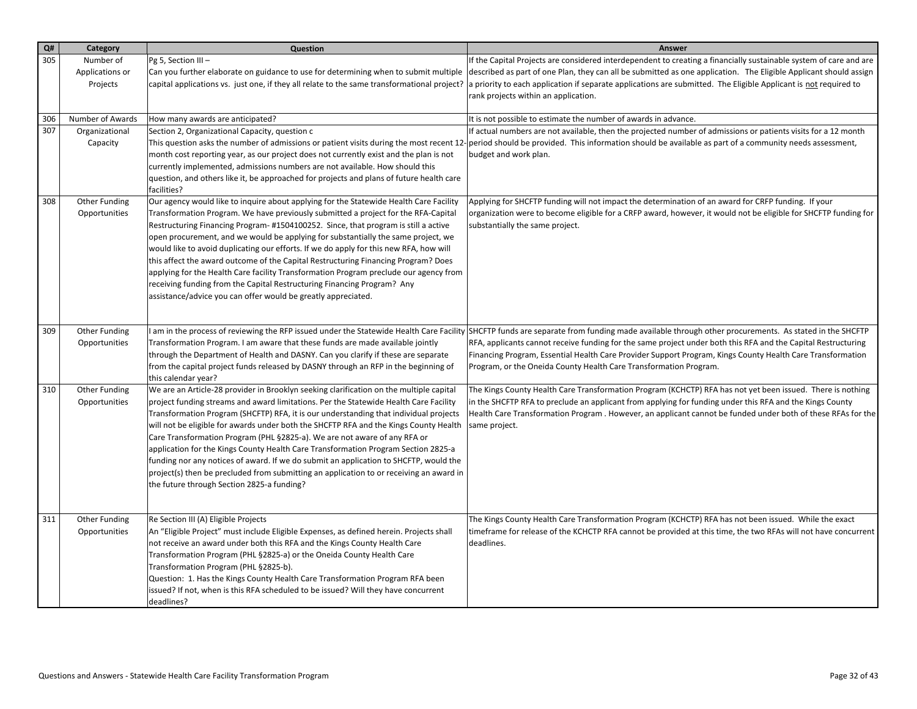| Q# | Category | Question | Answer |
|---|---|---|---|
| 305 | Number of Applications or Projects | Pg 5, Section III – Can you further elaborate on guidance to use for determining when to submit multiple capital applications vs. just one, if they all relate to the same transformational project? | If the Capital Projects are considered interdependent to creating a financially sustainable system of care and are described as part of one Plan, they can all be submitted as one application. The Eligible Applicant should assign a priority to each application if separate applications are submitted. The Eligible Applicant is <u>not</u> required to rank projects within an application. |
| 306 | Number of Awards | How many awards are anticipated? | It is not possible to estimate the number of awards in advance. |
| 307 | Organizational Capacity | Section 2, Organizational Capacity, question c This question asks the number of admissions or patient visits during the most recent 12-month cost reporting year, as our project does not currently exist and the plan is not currently implemented, admissions numbers are not available. How should this question, and others like it, be approached for projects and plans of future health care facilities? | If actual numbers are not available, then the projected number of admissions or patients visits for a 12 month period should be provided. This information should be available as part of a community needs assessment, budget and work plan. |
| 308 | Other Funding Opportunities | Our agency would like to inquire about applying for the Statewide Health Care Facility Transformation Program. We have previously submitted a project for the RFA-Capital Restructuring Financing Program- #1504100252. Since, that program is still a active open procurement, and we would be applying for substantially the same project, we would like to avoid duplicating our efforts. If we do apply for this new RFA, how will this affect the award outcome of the Capital Restructuring Financing Program? Does applying for the Health Care facility Transformation Program preclude our agency from receiving funding from the Capital Restructuring Financing Program? Any assistance/advice you can offer would be greatly appreciated. | Applying for SHCFTP funding will not impact the determination of an award for CRFP funding. If your organization were to become eligible for a CRFP award, however, it would not be eligible for SHCFTP funding for substantially the same project. |
| 309 | Other Funding Opportunities | I am in the process of reviewing the RFP issued under the Statewide Health Care Facility Transformation Program. I am aware that these funds are made available jointly through the Department of Health and DASNY. Can you clarify if these are separate from the capital project funds released by DASNY through an RFP in the beginning of this calendar year? | SHCFTP funds are separate from funding made available through other procurements. As stated in the SHCFTP RFA, applicants cannot receive funding for the same project under both this RFA and the Capital Restructuring Financing Program, Essential Health Care Provider Support Program, Kings County Health Care Transformation Program, or the Oneida County Health Care Transformation Program. |
| 310 | Other Funding Opportunities | We are an Article-28 provider in Brooklyn seeking clarification on the multiple capital project funding streams and award limitations. Per the Statewide Health Care Facility Transformation Program (SHCFTP) RFA, it is our understanding that individual projects will not be eligible for awards under both the SHCFTP RFA and the Kings County Health Care Transformation Program (PHL §2825-a). We are not aware of any RFA or application for the Kings County Health Care Transformation Program Section 2825-a funding nor any notices of award. If we do submit an application to SHCFTP, would the project(s) then be precluded from submitting an application to or receiving an award in the future through Section 2825-a funding? | The Kings County Health Care Transformation Program (KCHCTP) RFA has not yet been issued. There is nothing in the SHCFTP RFA to preclude an applicant from applying for funding under this RFA and the Kings County Health Care Transformation Program . However, an applicant cannot be funded under both of these RFAs for the same project. |
| 311 | Other Funding Opportunities | Re Section III (A) Eligible Projects An "Eligible Project" must include Eligible Expenses, as defined herein. Projects shall not receive an award under both this RFA and the Kings County Health Care Transformation Program (PHL §2825-a) or the Oneida County Health Care Transformation Program (PHL §2825-b). Question: 1. Has the Kings County Health Care Transformation Program RFA been issued? If not, when is this RFA scheduled to be issued? Will they have concurrent deadlines? | The Kings County Health Care Transformation Program (KCHCTP) RFA has not been issued. While the exact timeframe for release of the KCHCTP RFA cannot be provided at this time, the two RFAs will not have concurrent deadlines. |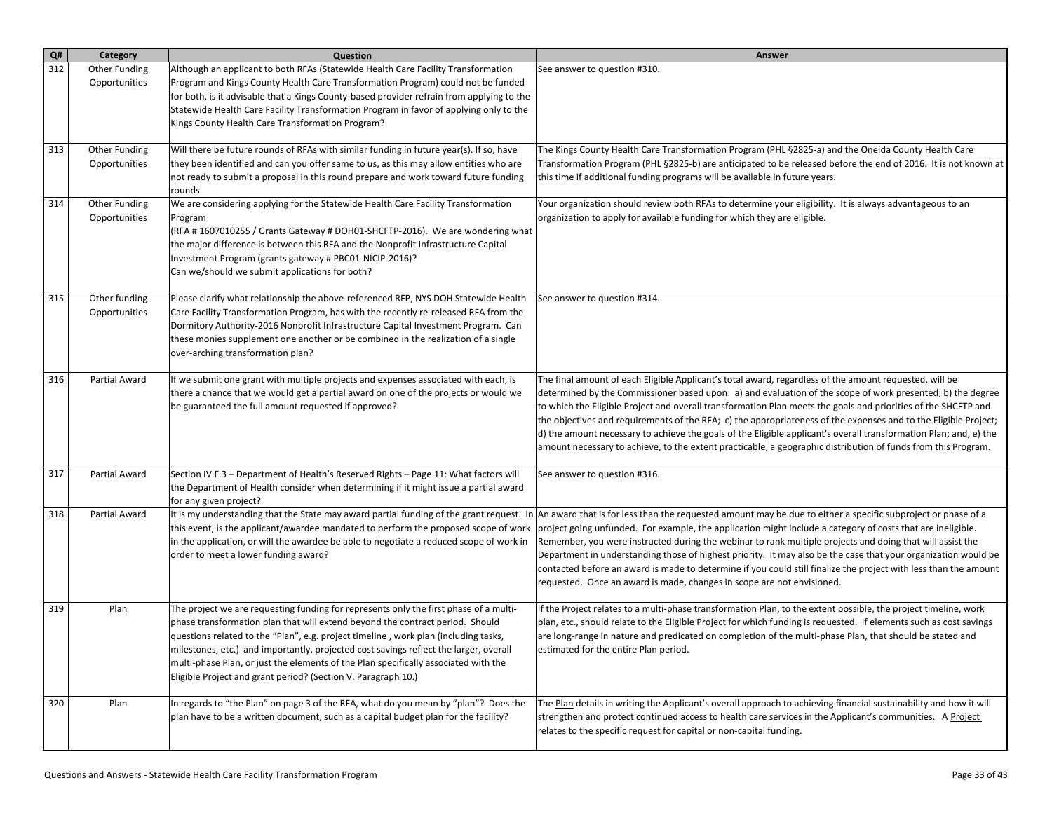| Q# | Category | Question | Answer |
|---|---|---|---|
| 312 | Other Funding Opportunities | Although an applicant to both RFAs (Statewide Health Care Facility Transformation Program and Kings County Health Care Transformation Program) could not be funded for both, is it advisable that a Kings County-based provider refrain from applying to the Statewide Health Care Facility Transformation Program in favor of applying only to the Kings County Health Care Transformation Program? | See answer to question #310. |
| 313 | Other Funding Opportunities | Will there be future rounds of RFAs with similar funding in future year(s). If so, have they been identified and can you offer same to us, as this may allow entities who are not ready to submit a proposal in this round prepare and work toward future funding rounds. | The Kings County Health Care Transformation Program (PHL §2825-a) and the Oneida County Health Care Transformation Program (PHL §2825-b) are anticipated to be released before the end of 2016. It is not known at this time if additional funding programs will be available in future years. |
| 314 | Other Funding Opportunities | We are considering applying for the Statewide Health Care Facility Transformation Program (RFA # 1607010255 / Grants Gateway # DOH01-SHCFTP-2016). We are wondering what the major difference is between this RFA and the Nonprofit Infrastructure Capital Investment Program (grants gateway # PBC01-NICIP-2016)? Can we/should we submit applications for both? | Your organization should review both RFAs to determine your eligibility. It is always advantageous to an organization to apply for available funding for which they are eligible. |
| 315 | Other funding Opportunities | Please clarify what relationship the above-referenced RFP, NYS DOH Statewide Health Care Facility Transformation Program, has with the recently re-released RFA from the Dormitory Authority-2016 Nonprofit Infrastructure Capital Investment Program. Can these monies supplement one another or be combined in the realization of a single over-arching transformation plan? | See answer to question #314. |
| 316 | Partial Award | If we submit one grant with multiple projects and expenses associated with each, is there a chance that we would get a partial award on one of the projects or would we be guaranteed the full amount requested if approved? | The final amount of each Eligible Applicant's total award, regardless of the amount requested, will be determined by the Commissioner based upon: a) and evaluation of the scope of work presented; b) the degree to which the Eligible Project and overall transformation Plan meets the goals and priorities of the SHCFTP and the objectives and requirements of the RFA; c) the appropriateness of the expenses and to the Eligible Project; d) the amount necessary to achieve the goals of the Eligible applicant's overall transformation Plan; and, e) the amount necessary to achieve, to the extent practicable, a geographic distribution of funds from this Program. |
| 317 | Partial Award | Section IV.F.3 – Department of Health's Reserved Rights – Page 11: What factors will the Department of Health consider when determining if it might issue a partial award for any given project? | See answer to question #316. |
| 318 | Partial Award | It is my understanding that the State may award partial funding of the grant request. In this event, is the applicant/awardee mandated to perform the proposed scope of work in the application, or will the awardee be able to negotiate a reduced scope of work in order to meet a lower funding award? | An award that is for less than the requested amount may be due to either a specific subproject or phase of a project going unfunded. For example, the application might include a category of costs that are ineligible. Remember, you were instructed during the webinar to rank multiple projects and doing that will assist the Department in understanding those of highest priority. It may also be the case that your organization would be contacted before an award is made to determine if you could still finalize the project with less than the amount requested. Once an award is made, changes in scope are not envisioned. |
| 319 | Plan | The project we are requesting funding for represents only the first phase of a multi-phase transformation plan that will extend beyond the contract period. Should questions related to the "Plan", e.g. project timeline , work plan (including tasks, milestones, etc.) and importantly, projected cost savings reflect the larger, overall multi-phase Plan, or just the elements of the Plan specifically associated with the Eligible Project and grant period? (Section V. Paragraph 10.) | If the Project relates to a multi-phase transformation Plan, to the extent possible, the project timeline, work plan, etc., should relate to the Eligible Project for which funding is requested. If elements such as cost savings are long-range in nature and predicated on completion of the multi-phase Plan, that should be stated and estimated for the entire Plan period. |
| 320 | Plan | In regards to "the Plan" on page 3 of the RFA, what do you mean by "plan"? Does the plan have to be a written document, such as a capital budget plan for the facility? | The Plan details in writing the Applicant's overall approach to achieving financial sustainability and how it will strengthen and protect continued access to health care services in the Applicant's communities. A Project relates to the specific request for capital or non-capital funding. |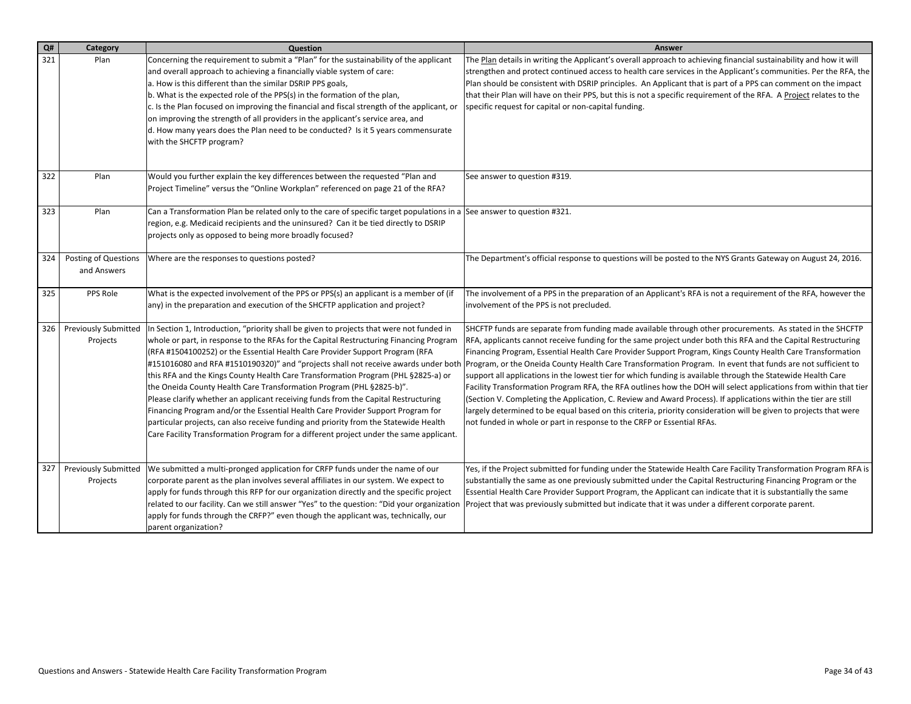| Q# | Category | Question | Answer |
|---|---|---|---|
| 321 | Plan | Concerning the requirement to submit a "Plan" for the sustainability of the applicant and overall approach to achieving a financially viable system of care:<br>a. How is this different than the similar DSRIP PPS goals,<br>b. What is the expected role of the PPS(s) in the formation of the plan,<br>c. Is the Plan focused on improving the financial and fiscal strength of the applicant, or on improving the strength of all providers in the applicant's service area, and<br>d. How many years does the Plan need to be conducted? Is it 5 years commensurate with the SHCFTP program? | The Plan details in writing the Applicant's overall approach to achieving financial sustainability and how it will strengthen and protect continued access to health care services in the Applicant's communities. Per the RFA, the Plan should be consistent with DSRIP principles. An Applicant that is part of a PPS can comment on the impact that their Plan will have on their PPS, but this is not a specific requirement of the RFA. A Project relates to the specific request for capital or non-capital funding. |
| 322 | Plan | Would you further explain the key differences between the requested "Plan and Project Timeline" versus the "Online Workplan" referenced on page 21 of the RFA? | See answer to question #319. |
| 323 | Plan | Can a Transformation Plan be related only to the care of specific target populations in a region, e.g. Medicaid recipients and the uninsured? Can it be tied directly to DSRIP projects only as opposed to being more broadly focused? | See answer to question #321. |
| 324 | Posting of Questions and Answers | Where are the responses to questions posted? | The Department's official response to questions will be posted to the NYS Grants Gateway on August 24, 2016. |
| 325 | PPS Role | What is the expected involvement of the PPS or PPS(s) an applicant is a member of (if any) in the preparation and execution of the SHCFTP application and project? | The involvement of a PPS in the preparation of an Applicant's RFA is not a requirement of the RFA, however the involvement of the PPS is not precluded. |
| 326 | Previously Submitted Projects | In Section 1, Introduction, "priority shall be given to projects that were not funded in whole or part, in response to the RFAs for the Capital Restructuring Financing Program (RFA #1504100252) or the Essential Health Care Provider Support Program (RFA #151016080 and RFA #1510190320)" and "projects shall not receive awards under both this RFA and the Kings County Health Care Transformation Program (PHL §2825-a) or the Oneida County Health Care Transformation Program (PHL §2825-b)".<br>Please clarify whether an applicant receiving funds from the Capital Restructuring Financing Program and/or the Essential Health Care Provider Support Program for particular projects, can also receive funding and priority from the Statewide Health Care Facility Transformation Program for a different project under the same applicant. | SHCFTP funds are separate from funding made available through other procurements. As stated in the SHCFTP RFA, applicants cannot receive funding for the same project under both this RFA and the Capital Restructuring Financing Program, Essential Health Care Provider Support Program, Kings County Health Care Transformation Program, or the Oneida County Health Care Transformation Program. In event that funds are not sufficient to support all applications in the lowest tier for which funding is available through the Statewide Health Care Facility Transformation Program RFA, the RFA outlines how the DOH will select applications from within that tier (Section V. Completing the Application, C. Review and Award Process). If applications within the tier are still largely determined to be equal based on this criteria, priority consideration will be given to projects that were not funded in whole or part in response to the CRFP or Essential RFAs. |
| 327 | Previously Submitted Projects | We submitted a multi-pronged application for CRFP funds under the name of our corporate parent as the plan involves several affiliates in our system. We expect to apply for funds through this RFP for our organization directly and the specific project related to our facility. Can we still answer "Yes" to the question: "Did your organization apply for funds through the CRFP?" even though the applicant was, technically, our parent organization? | Yes, if the Project submitted for funding under the Statewide Health Care Facility Transformation Program RFA is substantially the same as one previously submitted under the Capital Restructuring Financing Program or the Essential Health Care Provider Support Program, the Applicant can indicate that it is substantially the same Project that was previously submitted but indicate that it was under a different corporate parent. |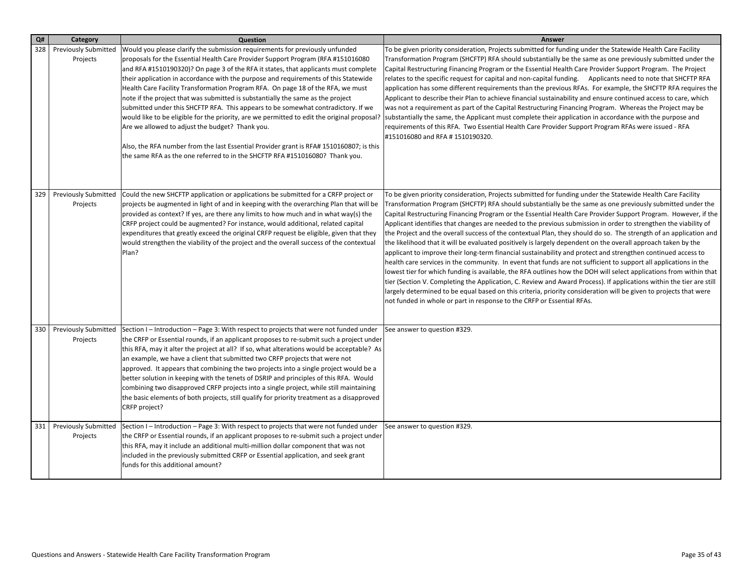| Q# | Category | Question | Answer |
| --- | --- | --- | --- |
| 328 | Previously Submitted Projects | Would you please clarify the submission requirements for previously unfunded proposals for the Essential Health Care Provider Support Program (RFA #151016080 and RFA #1510190320)? On page 3 of the RFA it states, that applicants must complete their application in accordance with the purpose and requirements of this Statewide Health Care Facility Transformation Program RFA. On page 18 of the RFA, we must note if the project that was submitted is substantially the same as the project submitted under this SHCFTP RFA. This appears to be somewhat contradictory. If we would like to be eligible for the priority, are we permitted to edit the original proposal? Are we allowed to adjust the budget? Thank you.<br><br>Also, the RFA number from the last Essential Provider grant is RFA# 1510160807; is this the same RFA as the one referred to in the SHCFTP RFA #151016080? Thank you. | To be given priority consideration, Projects submitted for funding under the Statewide Health Care Facility Transformation Program (SHCFTP) RFA should substantially be the same as one previously submitted under the Capital Restructuring Financing Program or the Essential Health Care Provider Support Program. The Project relates to the specific request for capital and non-capital funding. Applicants need to note that SHCFTP RFA application has some different requirements than the previous RFAs. For example, the SHCFTP RFA requires the Applicant to describe their Plan to achieve financial sustainability and ensure continued access to care, which was not a requirement as part of the Capital Restructuring Financing Program. Whereas the Project may be substantially the same, the Applicant must complete their application in accordance with the purpose and requirements of this RFA. Two Essential Health Care Provider Support Program RFAs were issued - RFA #151016080 and RFA # 1510190320. |
| 329 | Previously Submitted Projects | Could the new SHCFTP application or applications be submitted for a CRFP project or projects be augmented in light of and in keeping with the overarching Plan that will be provided as context? If yes, are there any limits to how much and in what way(s) the CRFP project could be augmented? For instance, would additional, related capital expenditures that greatly exceed the original CRFP request be eligible, given that they would strengthen the viability of the project and the overall success of the contextual Plan? | To be given priority consideration, Projects submitted for funding under the Statewide Health Care Facility Transformation Program (SHCFTP) RFA should substantially be the same as one previously submitted under the Capital Restructuring Financing Program or the Essential Health Care Provider Support Program. However, if the Applicant identifies that changes are needed to the previous submission in order to strengthen the viability of the Project and the overall success of the contextual Plan, they should do so. The strength of an application and the likelihood that it will be evaluated positively is largely dependent on the overall approach taken by the applicant to improve their long-term financial sustainability and protect and strengthen continued access to health care services in the community. In event that funds are not sufficient to support all applications in the lowest tier for which funding is available, the RFA outlines how the DOH will select applications from within that tier (Section V. Completing the Application, C. Review and Award Process). If applications within the tier are still largely determined to be equal based on this criteria, priority consideration will be given to projects that were not funded in whole or part in response to the CRFP or Essential RFAs. |
| 330 | Previously Submitted Projects | Section I – Introduction – Page 3: With respect to projects that were not funded under the CRFP or Essential rounds, if an applicant proposes to re-submit such a project under this RFA, may it alter the project at all? If so, what alterations would be acceptable? As an example, we have a client that submitted two CRFP projects that were not approved. It appears that combining the two projects into a single project would be a better solution in keeping with the tenets of DSRIP and principles of this RFA. Would combining two disapproved CRFP projects into a single project, while still maintaining the basic elements of both projects, still qualify for priority treatment as a disapproved CRFP project? | See answer to question #329. |
| 331 | Previously Submitted Projects | Section I – Introduction – Page 3: With respect to projects that were not funded under the CRFP or Essential rounds, if an applicant proposes to re-submit such a project under this RFA, may it include an additional multi-million dollar component that was not included in the previously submitted CRFP or Essential application, and seek grant funds for this additional amount? | See answer to question #329. |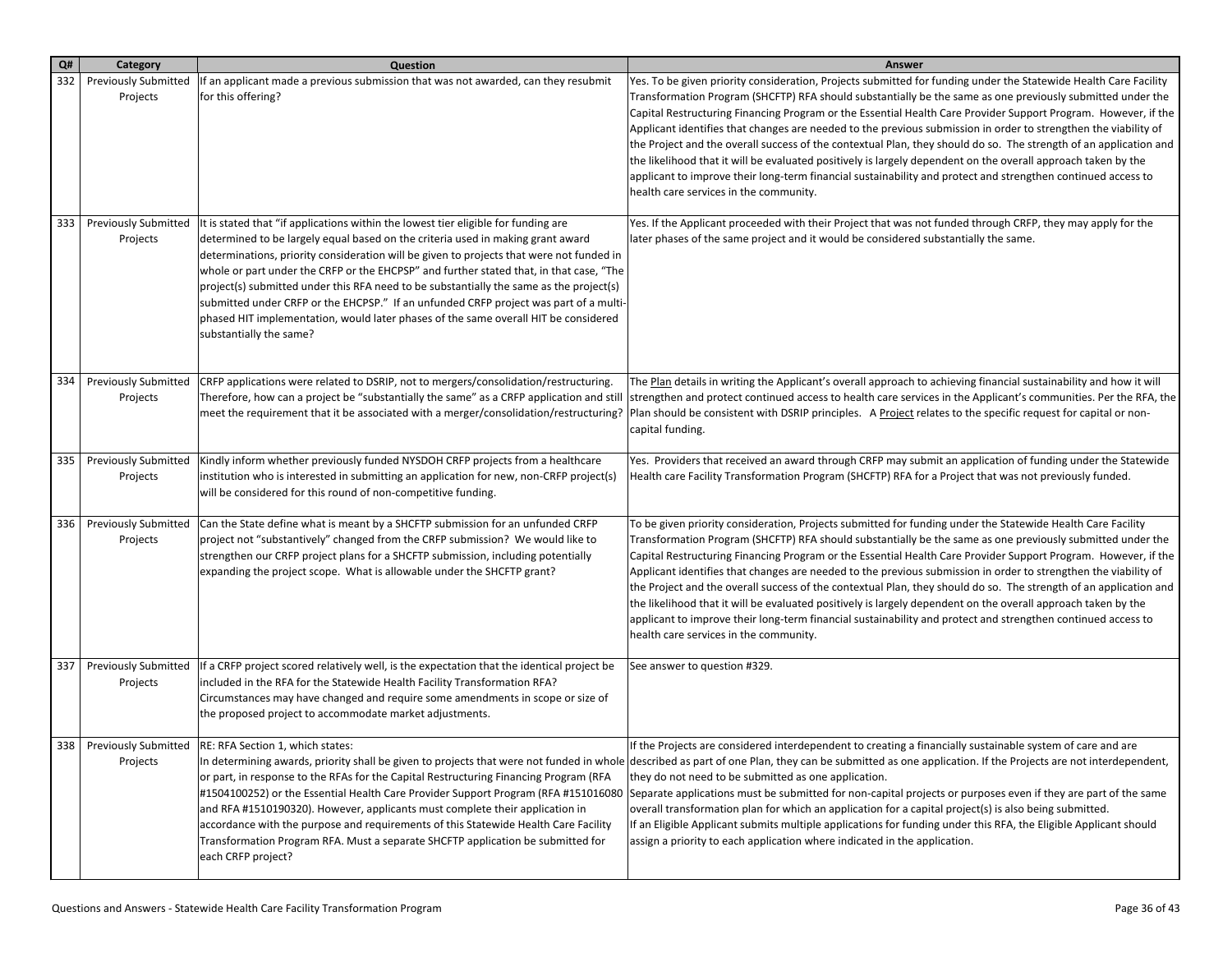| Q# | Category | Question | Answer |
|---|---|---|---|
| 332 | Previously Submitted Projects | If an applicant made a previous submission that was not awarded, can they resubmit for this offering? | Yes. To be given priority consideration, Projects submitted for funding under the Statewide Health Care Facility Transformation Program (SHCFTP) RFA should substantially be the same as one previously submitted under the Capital Restructuring Financing Program or the Essential Health Care Provider Support Program. However, if the Applicant identifies that changes are needed to the previous submission in order to strengthen the viability of the Project and the overall success of the contextual Plan, they should do so. The strength of an application and the likelihood that it will be evaluated positively is largely dependent on the overall approach taken by the applicant to improve their long-term financial sustainability and protect and strengthen continued access to health care services in the community. |
| 333 | Previously Submitted Projects | It is stated that "if applications within the lowest tier eligible for funding are determined to be largely equal based on the criteria used in making grant award determinations, priority consideration will be given to projects that were not funded in whole or part under the CRFP or the EHCPSP" and further stated that, in that case, "The project(s) submitted under this RFA need to be substantially the same as the project(s) submitted under CRFP or the EHCPSP." If an unfunded CRFP project was part of a multi-phased HIT implementation, would later phases of the same overall HIT be considered substantially the same? | Yes. If the Applicant proceeded with their Project that was not funded through CRFP, they may apply for the later phases of the same project and it would be considered substantially the same. |
| 334 | Previously Submitted Projects | CRFP applications were related to DSRIP, not to mergers/consolidation/restructuring. Therefore, how can a project be "substantially the same" as a CRFP application and still meet the requirement that it be associated with a merger/consolidation/restructuring? | The Plan details in writing the Applicant's overall approach to achieving financial sustainability and how it will strengthen and protect continued access to health care services in the Applicant's communities. Per the RFA, the Plan should be consistent with DSRIP principles. A Project relates to the specific request for capital or non-capital funding. |
| 335 | Previously Submitted Projects | Kindly inform whether previously funded NYSDOH CRFP projects from a healthcare institution who is interested in submitting an application for new, non-CRFP project(s) will be considered for this round of non-competitive funding. | Yes. Providers that received an award through CRFP may submit an application of funding under the Statewide Health care Facility Transformation Program (SHCFTP) RFA for a Project that was not previously funded. |
| 336 | Previously Submitted Projects | Can the State define what is meant by a SHCFTP submission for an unfunded CRFP project not "substantively" changed from the CRFP submission? We would like to strengthen our CRFP project plans for a SHCFTP submission, including potentially expanding the project scope. What is allowable under the SHCFTP grant? | To be given priority consideration, Projects submitted for funding under the Statewide Health Care Facility Transformation Program (SHCFTP) RFA should substantially be the same as one previously submitted under the Capital Restructuring Financing Program or the Essential Health Care Provider Support Program. However, if the Applicant identifies that changes are needed to the previous submission in order to strengthen the viability of the Project and the overall success of the contextual Plan, they should do so. The strength of an application and the likelihood that it will be evaluated positively is largely dependent on the overall approach taken by the applicant to improve their long-term financial sustainability and protect and strengthen continued access to health care services in the community. |
| 337 | Previously Submitted Projects | If a CRFP project scored relatively well, is the expectation that the identical project be included in the RFA for the Statewide Health Facility Transformation RFA? Circumstances may have changed and require some amendments in scope or size of the proposed project to accommodate market adjustments. | See answer to question #329. |
| 338 | Previously Submitted Projects | RE: RFA Section 1, which states:<br>In determining awards, priority shall be given to projects that were not funded in whole or part, in response to the RFAs for the Capital Restructuring Financing Program (RFA #1504100252) or the Essential Health Care Provider Support Program (RFA #151016080 and RFA #1510190320). However, applicants must complete their application in accordance with the purpose and requirements of this Statewide Health Care Facility Transformation Program RFA. Must a separate SHCFTP application be submitted for each CRFP project? | If the Projects are considered interdependent to creating a financially sustainable system of care and are described as part of one Plan, they can be submitted as one application. If the Projects are not interdependent, they do not need to be submitted as one application.<br>Separate applications must be submitted for non-capital projects or purposes even if they are part of the same overall transformation plan for which an application for a capital project(s) is also being submitted.<br>If an Eligible Applicant submits multiple applications for funding under this RFA, the Eligible Applicant should assign a priority to each application where indicated in the application. |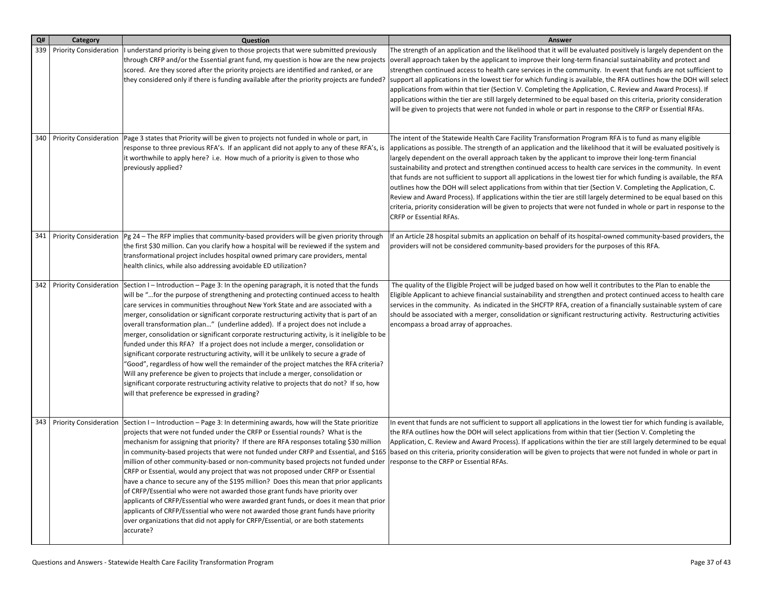| Q# | Category | Question | Answer |
|---|---|---|---|
| 339 | Priority Consideration | I understand priority is being given to those projects that were submitted previously through CRFP and/or the Essential grant fund, my question is how are the new projects scored. Are they scored after the priority projects are identified and ranked, or are they considered only if there is funding available after the priority projects are funded? | The strength of an application and the likelihood that it will be evaluated positively is largely dependent on the overall approach taken by the applicant to improve their long-term financial sustainability and protect and strengthen continued access to health care services in the community. In event that funds are not sufficient to support all applications in the lowest tier for which funding is available, the RFA outlines how the DOH will select applications from within that tier (Section V. Completing the Application, C. Review and Award Process). If applications within the tier are still largely determined to be equal based on this criteria, priority consideration will be given to projects that were not funded in whole or part in response to the CRFP or Essential RFAs. |
| 340 | Priority Consideration | Page 3 states that Priority will be given to projects not funded in whole or part, in response to three previous RFA's. If an applicant did not apply to any of these RFA's, is it worthwhile to apply here? i.e. How much of a priority is given to those who previously applied? | The intent of the Statewide Health Care Facility Transformation Program RFA is to fund as many eligible applications as possible. The strength of an application and the likelihood that it will be evaluated positively is largely dependent on the overall approach taken by the applicant to improve their long-term financial sustainability and protect and strengthen continued access to health care services in the community. In event that funds are not sufficient to support all applications in the lowest tier for which funding is available, the RFA outlines how the DOH will select applications from within that tier (Section V. Completing the Application, C. Review and Award Process). If applications within the tier are still largely determined to be equal based on this criteria, priority consideration will be given to projects that were not funded in whole or part in response to the CRFP or Essential RFAs. |
| 341 | Priority Consideration | Pg 24 – The RFP implies that community-based providers will be given priority through the first $30 million. Can you clarify how a hospital will be reviewed if the system and transformational project includes hospital owned primary care providers, mental health clinics, while also addressing avoidable ED utilization? | If an Article 28 hospital submits an application on behalf of its hospital-owned community-based providers, the providers will not be considered community-based providers for the purposes of this RFA. |
| 342 | Priority Consideration | Section I – Introduction – Page 3: In the opening paragraph, it is noted that the funds will be "…for the purpose of strengthening and protecting continued access to health care services in communities throughout New York State and are associated with a merger, consolidation or significant corporate restructuring activity that is part of an overall transformation plan…" (underline added). If a project does not include a merger, consolidation or significant corporate restructuring activity, is it ineligible to be funded under this RFA? If a project does not include a merger, consolidation or significant corporate restructuring activity, will it be unlikely to secure a grade of "Good", regardless of how well the remainder of the project matches the RFA criteria? Will any preference be given to projects that include a merger, consolidation or significant corporate restructuring activity relative to projects that do not? If so, how will that preference be expressed in grading? | The quality of the Eligible Project will be judged based on how well it contributes to the Plan to enable the Eligible Applicant to achieve financial sustainability and strengthen and protect continued access to health care services in the community. As indicated in the SHCFTP RFA, creation of a financially sustainable system of care should be associated with a merger, consolidation or significant restructuring activity. Restructuring activities encompass a broad array of approaches. |
| 343 | Priority Consideration | Section I – Introduction – Page 3: In determining awards, how will the State prioritize projects that were not funded under the CRFP or Essential rounds? What is the mechanism for assigning that priority? If there are RFA responses totaling $30 million in community-based projects that were not funded under CRFP and Essential, and $165 million of other community-based or non-community based projects not funded under CRFP or Essential, would any project that was not proposed under CRFP or Essential have a chance to secure any of the $195 million? Does this mean that prior applicants of CRFP/Essential who were not awarded those grant funds have priority over applicants of CRFP/Essential who were awarded grant funds, or does it mean that prior applicants of CRFP/Essential who were not awarded those grant funds have priority over organizations that did not apply for CRFP/Essential, or are both statements accurate? | In event that funds are not sufficient to support all applications in the lowest tier for which funding is available, the RFA outlines how the DOH will select applications from within that tier (Section V. Completing the Application, C. Review and Award Process). If applications within the tier are still largely determined to be equal based on this criteria, priority consideration will be given to projects that were not funded in whole or part in response to the CRFP or Essential RFAs. |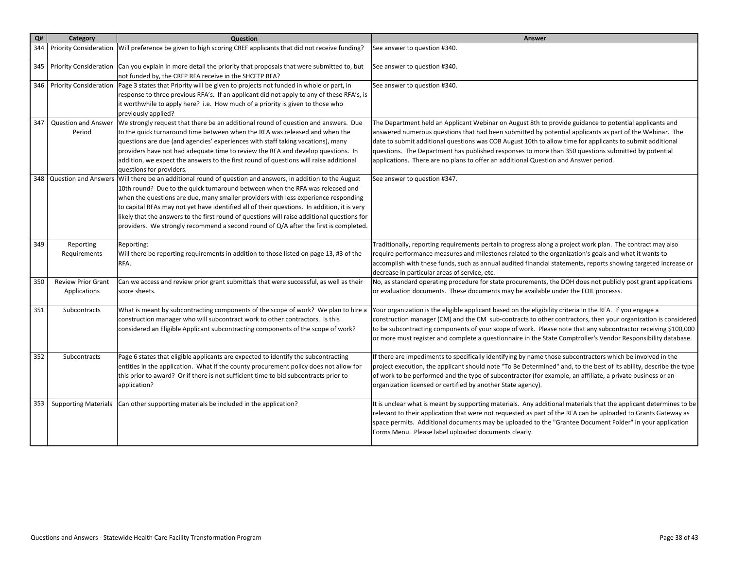| Q# | Category | Question | Answer |
|---|---|---|---|
| 344 | Priority Consideration | Will preference be given to high scoring CREF applicants that did not receive funding? | See answer to question #340. |
| 345 | Priority Consideration | Can you explain in more detail the priority that proposals that were submitted to, but not funded by, the CRFP RFA receive in the SHCFTP RFA? | See answer to question #340. |
| 346 | Priority Consideration | Page 3 states that Priority will be given to projects not funded in whole or part, in response to three previous RFA's. If an applicant did not apply to any of these RFA's, is it worthwhile to apply here? i.e. How much of a priority is given to those who previously applied? | See answer to question #340. |
| 347 | Question and Answer Period | We strongly request that there be an additional round of question and answers. Due to the quick turnaround time between when the RFA was released and when the questions are due (and agencies' experiences with staff taking vacations), many providers have not had adequate time to review the RFA and develop questions. In addition, we expect the answers to the first round of questions will raise additional questions for providers. | The Department held an Applicant Webinar on August 8th to provide guidance to potential applicants and answered numerous questions that had been submitted by potential applicants as part of the Webinar. The date to submit additional questions was COB August 10th to allow time for applicants to submit additional questions. The Department has published responses to more than 350 questions submitted by potential applications. There are no plans to offer an additional Question and Answer period. |
| 348 | Question and Answers | Will there be an additional round of question and answers, in addition to the August 10th round? Due to the quick turnaround between when the RFA was released and when the questions are due, many smaller providers with less experience responding to capital RFAs may not yet have identified all of their questions. In addition, it is very likely that the answers to the first round of questions will raise additional questions for providers. We strongly recommend a second round of Q/A after the first is completed. | See answer to question #347. |
| 349 | Reporting Requirements | Reporting: Will there be reporting requirements in addition to those listed on page 13, #3 of the RFA. | Traditionally, reporting requirements pertain to progress along a project work plan. The contract may also require performance measures and milestones related to the organization's goals and what it wants to accomplish with these funds, such as annual audited financial statements, reports showing targeted increase or decrease in particular areas of service, etc. |
| 350 | Review Prior Grant Applications | Can we access and review prior grant submittals that were successful, as well as their score sheets. | No, as standard operating procedure for state procurements, the DOH does not publicly post grant applications or evaluation documents. These documents may be available under the FOIL processs. |
| 351 | Subcontracts | What is meant by subcontracting components of the scope of work? We plan to hire a construction manager who will subcontract work to other contractors. Is this considered an Eligible Applicant subcontracting components of the scope of work? | Your organization is the eligible applicant based on the eligibility criteria in the RFA. If you engage a construction manager (CM) and the CM sub-contracts to other contractors, then your organization is considered to be subcontracting components of your scope of work. Please note that any subcontractor receiving $100,000 or more must register and complete a questionnaire in the State Comptroller's Vendor Responsibility database. |
| 352 | Subcontracts | Page 6 states that eligible applicants are expected to identify the subcontracting entities in the application. What if the county procurement policy does not allow for this prior to award? Or if there is not sufficient time to bid subcontracts prior to application? | If there are impediments to specifically identifying by name those subcontractors which be involved in the project execution, the applicant should note "To Be Determined" and, to the best of its ability, describe the type of work to be performed and the type of subcontractor (for example, an affiliate, a private business or an organization licensed or certified by another State agency). |
| 353 | Supporting Materials | Can other supporting materials be included in the application? | It is unclear what is meant by supporting materials. Any additional materials that the applicant determines to be relevant to their application that were not requested as part of the RFA can be uploaded to Grants Gateway as space permits. Additional documents may be uploaded to the "Grantee Document Folder" in your application Forms Menu. Please label uploaded documents clearly. |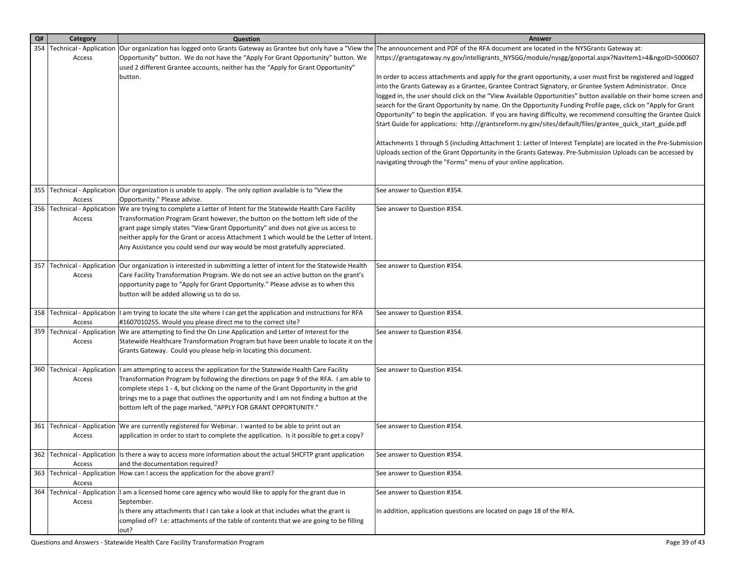| Q# | Category | Question | Answer |
|---|---|---|---|
| 354 | Technical - Application Access | Our organization has logged onto Grants Gateway as Grantee but only have a "View the Opportunity" button. We do not have the "Apply For Grant Opportunity" button. We used 2 different Grantee accounts, neither has the "Apply for Grant Opportunity" button. | The announcement and PDF of the RFA document are located in the NYSGrants Gateway at: https://grantsgateway.ny.gov/intelligrants_NYSGG/module/nysgg/goportal.aspx?NavItem1=4&ngoID=5000607<br><br>In order to access attachments and apply for the grant opportunity, a user must first be registered and logged into the Grants Gateway as a Grantee, Grantee Contract Signatory, or Grantee System Administrator. Once logged in, the user should click on the "View Available Opportunities" button available on their home screen and search for the Grant Opportunity by name. On the Opportunity Funding Profile page, click on "Apply for Grant Opportunity" to begin the application. If you are having difficulty, we recommend consulting the Grantee Quick Start Guide for applications: http://grantsreform.ny.gov/sites/default/files/grantee_quick_start_guide.pdf<br><br>Attachments 1 through 5 (including Attachment 1: Letter of Interest Template) are located in the Pre-Submission Uploads section of the Grant Opportunity in the Grants Gateway. Pre-Submission Uploads can be accessed by navigating through the "Forms" menu of your online application. |
| 355 | Technical - Application Access | Our organization is unable to apply. The only option available is to "View the Opportunity." Please advise. | See answer to Question #354. |
| 356 | Technical - Application Access | We are trying to complete a Letter of Intent for the Statewide Health Care Facility Transformation Program Grant however, the button on the bottom left side of the grant page simply states "View Grant Opportunity" and does not give us access to neither apply for the Grant or access Attachment 1 which would be the Letter of Intent. Any Assistance you could send our way would be most gratefully appreciated. | See answer to Question #354. |
| 357 | Technical - Application Access | Our organization is interested in submitting a letter of intent for the Statewide Health Care Facility Transformation Program. We do not see an active button on the grant's opportunity page to "Apply for Grant Opportunity." Please advise as to when this button will be added allowing us to do so. | See answer to Question #354. |
| 358 | Technical - Application Access | I am trying to locate the site where I can get the application and instructions for RFA #1607010255. Would you please direct me to the correct site? | See answer to Question #354. |
| 359 | Technical - Application Access | We are attempting to find the On Line Application and Letter of Interest for the Statewide Healthcare Transformation Program but have been unable to locate it on the Grants Gateway. Could you please help in locating this document. | See answer to Question #354. |
| 360 | Technical - Application Access | I am attempting to access the application for the Statewide Health Care Facility Transformation Program by following the directions on page 9 of the RFA. I am able to complete steps 1 - 4, but clicking on the name of the Grant Opportunity in the grid brings me to a page that outlines the opportunity and I am not finding a button at the bottom left of the page marked, "APPLY FOR GRANT OPPORTUNITY." | See answer to Question #354. |
| 361 | Technical - Application Access | We are currently registered for Webinar. I wanted to be able to print out an application in order to start to complete the application. Is it possible to get a copy? | See answer to Question #354. |
| 362 | Technical - Application Access | Is there a way to access more information about the actual SHCFTP grant application and the documentation required? | See answer to Question #354. |
| 363 | Technical - Application Access | How can I access the application for the above grant? | See answer to Question #354. |
| 364 | Technical - Application Access | I am a licensed home care agency who would like to apply for the grant due in September.<br>Is there any attachments that I can take a look at that includes what the grant is complied of? I.e: attachments of the table of contents that we are going to be filling out? | See answer to Question #354.<br><br>In addition, application questions are located on page 18 of the RFA. |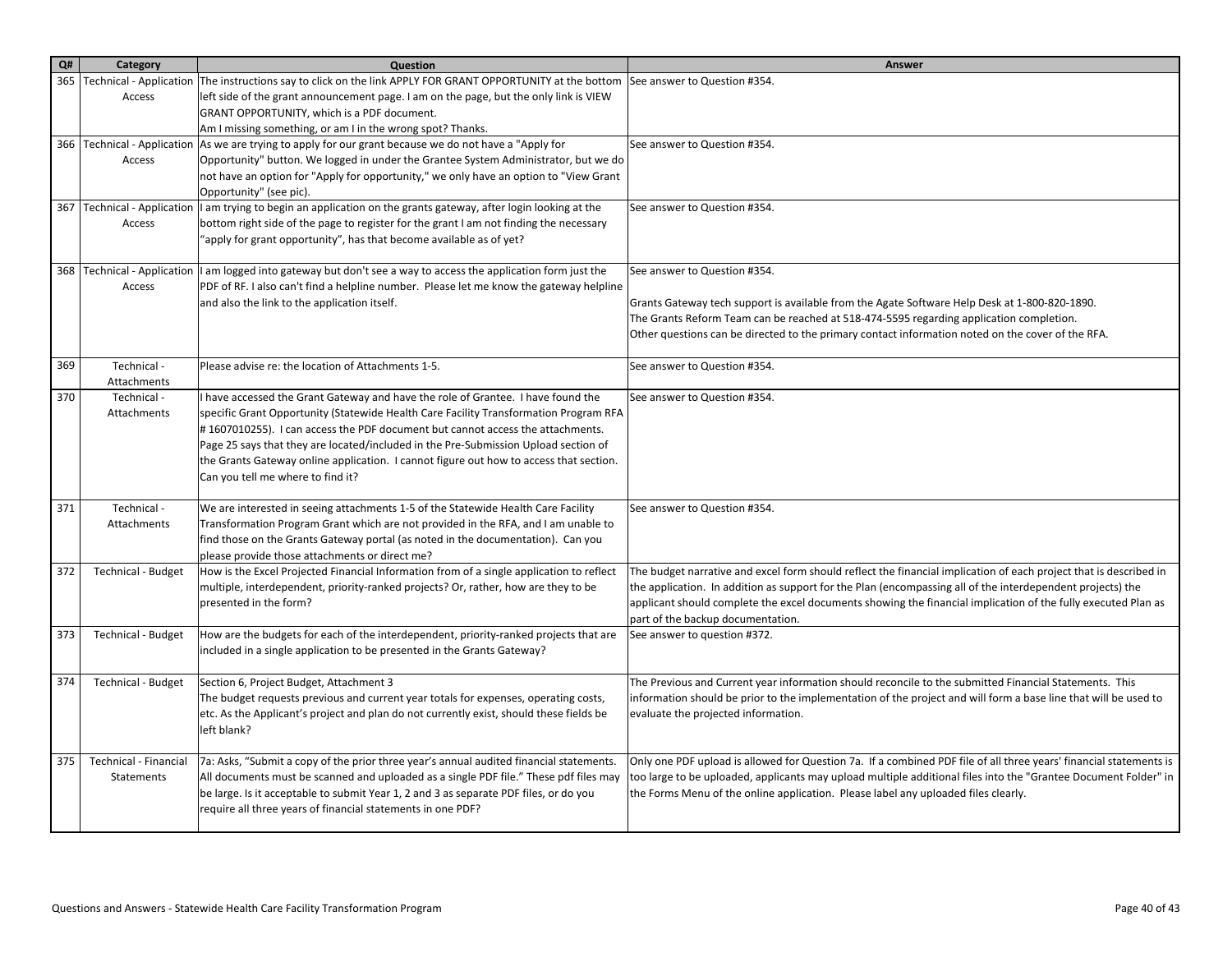| Q# | Category | Question | Answer |
| --- | --- | --- | --- |
| 365 | Technical - Application Access | The instructions say to click on the link APPLY FOR GRANT OPPORTUNITY at the bottom left side of the grant announcement page. I am on the page, but the only link is VIEW GRANT OPPORTUNITY, which is a PDF document.<br>Am I missing something, or am I in the wrong spot? Thanks. | See answer to Question #354. |
| 366 | Technical - Application Access | As we are trying to apply for our grant because we do not have a "Apply for Opportunity" button. We logged in under the Grantee System Administrator, but we do not have an option for "Apply for opportunity," we only have an option to "View Grant Opportunity" (see pic). | See answer to Question #354. |
| 367 | Technical - Application Access | I am trying to begin an application on the grants gateway, after login looking at the bottom right side of the page to register for the grant I am not finding the necessary "apply for grant opportunity", has that become available as of yet? | See answer to Question #354. |
| 368 | Technical - Application Access | I am logged into gateway but don't see a way to access the application form just the PDF of RF. I also can't find a helpline number. Please let me know the gateway helpline and also the link to the application itself. | See answer to Question #354.<br><br>Grants Gateway tech support is available from the Agate Software Help Desk at 1-800-820-1890.<br>The Grants Reform Team can be reached at 518-474-5595 regarding application completion.<br>Other questions can be directed to the primary contact information noted on the cover of the RFA. |
| 369 | Technical - Attachments | Please advise re: the location of Attachments 1-5. | See answer to Question #354. |
| 370 | Technical - Attachments | I have accessed the Grant Gateway and have the role of Grantee. I have found the specific Grant Opportunity (Statewide Health Care Facility Transformation Program RFA # 1607010255). I can access the PDF document but cannot access the attachments. Page 25 says that they are located/included in the Pre-Submission Upload section of the Grants Gateway online application. I cannot figure out how to access that section. Can you tell me where to find it? | See answer to Question #354. |
| 371 | Technical - Attachments | We are interested in seeing attachments 1-5 of the Statewide Health Care Facility Transformation Program Grant which are not provided in the RFA, and I am unable to find those on the Grants Gateway portal (as noted in the documentation). Can you please provide those attachments or direct me? | See answer to Question #354. |
| 372 | Technical - Budget | How is the Excel Projected Financial Information from of a single application to reflect multiple, interdependent, priority-ranked projects? Or, rather, how are they to be presented in the form? | The budget narrative and excel form should reflect the financial implication of each project that is described in the application. In addition as support for the Plan (encompassing all of the interdependent projects) the applicant should complete the excel documents showing the financial implication of the fully executed Plan as part of the backup documentation. |
| 373 | Technical - Budget | How are the budgets for each of the interdependent, priority-ranked projects that are included in a single application to be presented in the Grants Gateway? | See answer to question #372. |
| 374 | Technical - Budget | Section 6, Project Budget, Attachment 3<br>The budget requests previous and current year totals for expenses, operating costs, etc. As the Applicant's project and plan do not currently exist, should these fields be left blank? | The Previous and Current year information should reconcile to the submitted Financial Statements. This information should be prior to the implementation of the project and will form a base line that will be used to evaluate the projected information. |
| 375 | Technical - Financial Statements | 7a: Asks, "Submit a copy of the prior three year's annual audited financial statements. All documents must be scanned and uploaded as a single PDF file." These pdf files may be large. Is it acceptable to submit Year 1, 2 and 3 as separate PDF files, or do you require all three years of financial statements in one PDF? | Only one PDF upload is allowed for Question 7a. If a combined PDF file of all three years' financial statements is too large to be uploaded, applicants may upload multiple additional files into the "Grantee Document Folder" in the Forms Menu of the online application. Please label any uploaded files clearly. |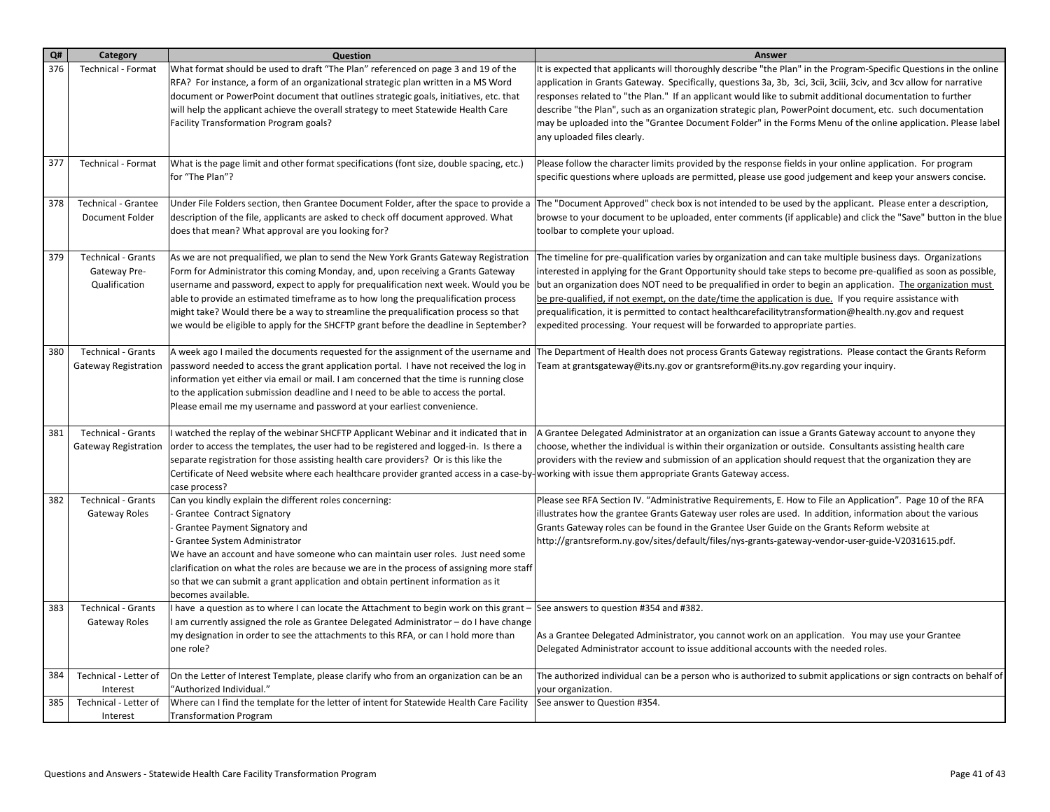| Q# | Category | Question | Answer |
|---|---|---|---|
| 376 | Technical - Format | What format should be used to draft "The Plan" referenced on page 3 and 19 of the RFA? For instance, a form of an organizational strategic plan written in a MS Word document or PowerPoint document that outlines strategic goals, initiatives, etc. that will help the applicant achieve the overall strategy to meet Statewide Health Care Facility Transformation Program goals? | It is expected that applicants will thoroughly describe "the Plan" in the Program-Specific Questions in the online application in Grants Gateway. Specifically, questions 3a, 3b, 3ci, 3cii, 3ciii, 3civ, and 3cv allow for narrative responses related to "the Plan." If an applicant would like to submit additional documentation to further describe "the Plan", such as an organization strategic plan, PowerPoint document, etc. such documentation may be uploaded into the "Grantee Document Folder" in the Forms Menu of the online application. Please label any uploaded files clearly. |
| 377 | Technical - Format | What is the page limit and other format specifications (font size, double spacing, etc.) for "The Plan"? | Please follow the character limits provided by the response fields in your online application. For program specific questions where uploads are permitted, please use good judgement and keep your answers concise. |
| 378 | Technical - Grantee Document Folder | Under File Folders section, then Grantee Document Folder, after the space to provide a description of the file, applicants are asked to check off document approved. What does that mean? What approval are you looking for? | The "Document Approved" check box is not intended to be used by the applicant. Please enter a description, browse to your document to be uploaded, enter comments (if applicable) and click the "Save" button in the blue toolbar to complete your upload. |
| 379 | Technical - Grants Gateway Pre-Qualification | As we are not prequalified, we plan to send the New York Grants Gateway Registration Form for Administrator this coming Monday, and, upon receiving a Grants Gateway username and password, expect to apply for prequalification next week. Would you be able to provide an estimated timeframe as to how long the prequalification process might take? Would there be a way to streamline the prequalification process so that we would be eligible to apply for the SHCFTP grant before the deadline in September? | The timeline for pre-qualification varies by organization and can take multiple business days. Organizations interested in applying for the Grant Opportunity should take steps to become pre-qualified as soon as possible, but an organization does NOT need to be prequalified in order to begin an application. <u>The organization must be pre-qualified, if not exempt, on the date/time the application is due.</u> If you require assistance with prequalification, it is permitted to contact healthcarefacilitytransformation@health.ny.gov and request expedited processing. Your request will be forwarded to appropriate parties. |
| 380 | Technical - Grants Gateway Registration | A week ago I mailed the documents requested for the assignment of the username and password needed to access the grant application portal. I have not received the log in information yet either via email or mail. I am concerned that the time is running close to the application submission deadline and I need to be able to access the portal. Please email me my username and password at your earliest convenience. | The Department of Health does not process Grants Gateway registrations. Please contact the Grants Reform Team at grantsgateway@its.ny.gov or grantsreform@its.ny.gov regarding your inquiry. |
| 381 | Technical - Grants Gateway Registration | I watched the replay of the webinar SHCFTP Applicant Webinar and it indicated that in order to access the templates, the user had to be registered and logged-in. Is there a separate registration for those assisting health care providers? Or is this like the Certificate of Need website where each healthcare provider granted access in a case-by-case process? | A Grantee Delegated Administrator at an organization can issue a Grants Gateway account to anyone they choose, whether the individual is within their organization or outside. Consultants assisting health care providers with the review and submission of an application should request that the organization they are working with issue them appropriate Grants Gateway access. |
| 382 | Technical - Grants Gateway Roles | Can you kindly explain the different roles concerning:<br>- Grantee Contract Signatory<br>- Grantee Payment Signatory and<br>- Grantee System Administrator<br>We have an account and have someone who can maintain user roles. Just need some clarification on what the roles are because we are in the process of assigning more staff so that we can submit a grant application and obtain pertinent information as it becomes available. | Please see RFA Section IV. "Administrative Requirements, E. How to File an Application". Page 10 of the RFA illustrates how the grantee Grants Gateway user roles are used. In addition, information about the various Grants Gateway roles can be found in the Grantee User Guide on the Grants Reform website at http://grantsreform.ny.gov/sites/default/files/nys-grants-gateway-vendor-user-guide-V2031615.pdf. |
| 383 | Technical - Grants Gateway Roles | I have a question as to where I can locate the Attachment to begin work on this grant – I am currently assigned the role as Grantee Delegated Administrator – do I have change my designation in order to see the attachments to this RFA, or can I hold more than one role? | See answers to question #354 and #382.<br><br>As a Grantee Delegated Administrator, you cannot work on an application. You may use your Grantee Delegated Administrator account to issue additional accounts with the needed roles. |
| 384 | Technical - Letter of Interest | On the Letter of Interest Template, please clarify who from an organization can be an "Authorized Individual." | The authorized individual can be a person who is authorized to submit applications or sign contracts on behalf of your organization. |
| 385 | Technical - Letter of Interest | Where can I find the template for the letter of intent for Statewide Health Care Facility Transformation Program | See answer to Question #354. |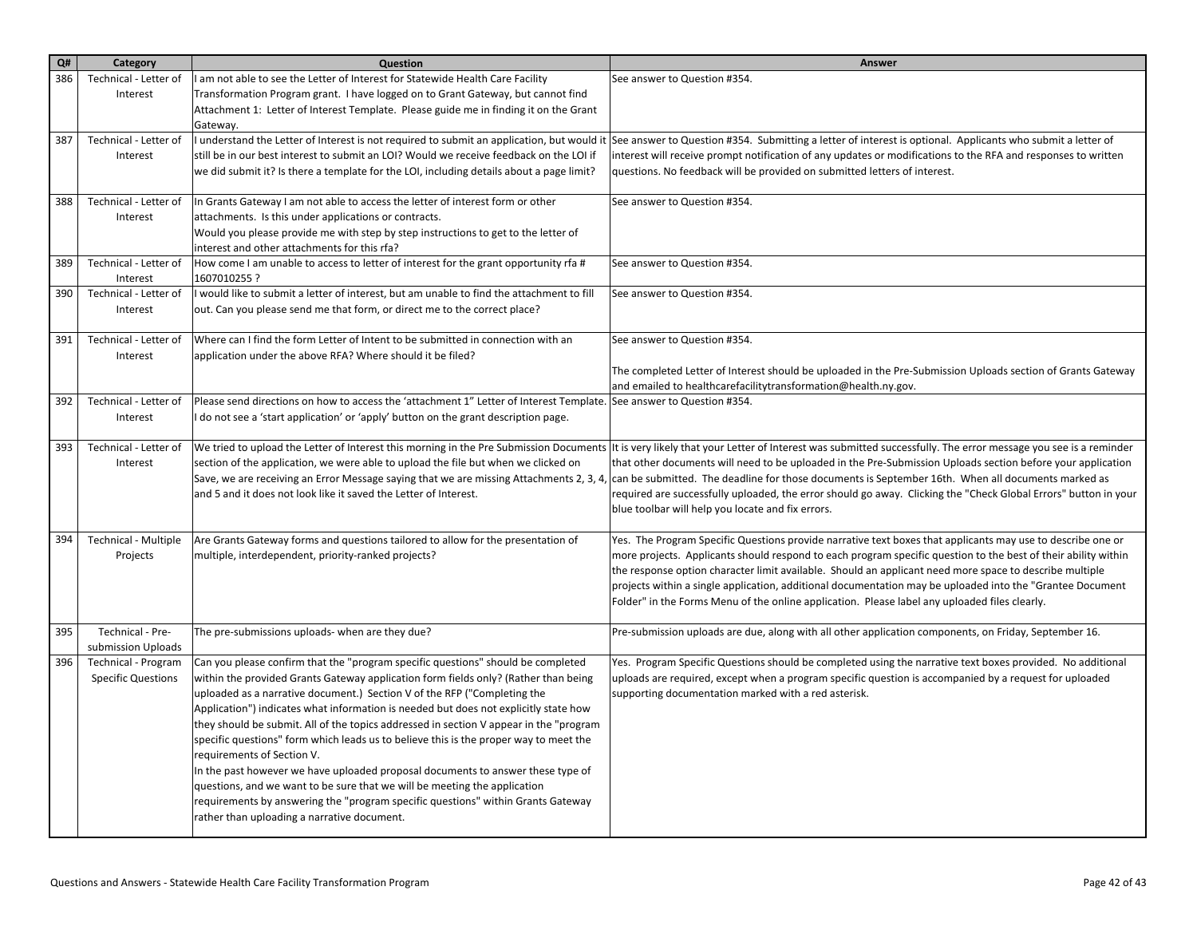| Q# | Category | Question | Answer |
|---|---|---|---|
| 386 | Technical - Letter of Interest | I am not able to see the Letter of Interest for Statewide Health Care Facility Transformation Program grant. I have logged on to Grant Gateway, but cannot find Attachment 1: Letter of Interest Template. Please guide me in finding it on the Grant Gateway. | See answer to Question #354. |
| 387 | Technical - Letter of Interest | I understand the Letter of Interest is not required to submit an application, but would it still be in our best interest to submit an LOI? Would we receive feedback on the LOI if we did submit it? Is there a template for the LOI, including details about a page limit? | See answer to Question #354. Submitting a letter of interest is optional. Applicants who submit a letter of interest will receive prompt notification of any updates or modifications to the RFA and responses to written questions. No feedback will be provided on submitted letters of interest. |
| 388 | Technical - Letter of Interest | In Grants Gateway I am not able to access the letter of interest form or other attachments. Is this under applications or contracts.<br>Would you please provide me with step by step instructions to get to the letter of interest and other attachments for this rfa? | See answer to Question #354. |
| 389 | Technical - Letter of Interest | How come I am unable to access to letter of interest for the grant opportunity rfa # 1607010255 ? | See answer to Question #354. |
| 390 | Technical - Letter of Interest | I would like to submit a letter of interest, but am unable to find the attachment to fill out. Can you please send me that form, or direct me to the correct place? | See answer to Question #354. |
| 391 | Technical - Letter of Interest | Where can I find the form Letter of Intent to be submitted in connection with an application under the above RFA? Where should it be filed? | See answer to Question #354.<br><br>The completed Letter of Interest should be uploaded in the Pre-Submission Uploads section of Grants Gateway and emailed to healthcarefacilitytransformation@health.ny.gov. |
| 392 | Technical - Letter of Interest | Please send directions on how to access the 'attachment 1" Letter of Interest Template. I do not see a 'start application' or 'apply' button on the grant description page. | See answer to Question #354. |
| 393 | Technical - Letter of Interest | We tried to upload the Letter of Interest this morning in the Pre Submission Documents section of the application, we were able to upload the file but when we clicked on Save, we are receiving an Error Message saying that we are missing Attachments 2, 3, 4, and 5 and it does not look like it saved the Letter of Interest. | It is very likely that your Letter of Interest was submitted successfully. The error message you see is a reminder that other documents will need to be uploaded in the Pre-Submission Uploads section before your application can be submitted. The deadline for those documents is September 16th. When all documents marked as required are successfully uploaded, the error should go away. Clicking the "Check Global Errors" button in your blue toolbar will help you locate and fix errors. |
| 394 | Technical - Multiple Projects | Are Grants Gateway forms and questions tailored to allow for the presentation of multiple, interdependent, priority-ranked projects? | Yes. The Program Specific Questions provide narrative text boxes that applicants may use to describe one or more projects. Applicants should respond to each program specific question to the best of their ability within the response option character limit available. Should an applicant need more space to describe multiple projects within a single application, additional documentation may be uploaded into the "Grantee Document Folder" in the Forms Menu of the online application. Please label any uploaded files clearly. |
| 395 | Technical - Pre-submission Uploads | The pre-submissions uploads- when are they due? | Pre-submission uploads are due, along with all other application components, on Friday, September 16. |
| 396 | Technical - Program Specific Questions | Can you please confirm that the "program specific questions" should be completed within the provided Grants Gateway application form fields only? (Rather than being uploaded as a narrative document.) Section V of the RFP ("Completing the Application") indicates what information is needed but does not explicitly state how they should be submit. All of the topics addressed in section V appear in the "program specific questions" form which leads us to believe this is the proper way to meet the requirements of Section V.<br>In the past however we have uploaded proposal documents to answer these type of questions, and we want to be sure that we will be meeting the application requirements by answering the "program specific questions" within Grants Gateway rather than uploading a narrative document. | Yes. Program Specific Questions should be completed using the narrative text boxes provided. No additional uploads are required, except when a program specific question is accompanied by a request for uploaded supporting documentation marked with a red asterisk. |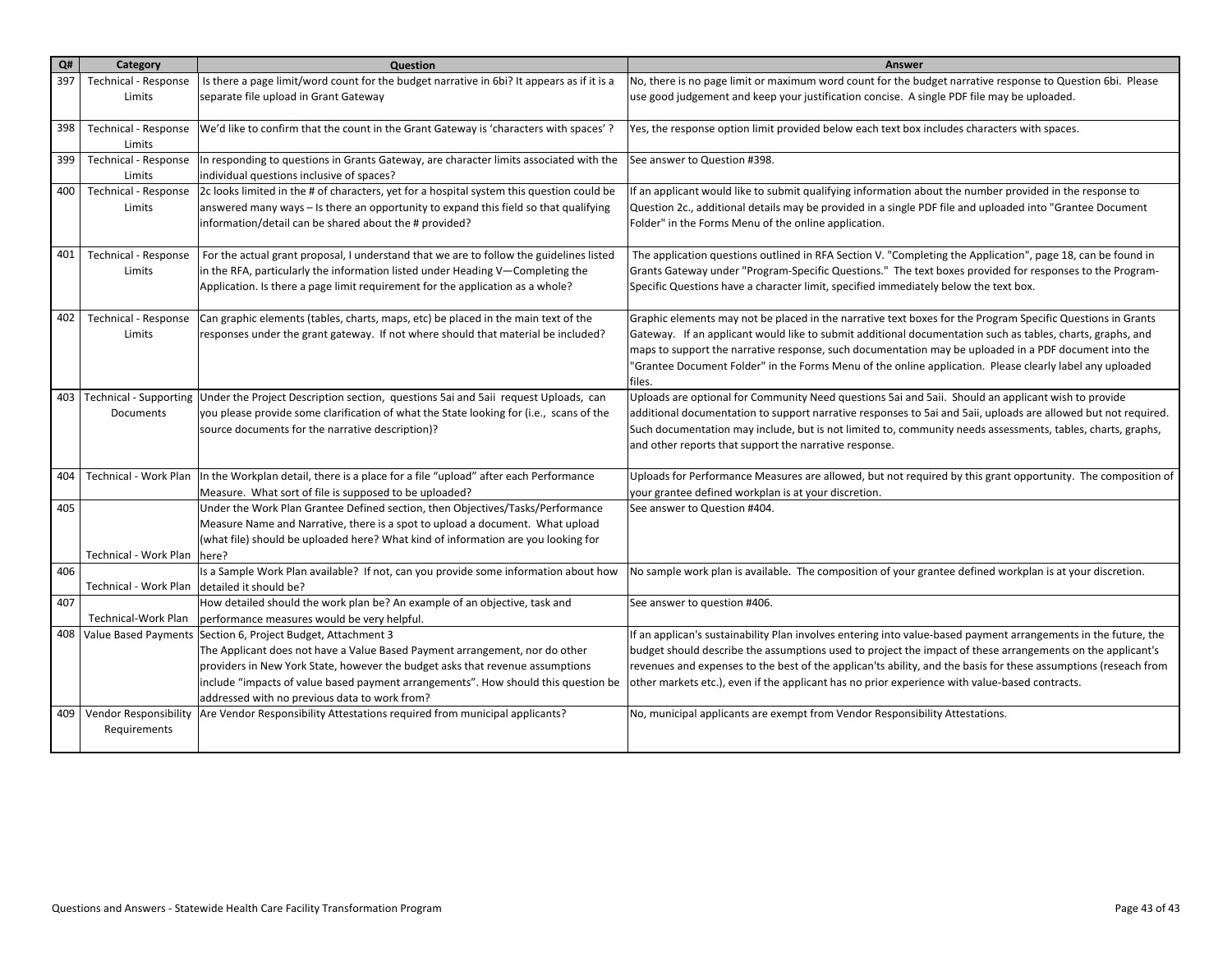| Q# | Category | Question | Answer |
|---|---|---|---|
| 397 | Technical - Response Limits | Is there a page limit/word count for the budget narrative in 6bi? It appears as if it is a separate file upload in Grant Gateway | No, there is no page limit or maximum word count for the budget narrative response to Question 6bi. Please use good judgement and keep your justification concise. A single PDF file may be uploaded. |
| 398 | Technical - Response Limits | We'd like to confirm that the count in the Grant Gateway is 'characters with spaces' ? | Yes, the response option limit provided below each text box includes characters with spaces. |
| 399 | Technical - Response Limits | In responding to questions in Grants Gateway, are character limits associated with the individual questions inclusive of spaces? | See answer to Question #398. |
| 400 | Technical - Response Limits | 2c looks limited in the # of characters, yet for a hospital system this question could be answered many ways – Is there an opportunity to expand this field so that qualifying information/detail can be shared about the # provided? | If an applicant would like to submit qualifying information about the number provided in the response to Question 2c., additional details may be provided in a single PDF file and uploaded into "Grantee Document Folder" in the Forms Menu of the online application. |
| 401 | Technical - Response Limits | For the actual grant proposal, I understand that we are to follow the guidelines listed in the RFA, particularly the information listed under Heading V—Completing the Application. Is there a page limit requirement for the application as a whole? | The application questions outlined in RFA Section V. "Completing the Application", page 18, can be found in Grants Gateway under "Program-Specific Questions." The text boxes provided for responses to the Program-Specific Questions have a character limit, specified immediately below the text box. |
| 402 | Technical - Response Limits | Can graphic elements (tables, charts, maps, etc) be placed in the main text of the responses under the grant gateway. If not where should that material be included? | Graphic elements may not be placed in the narrative text boxes for the Program Specific Questions in Grants Gateway. If an applicant would like to submit additional documentation such as tables, charts, graphs, and maps to support the narrative response, such documentation may be uploaded in a PDF document into the "Grantee Document Folder" in the Forms Menu of the online application. Please clearly label any uploaded files. |
| 403 | Technical - Supporting Documents | Under the Project Description section, questions 5ai and 5aii request Uploads, can you please provide some clarification of what the State looking for (i.e., scans of the source documents for the narrative description)? | Uploads are optional for Community Need questions 5ai and 5aii. Should an applicant wish to provide additional documentation to support narrative responses to 5ai and 5aii, uploads are allowed but not required. Such documentation may include, but is not limited to, community needs assessments, tables, charts, graphs, and other reports that support the narrative response. |
| 404 | Technical - Work Plan | In the Workplan detail, there is a place for a file "upload" after each Performance Measure. What sort of file is supposed to be uploaded? | Uploads for Performance Measures are allowed, but not required by this grant opportunity. The composition of your grantee defined workplan is at your discretion. |
| 405 | Technical - Work Plan | Under the Work Plan Grantee Defined section, then Objectives/Tasks/Performance Measure Name and Narrative, there is a spot to upload a document. What upload (what file) should be uploaded here? What kind of information are you looking for here? | See answer to Question #404. |
| 406 | Technical - Work Plan | Is a Sample Work Plan available? If not, can you provide some information about how detailed it should be? | No sample work plan is available. The composition of your grantee defined workplan is at your discretion. |
| 407 | Technical-Work Plan | How detailed should the work plan be? An example of an objective, task and performance measures would be very helpful. | See answer to question #406. |
| 408 | Value Based Payments | Section 6, Project Budget, Attachment 3<br>The Applicant does not have a Value Based Payment arrangement, nor do other providers in New York State, however the budget asks that revenue assumptions include "impacts of value based payment arrangements". How should this question be addressed with no previous data to work from? | If an applican's sustainability Plan involves entering into value-based payment arrangements in the future, the budget should describe the assumptions used to project the impact of these arrangements on the applicant's revenues and expenses to the best of the applican'ts ability, and the basis for these assumptions (reseach from other markets etc.), even if the applicant has no prior experience with value-based contracts. |
| 409 | Vendor Responsibility Requirements | Are Vendor Responsibility Attestations required from municipal applicants? | No, municipal applicants are exempt from Vendor Responsibility Attestations. |